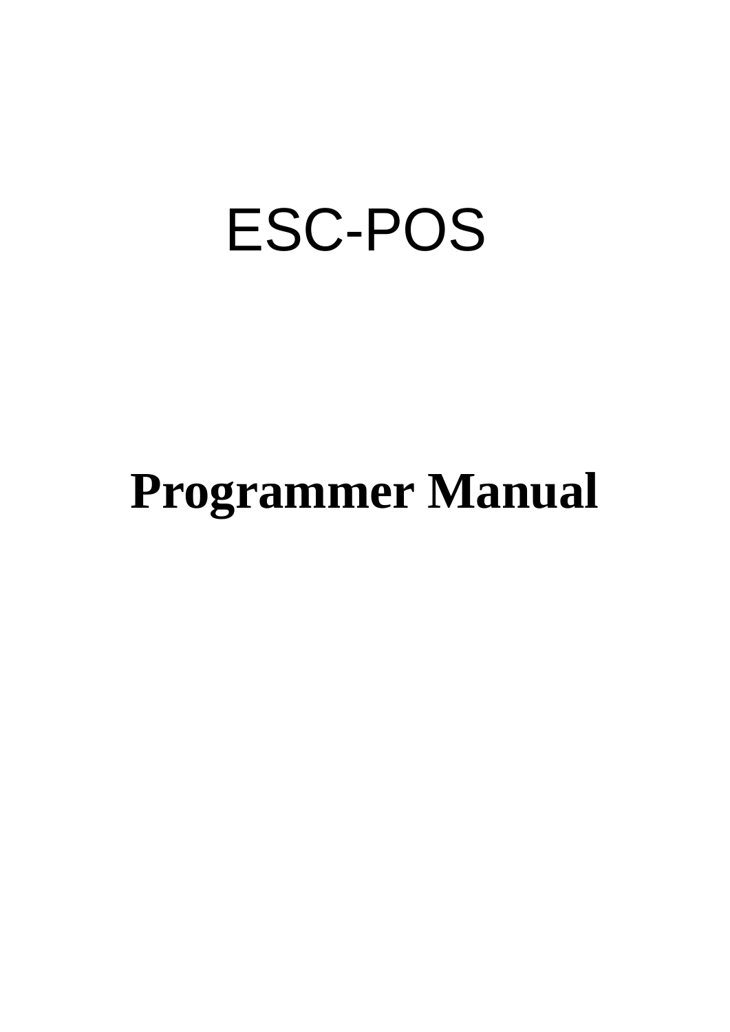# ESC-POS

# **Programmer Manual**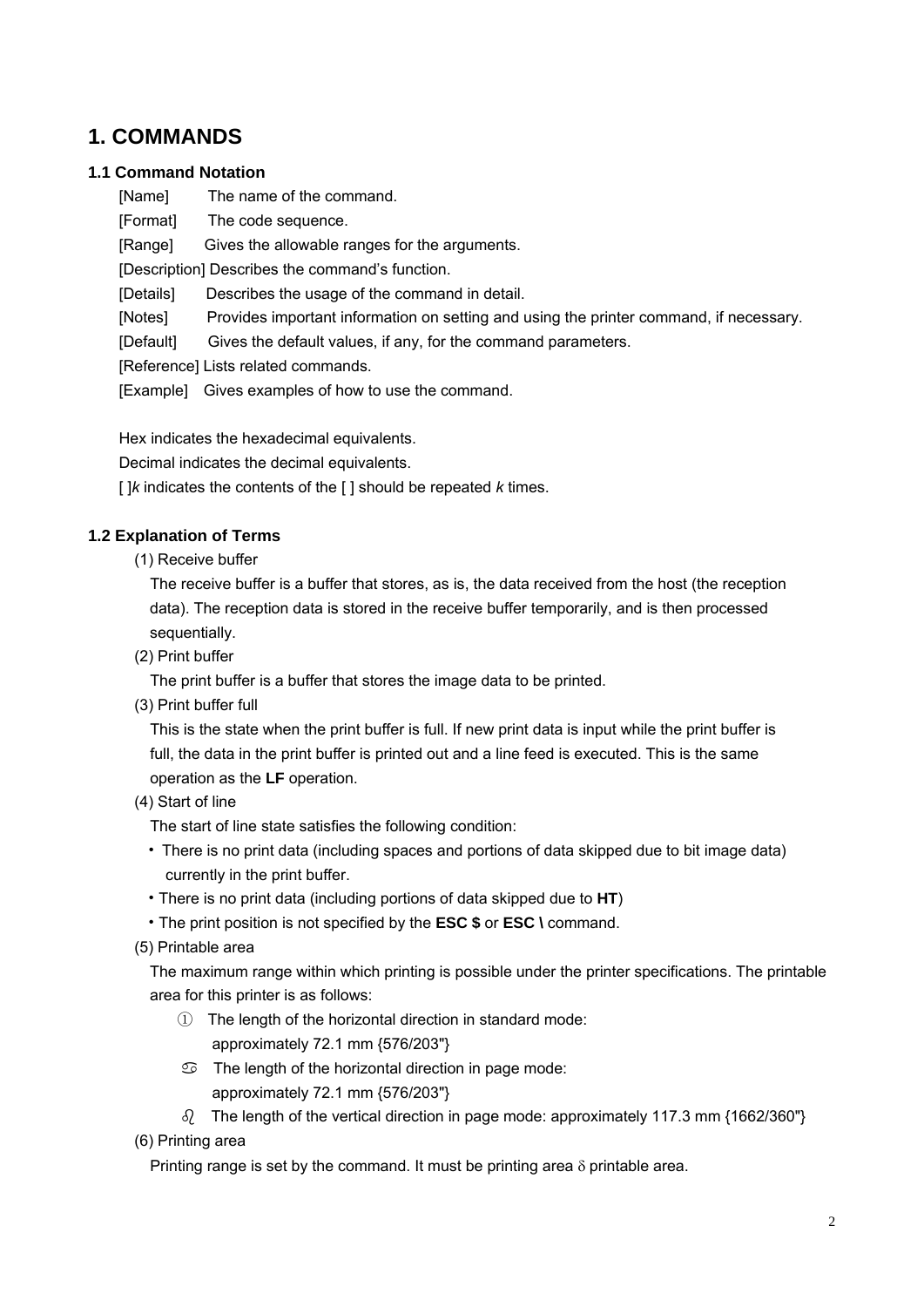# 1. COMMANDS

## 1.1 Command Notation

[Name] The name of the command.

[Format] The code sequence.

[Range] Gives the allowable ranges for the arguments.

[Description] Describes the command's function.

[Details] Describes the usage of the command in detail.

[Notes] Provides important information on setting and using the printer command, if necessary.

[Default] Gives the default values, if any, for the command parameters.

[Reference] Lists related commands.

[Example] Gives examples of how to use the command.

Hex indicates the hexadecimal equivalents.

Decimal indicates the decimal equivalents.

[ ]*k* indicates the contents of the [ ] should be repeated *k* times.

## 1.2 Explanation of Terms

(1) Receive buffer

The receive buffer is a buffer that stores, as is, the data received from the host (the reception data). The reception data is stored in the receive buffer temporarily, and is then processed sequentially.

(2) Print buffer

The print buffer is a buffer that stores the image data to be printed.

(3) Print buffer full

This is the state when the print buffer is full. If new print data is input while the print buffer is full, the data in the print buffer is printed out and a line feed is executed. This is the same operation as the **LF** operation.

(4) Start of line

The start of line state satisfies the following condition:

- There is no print data (including spaces and portions of data skipped due to bit image data) currently in the print buffer.
- There is no print data (including portions of data skipped due to **HT**)
- The print position is not specified by the **ESC $** or **ESC \** command.

(5) Printable area

The maximum range within which printing is possible under the printer specifications. The printable area for this printer is as follows:

① The length of the horizontal direction in standard mode: approximately 72.1 mm {576/203"}

♋ The length of the horizontal direction in page mode: approximately 72.1 mm {576/203"}

♌ The length of the vertical direction in page mode: approximately 117.3 mm {1662/360"}

(6) Printing area

Printing range is set by the command. It must be printing area δ printable area.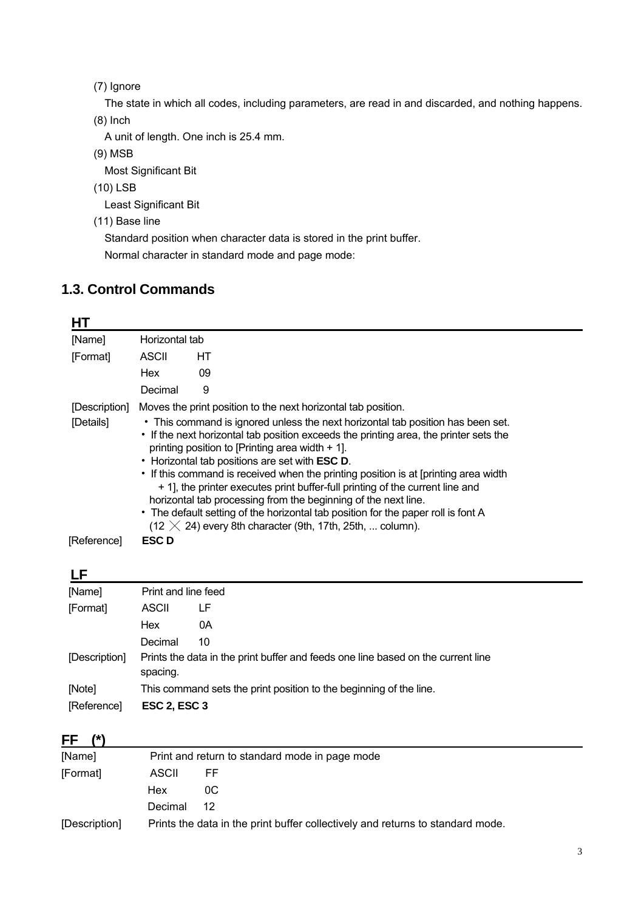(7) Ignore

The state in which all codes, including parameters, are read in and discarded, and nothing happens.

(8) Inch

A unit of length. One inch is 25.4 mm.

(9) MSB

Most Significant Bit

(10) LSB

Least Significant Bit

(11) Base line

Standard position when character data is stored in the print buffer.

Normal character in standard mode and page mode:

## 1.3. Control Commands

### HT

| | | |
|---|---|---|
| [Name] | Horizontal tab | |
| [Format] | ASCII | HT |
| | Hex | 09 |
| | Decimal | 9 |

[Description] Moves the print position to the next horizontal tab position.

[Details]

- This command is ignored unless the next horizontal tab position has been set.
- If the next horizontal tab position exceeds the printing area, the printer sets the printing position to [Printing area width + 1].
- Horizontal tab positions are set with **ESC D**.
- If this command is received when the printing position is at [printing area width + 1], the printer executes print buffer-full printing of the current line and horizontal tab processing from the beginning of the next line.
- The default setting of the horizontal tab position for the paper roll is font A (12 × 24) every 8th character (9th, 17th, 25th, ... column).

[Reference] **ESC D**

### LF

| | | |
|---|---|---|
| [Name] | Print and line feed | |
| [Format] | ASCII | LF |
| | Hex | 0A |
| | Decimal | 10 |

[Description] Prints the data in the print buffer and feeds one line based on the current line spacing.

[Note] This command sets the print position to the beginning of the line.

[Reference] **ESC 2, ESC 3**

### FF (*)

| | | |
|---|---|---|
| [Name] | Print and return to standard mode in page mode | |
| [Format] | ASCII | FF |
| | Hex | 0C |
| | Decimal | 12 |

[Description] Prints the data in the print buffer collectively and returns to standard mode.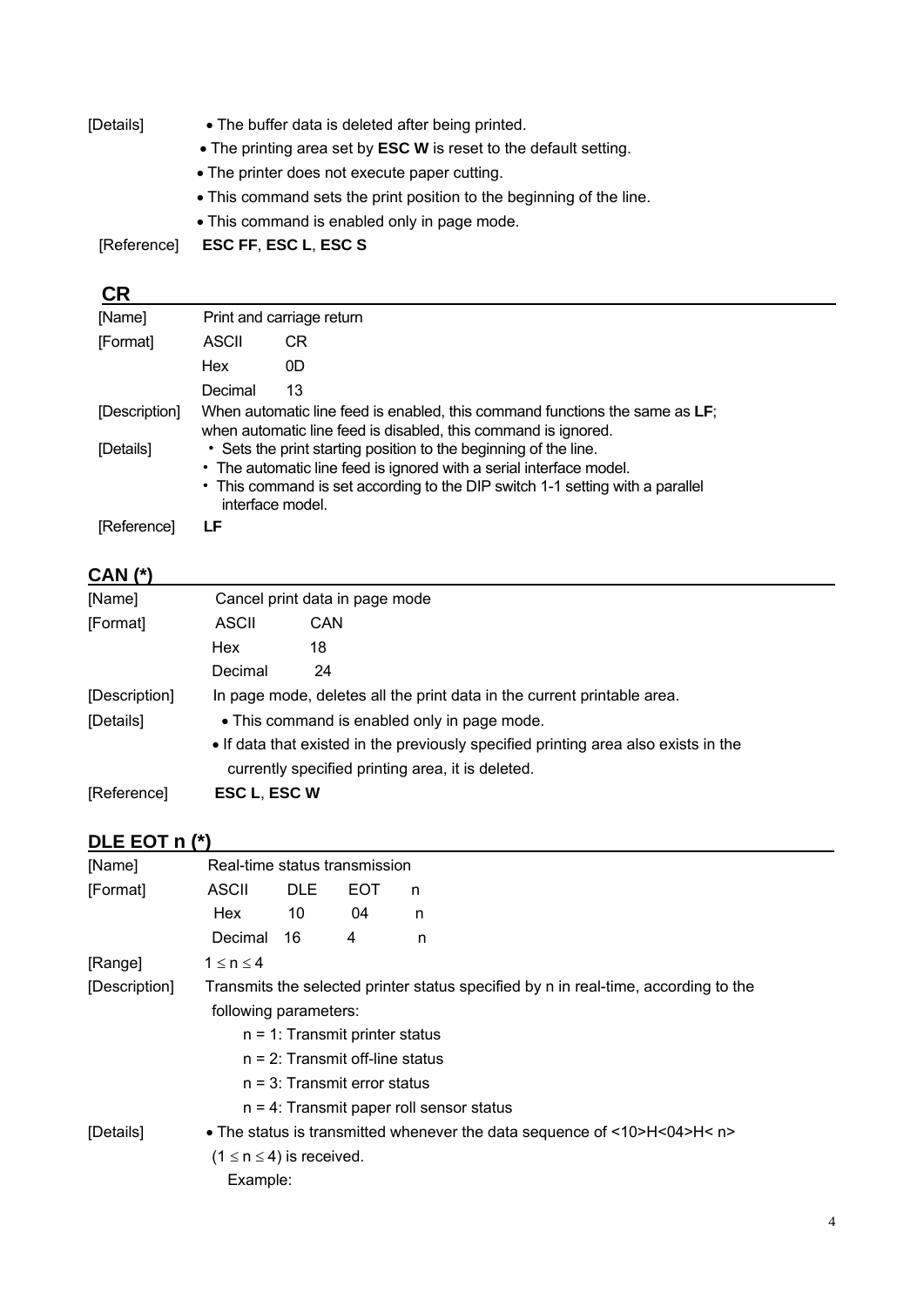[Details] • The buffer data is deleted after being printed.
• The printing area set by **ESC W** is reset to the default setting.
• The printer does not execute paper cutting.
• This command sets the print position to the beginning of the line.
• This command is enabled only in page mode.

[Reference] **ESC FF**, **ESC L**, **ESC S**

## CR

[Name] Print and carriage return

[Format]

| | |
|---|---|
| ASCII | CR |
| Hex | 0D |
| Decimal | 13 |

[Description] When automatic line feed is enabled, this command functions the same as **LF**; when automatic line feed is disabled, this command is ignored.

[Details]
• Sets the print starting position to the beginning of the line.
• The automatic line feed is ignored with a serial interface model.
• This command is set according to the DIP switch 1-1 setting with a parallel interface model.

[Reference] **LF**

## CAN (*)

[Name] Cancel print data in page mode

[Format]

| | |
|---|---|
| ASCII | CAN |
| Hex | 18 |
| Decimal | 24 |

[Description] In page mode, deletes all the print data in the current printable area.

[Details]
• This command is enabled only in page mode.
• If data that existed in the previously specified printing area also exists in the currently specified printing area, it is deleted.

[Reference] **ESC L**, **ESC W**

## DLE EOT n (*)

[Name] Real-time status transmission

[Format]

| | | | |
|---|---|---|---|
| ASCII | DLE | EOT | n |
| Hex | 10 | 04 | n |
| Decimal | 16 | 4 | n |

[Range] $1 \leq n \leq 4$

[Description] Transmits the selected printer status specified by n in real-time, according to the following parameters:

n = 1: Transmit printer status
n = 2: Transmit off-line status
n = 3: Transmit error status
n = 4: Transmit paper roll sensor status

[Details] • The status is transmitted whenever the data sequence of <10>H<04>H< n> ($1 \leq n \leq 4$) is received.

Example: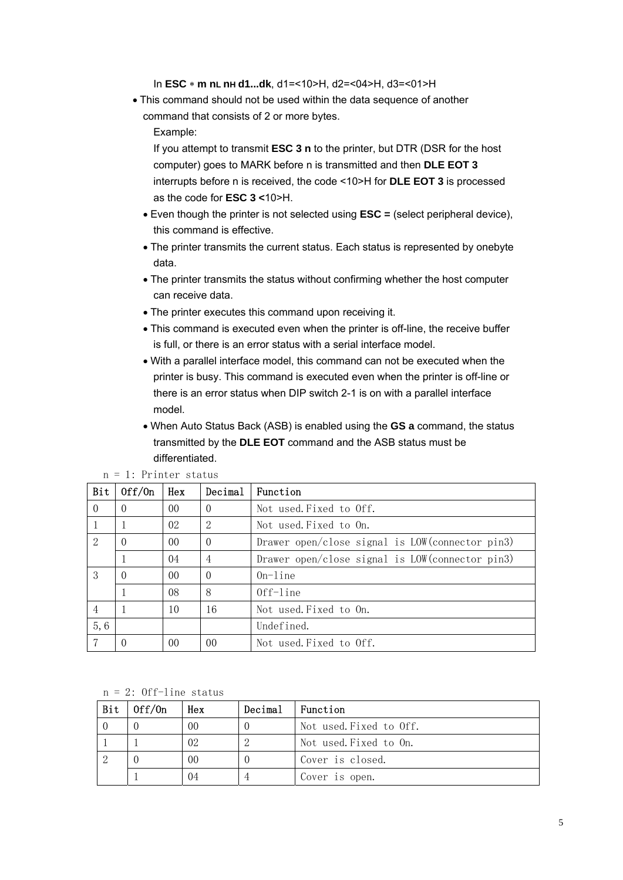In **ESC ∗ m nL nH d1...dk**, d1=<10>H, d2=<04>H, d3=<01>H

- This command should not be used within the data sequence of another command that consists of 2 or more bytes.

  Example:

  If you attempt to transmit **ESC 3 n** to the printer, but DTR (DSR for the host computer) goes to MARK before n is transmitted and then **DLE EOT 3** interrupts before n is received, the code <10>H for **DLE EOT 3** is processed as the code for **ESC 3 <**10>H.

- Even though the printer is not selected using **ESC =** (select peripheral device), this command is effective.
- The printer transmits the current status. Each status is represented by onebyte data.
- The printer transmits the status without confirming whether the host computer can receive data.
- The printer executes this command upon receiving it.
- This command is executed even when the printer is off-line, the receive buffer is full, or there is an error status with a serial interface model.
- With a parallel interface model, this command can not be executed when the printer is busy. This command is executed even when the printer is off-line or there is an error status when DIP switch 2-1 is on with a parallel interface model.
- When Auto Status Back (ASB) is enabled using the **GS a** command, the status transmitted by the **DLE EOT** command and the ASB status must be differentiated.

n = 1: Printer status

| Bit | Off/On | Hex | Decimal | Function |
|---|---|---|---|---|
| 0 | 0 | 00 | 0 | Not used.Fixed to Off. |
| 1 | 1 | 02 | 2 | Not used.Fixed to On. |
| 2 | 0 | 00 | 0 | Drawer open/close signal is LOW(connector pin3) |
|  | 1 | 04 | 4 | Drawer open/close signal is LOW(connector pin3) |
| 3 | 0 | 00 | 0 | On-line |
|  | 1 | 08 | 8 | Off-line |
| 4 | 1 | 10 | 16 | Not used.Fixed to On. |
| 5,6 |  |  |  | Undefined. |
| 7 | 0 | 00 | 00 | Not used.Fixed to Off. |

n = 2: Off-line status

| Bit | Off/On | Hex | Decimal | Function |
|---|---|---|---|---|
| 0 | 0 | 00 | 0 | Not used.Fixed to Off. |
| 1 | 1 | 02 | 2 | Not used.Fixed to On. |
| 2 | 0 | 00 | 0 | Cover is closed. |
|  | 1 | 04 | 4 | Cover is open. |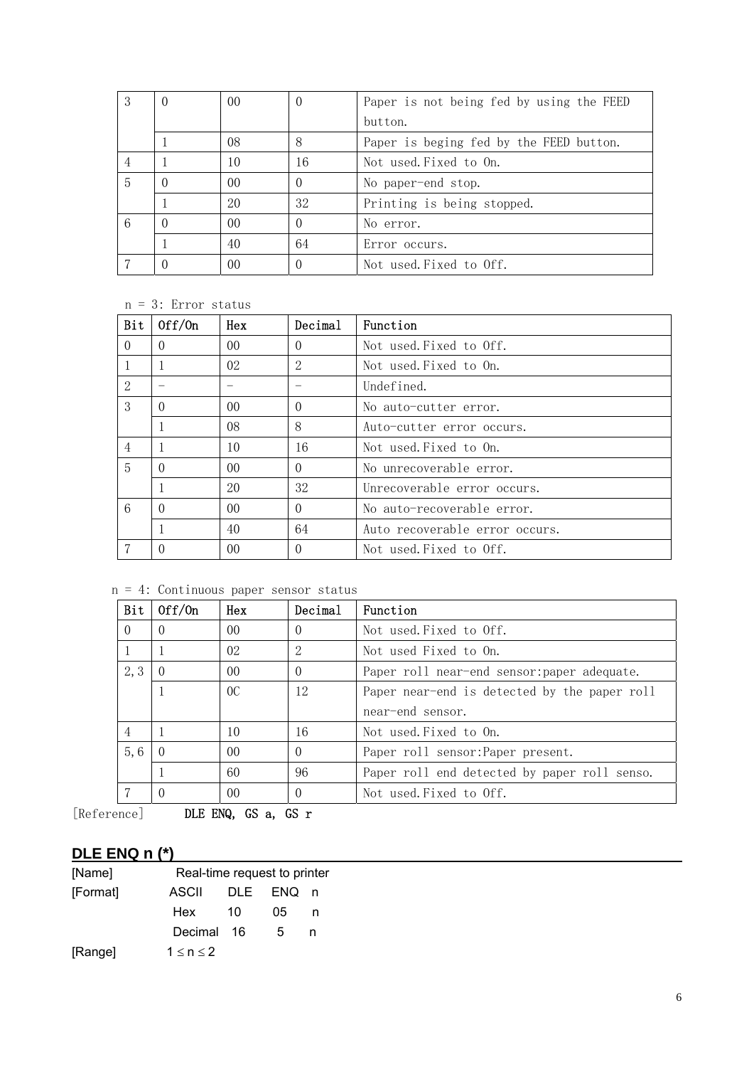| Bit | Off/On | Hex | Decimal | Function |
|---|---|---|---|---|
| 3 | 0 | 00 | 0 | Paper is not being fed by using the FEED button. |
| | 1 | 08 | 8 | Paper is beging fed by the FEED button. |
| 4 | 1 | 10 | 16 | Not used.Fixed to On. |
| 5 | 0 | 00 | 0 | No paper-end stop. |
| | 1 | 20 | 32 | Printing is being stopped. |
| 6 | 0 | 00 | 0 | No error. |
| | 1 | 40 | 64 | Error occurs. |
| 7 | 0 | 00 | 0 | Not used.Fixed to Off. |

n = 3: Error status

| Bit | Off/On | Hex | Decimal | Function |
|---|---|---|---|---|
| 0 | 0 | 00 | 0 | Not used.Fixed to Off. |
| 1 | 1 | 02 | 2 | Not used.Fixed to On. |
| 2 | - | - | - | Undefined. |
| 3 | 0 | 00 | 0 | No auto-cutter error. |
| | 1 | 08 | 8 | Auto-cutter error occurs. |
| 4 | 1 | 10 | 16 | Not used.Fixed to On. |
| 5 | 0 | 00 | 0 | No unrecoverable error. |
| | 1 | 20 | 32 | Unrecoverable error occurs. |
| 6 | 0 | 00 | 0 | No auto-recoverable error. |
| | 1 | 40 | 64 | Auto recoverable error occurs. |
| 7 | 0 | 00 | 0 | Not used.Fixed to Off. |

n = 4: Continuous paper sensor status

| Bit | Off/On | Hex | Decimal | Function |
|---|---|---|---|---|
| 0 | 0 | 00 | 0 | Not used.Fixed to Off. |
| 1 | 1 | 02 | 2 | Not used Fixed to On. |
| 2,3 | 0 | 00 | 0 | Paper roll near-end sensor:paper adequate. |
| | 1 | 0C | 12 | Paper near-end is detected by the paper roll near-end sensor. |
| 4 | 1 | 10 | 16 | Not used.Fixed to On. |
| 5,6 | 0 | 00 | 0 | Paper roll sensor:Paper present. |
| | 1 | 60 | 96 | Paper roll end detected by paper roll senso. |
| 7 | 0 | 00 | 0 | Not used.Fixed to Off. |

[Reference] DLE ENQ, GS a, GS r

## DLE ENQ n (*)

[Name] Real-time request to printer

[Format]

| ASCII | DLE | ENQ | n |
|---|---|---|---|
| Hex | 10 | 05 | n |
| Decimal | 16 | 5 | n |

[Range] $1 \leq n \leq 2$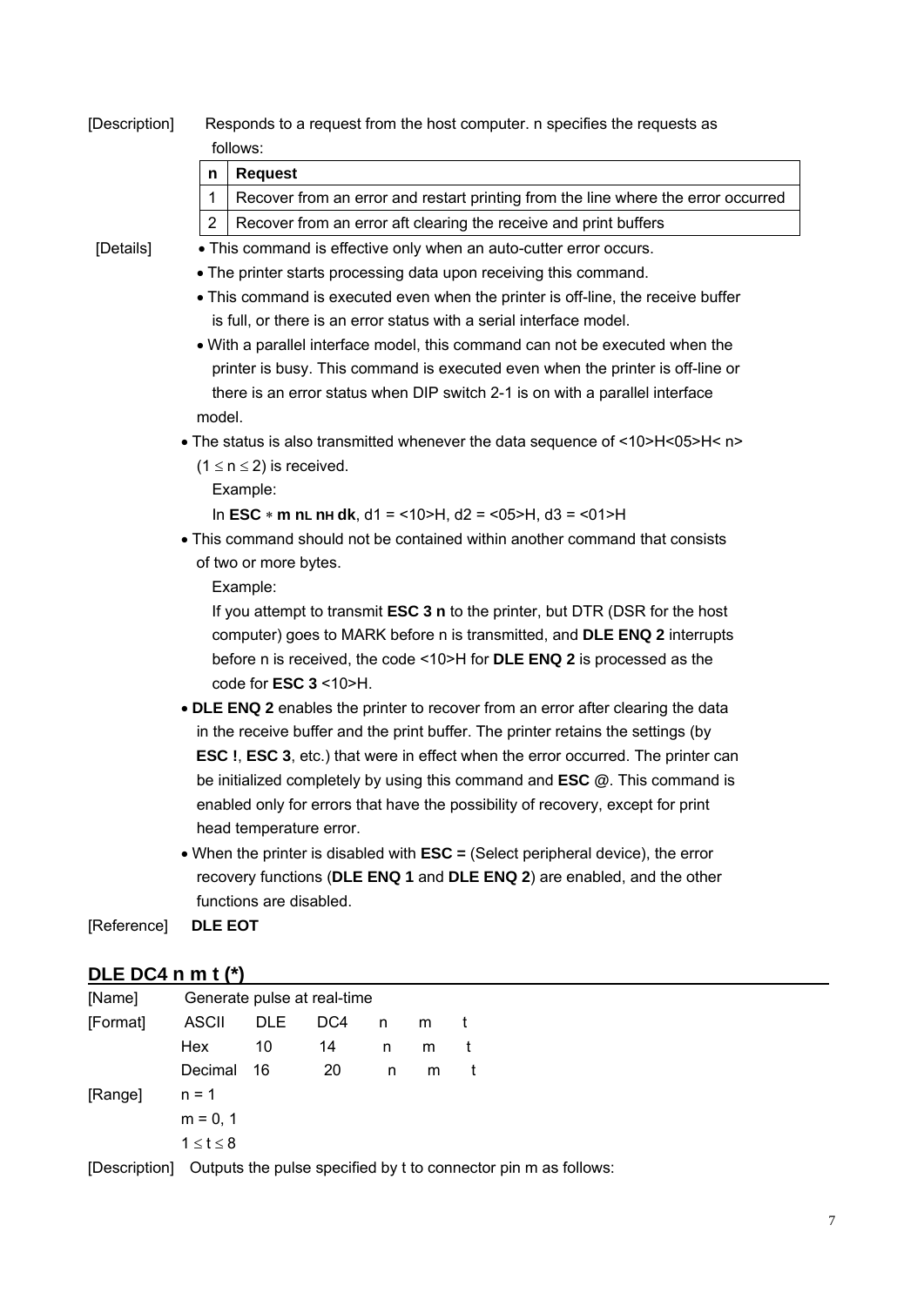[Description] Responds to a request from the host computer. n specifies the requests as follows:

| n | Request |
|---|---|
| 1 | Recover from an error and restart printing from the line where the error occurred |
| 2 | Recover from an error aft clearing the receive and print buffers |

[Details]

- This command is effective only when an auto-cutter error occurs.
- The printer starts processing data upon receiving this command.
- This command is executed even when the printer is off-line, the receive buffer is full, or there is an error status with a serial interface model.
- With a parallel interface model, this command can not be executed when the printer is busy. This command is executed even when the printer is off-line or there is an error status when DIP switch 2-1 is on with a parallel interface model.
- The status is also transmitted whenever the data sequence of <10>H<05>H< n> $(1 \leq n \leq 2)$ is received.

  Example:

  In **ESC ∗ m nL nH dk**, d1 = <10>H, d2 = <05>H, d3 = <01>H
- This command should not be contained within another command that consists of two or more bytes.

  Example:

  If you attempt to transmit **ESC 3 n** to the printer, but DTR (DSR for the host computer) goes to MARK before n is transmitted, and **DLE ENQ 2** interrupts before n is received, the code <10>H for **DLE ENQ 2** is processed as the code for **ESC 3** <10>H.
- **DLE ENQ 2** enables the printer to recover from an error after clearing the data in the receive buffer and the print buffer. The printer retains the settings (by **ESC !**, **ESC 3**, etc.) that were in effect when the error occurred. The printer can be initialized completely by using this command and **ESC** @. This command is enabled only for errors that have the possibility of recovery, except for print head temperature error.
- When the printer is disabled with **ESC =** (Select peripheral device), the error recovery functions (**DLE ENQ 1** and **DLE ENQ 2**) are enabled, and the other functions are disabled.

[Reference] **DLE EOT**

## DLE DC4 n m t (*)

[Name] Generate pulse at real-time

[Format]

| | | | | | |
|---|---|---|---|---|---|
| ASCII | DLE | DC4 | n | m | t |
| Hex | 10 | 14 | n | m | t |
| Decimal | 16 | 20 | n | m | t |

[Range]

n = 1

m = 0, 1

$1 \leq t \leq 8$

[Description] Outputs the pulse specified by t to connector pin m as follows: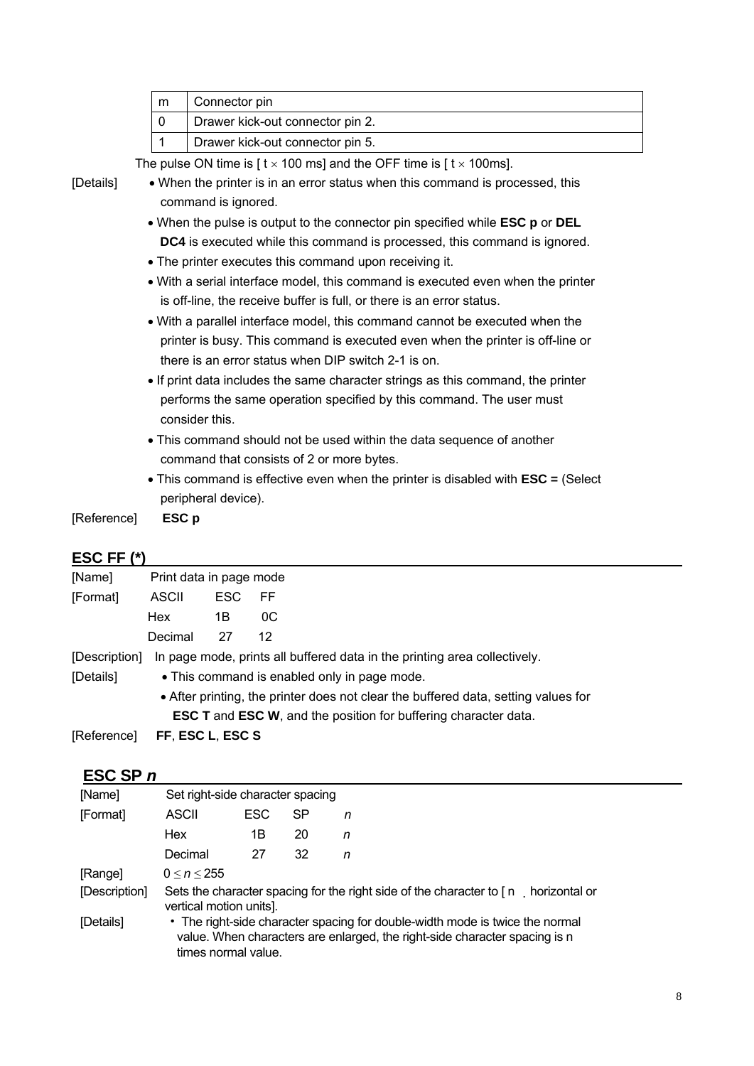| m | Connector pin |
|---|---|
| 0 | Drawer kick-out connector pin 2. |
| 1 | Drawer kick-out connector pin 5. |

The pulse ON time is [ $t \times 100$ ms] and the OFF time is [ $t \times 100$ms].

[Details]
- When the printer is in an error status when this command is processed, this command is ignored.
- When the pulse is output to the connector pin specified while **ESC p** or **DEL DC4** is executed while this command is processed, this command is ignored.
- The printer executes this command upon receiving it.
- With a serial interface model, this command is executed even when the printer is off-line, the receive buffer is full, or there is an error status.
- With a parallel interface model, this command cannot be executed when the printer is busy. This command is executed even when the printer is off-line or there is an error status when DIP switch 2-1 is on.
- If print data includes the same character strings as this command, the printer performs the same operation specified by this command. The user must consider this.
- This command should not be used within the data sequence of another command that consists of 2 or more bytes.
- This command is effective even when the printer is disabled with **ESC =** (Select peripheral device).

[Reference] **ESC p**

## ESC FF (*)

[Name] Print data in page mode

| [Format] | ASCII | ESC | FF |
|---|---|---|---|
| | Hex | 1B | 0C |
| | Decimal | 27 | 12 |

[Description] In page mode, prints all buffered data in the printing area collectively.

[Details]
- This command is enabled only in page mode.
- After printing, the printer does not clear the buffered data, setting values for **ESC T** and **ESC W**, and the position for buffering character data.

[Reference] **FF**, **ESC L**, **ESC S**

## ESC SP *n*

[Name] Set right-side character spacing

| [Format] | ASCII | ESC | SP | *n* |
|---|---|---|---|---|
| | Hex | 1B | 20 | *n* |
| | Decimal | 27 | 32 | *n* |

[Range] $0 \leq n \leq 255$

[Description] Sets the character spacing for the right side of the character to [ n . horizontal or vertical motion units].

[Details]
- The right-side character spacing for double-width mode is twice the normal value. When characters are enlarged, the right-side character spacing is n times normal value.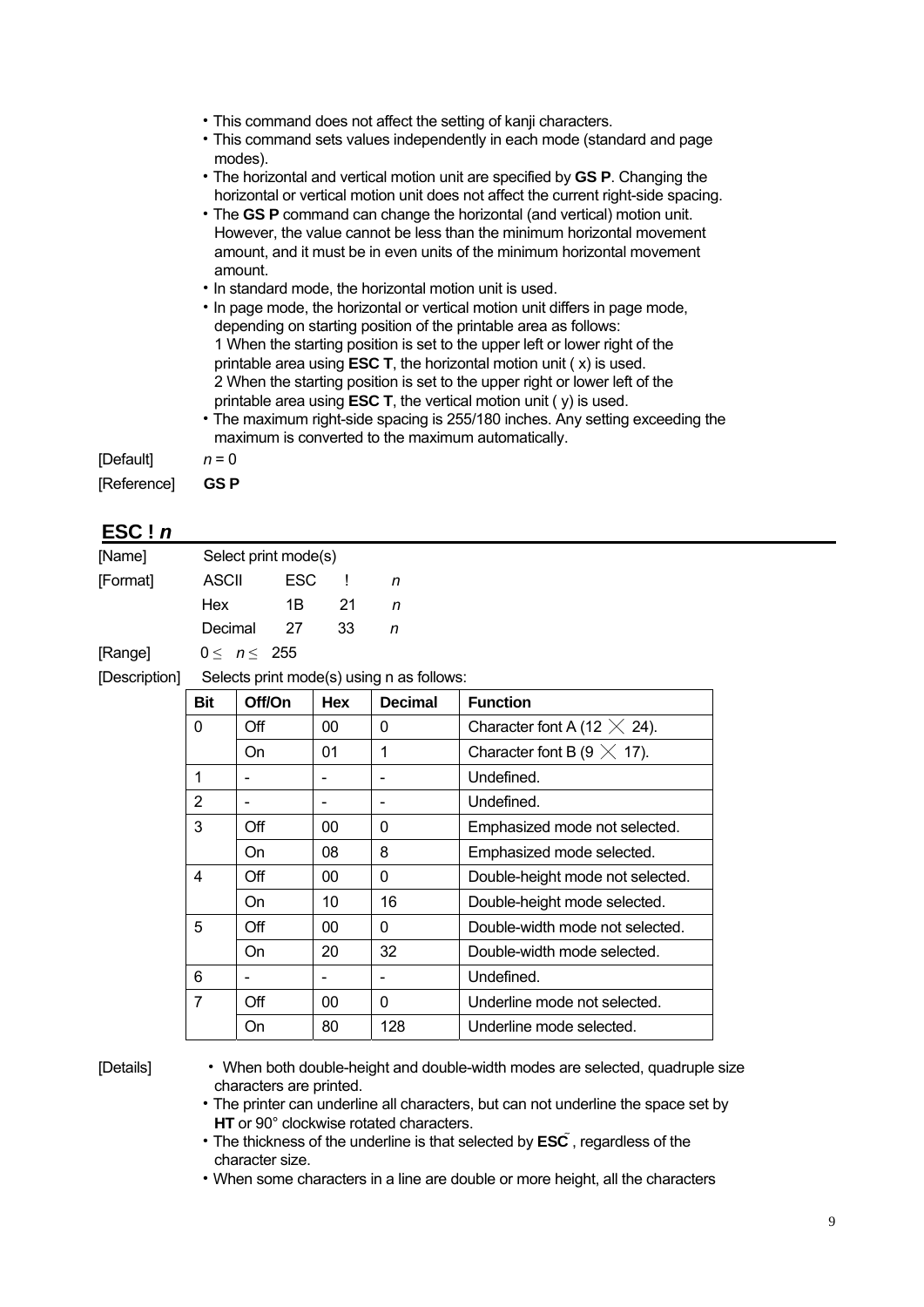- This command does not affect the setting of kanji characters.
- This command sets values independently in each mode (standard and page modes).
- The horizontal and vertical motion unit are specified by **GS P**. Changing the horizontal or vertical motion unit does not affect the current right-side spacing.
- The **GS P** command can change the horizontal (and vertical) motion unit. However, the value cannot be less than the minimum horizontal movement amount, and it must be in even units of the minimum horizontal movement amount.
- In standard mode, the horizontal motion unit is used.
- In page mode, the horizontal or vertical motion unit differs in page mode, depending on starting position of the printable area as follows:
  1 When the starting position is set to the upper left or lower right of the printable area using **ESC T**, the horizontal motion unit ( x) is used.
  2 When the starting position is set to the upper right or lower left of the printable area using **ESC T**, the vertical motion unit ( y) is used.
- The maximum right-side spacing is 255/180 inches. Any setting exceeding the maximum is converted to the maximum automatically.

[Default] *n* = 0

[Reference] **GS P**

## ESC ! *n*

[Name] Select print mode(s)

[Format]

| ASCII | ESC | ! | *n* |
|---|---|---|---|
| Hex | 1B | 21 | *n* |
| Decimal | 27 | 33 | *n* |

[Range] 0 ≤ *n* ≤ 255

[Description] Selects print mode(s) using n as follows:

| Bit | Off/On | Hex | Decimal | Function |
|---|---|---|---|---|
| 0 | Off | 00 | 0 | Character font A (12 × 24). |
| | On | 01 | 1 | Character font B (9 × 17). |
| 1 | - | - | - | Undefined. |
| 2 | - | - | - | Undefined. |
| 3 | Off | 00 | 0 | Emphasized mode not selected. |
| | On | 08 | 8 | Emphasized mode selected. |
| 4 | Off | 00 | 0 | Double-height mode not selected. |
| | On | 10 | 16 | Double-height mode selected. |
| 5 | Off | 00 | 0 | Double-width mode not selected. |
| | On | 20 | 32 | Double-width mode selected. |
| 6 | - | - | - | Undefined. |
| 7 | Off | 00 | 0 | Underline mode not selected. |
| | On | 80 | 128 | Underline mode selected. |

[Details]

- When both double-height and double-width modes are selected, quadruple size characters are printed.
- The printer can underline all characters, but can not underline the space set by **HT** or 90° clockwise rotated characters.
- The thickness of the underline is that selected by **ESC˜**, regardless of the character size.
- When some characters in a line are double or more height, all the characters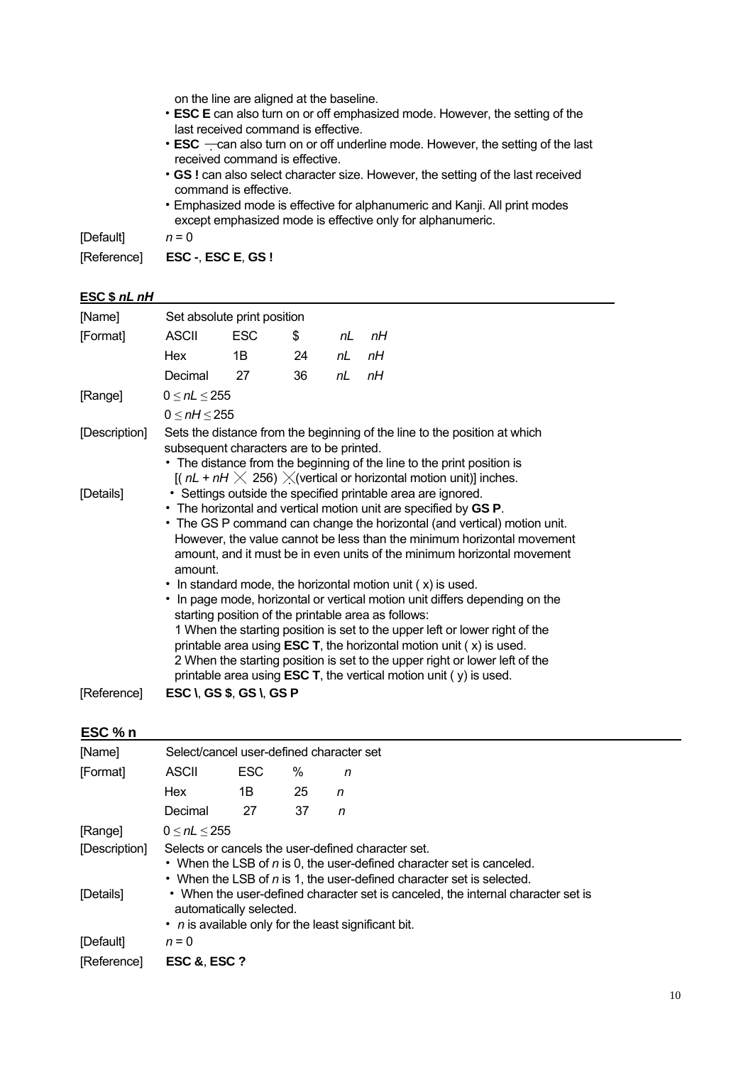on the line are aligned at the baseline.

- **ESC E** can also turn on or off emphasized mode. However, the setting of the last received command is effective.
- **ESC -** can also turn on or off underline mode. However, the setting of the last received command is effective.
- **GS !** can also select character size. However, the setting of the last received command is effective.
- Emphasized mode is effective for alphanumeric and Kanji. All print modes except emphasized mode is effective only for alphanumeric.

[Default] $n = 0$

[Reference] **ESC -**, **ESC E**, **GS !**

## ESC $ *nL nH*

[Name] Set absolute print position

[Format]

| ASCII | ESC | $ | *nL* | *nH* |
|---|---|---|---|---|
| Hex | 1B | 24 | *nL* | *nH* |
| Decimal | 27 | 36 | *nL* | *nH* |

[Range] $0 \leq nL \leq 255$
$0 \leq nH \leq 255$

[Description] Sets the distance from the beginning of the line to the position at which subsequent characters are to be printed.

- The distance from the beginning of the line to the print position is $[(nL + nH \times 256) \times \text{(vertical or horizontal motion unit)}]$ inches.

[Details]

- Settings outside the specified printable area are ignored.
- The horizontal and vertical motion unit are specified by **GS P**.
- The GS P command can change the horizontal (and vertical) motion unit. However, the value cannot be less than the minimum horizontal movement amount, and it must be in even units of the minimum horizontal movement amount.
- In standard mode, the horizontal motion unit ( x) is used.
- In page mode, horizontal or vertical motion unit differs depending on the starting position of the printable area as follows:
  1 When the starting position is set to the upper left or lower right of the printable area using **ESC T**, the horizontal motion unit ( x) is used.
  2 When the starting position is set to the upper right or lower left of the printable area using **ESC T**, the vertical motion unit ( y) is used.

[Reference] **ESC \**, **GS $**, **GS \**, **GS P**

## ESC % n

[Name] Select/cancel user-defined character set

[Format]

| ASCII | ESC | % | *n* |
|---|---|---|---|
| Hex | 1B | 25 | *n* |
| Decimal | 27 | 37 | *n* |

[Range] $0 \leq nL \leq 255$

[Description] Selects or cancels the user-defined character set.

- When the LSB of *n* is 0, the user-defined character set is canceled.
- When the LSB of *n* is 1, the user-defined character set is selected.

[Details]

- When the user-defined character set is canceled, the internal character set is automatically selected.
- *n* is available only for the least significant bit.

[Default] $n = 0$

[Reference] **ESC &**, **ESC ?**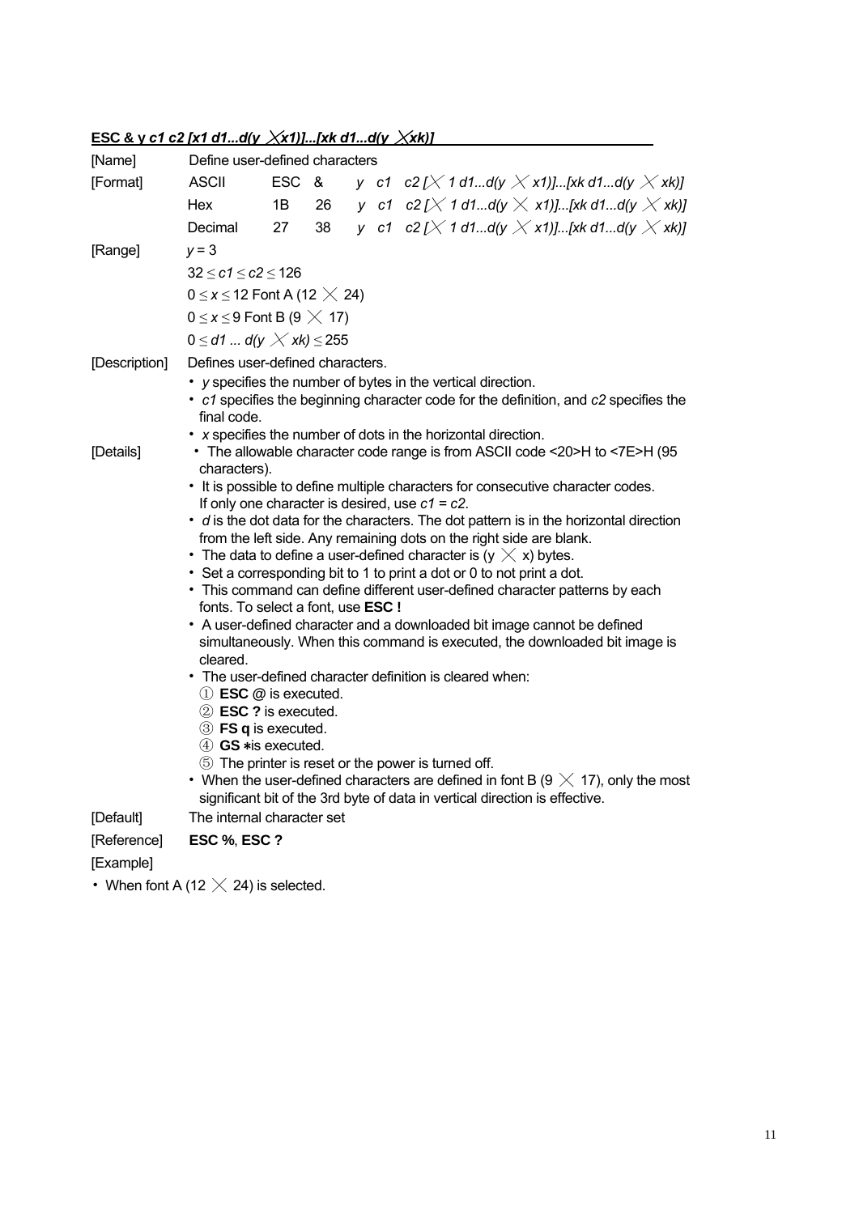## ESC & y c1 c2 [x1 d1...d(y × x1)]...[xk d1...d(y × xk)]

| | | | | | | | |
|---|---|---|---|---|---|---|---|
| [Name] | Define user-defined characters | | | | | | |
| [Format] | ASCII | ESC | & | *y* | *c1* | *c2* | *[× 1 d1...d(y × x1)]...[xk d1...d(y × xk)]* |
| | Hex | 1B | 26 | *y* | *c1* | *c2* | *[× 1 d1...d(y × x1)]...[xk d1...d(y × xk)]* |
| | Decimal | 27 | 38 | *y* | *c1* | *c2* | *[× 1 d1...d(y × x1)]...[xk d1...d(y × xk)]* |

[Range]
$y = 3$

$32 \leq c1 \leq c2 \leq 126$

$0 \leq x \leq 12$ Font A (12 × 24)

$0 \leq x \leq 9$ Font B (9 × 17)

$0 \leq d1 \ldots d(y \times xk) \leq 255$

[Description]
Defines user-defined characters.

- *y* specifies the number of bytes in the vertical direction.
- *c1* specifies the beginning character code for the definition, and *c2* specifies the final code.
- *x* specifies the number of dots in the horizontal direction.

[Details]

- The allowable character code range is from ASCII code <20>H to <7E>H (95 characters).
- It is possible to define multiple characters for consecutive character codes. If only one character is desired, use *c1 = c2*.
- *d* is the dot data for the characters. The dot pattern is in the horizontal direction from the left side. Any remaining dots on the right side are blank.
- The data to define a user-defined character is (y × x) bytes.
- Set a corresponding bit to 1 to print a dot or 0 to not print a dot.
- This command can define different user-defined character patterns by each fonts. To select a font, use **ESC !**
- A user-defined character and a downloaded bit image cannot be defined simultaneously. When this command is executed, the downloaded bit image is cleared.
- The user-defined character definition is cleared when:
  ① **ESC @** is executed.
  ② **ESC ?** is executed.
  ③ **FS q** is executed.
  ④ **GS ∗** is executed.
  ⑤ The printer is reset or the power is turned off.
- When the user-defined characters are defined in font B (9 × 17), only the most significant bit of the 3rd byte of data in vertical direction is effective.

[Default] The internal character set

[Reference] **ESC %**, **ESC ?**

[Example]

- When font A (12 × 24) is selected.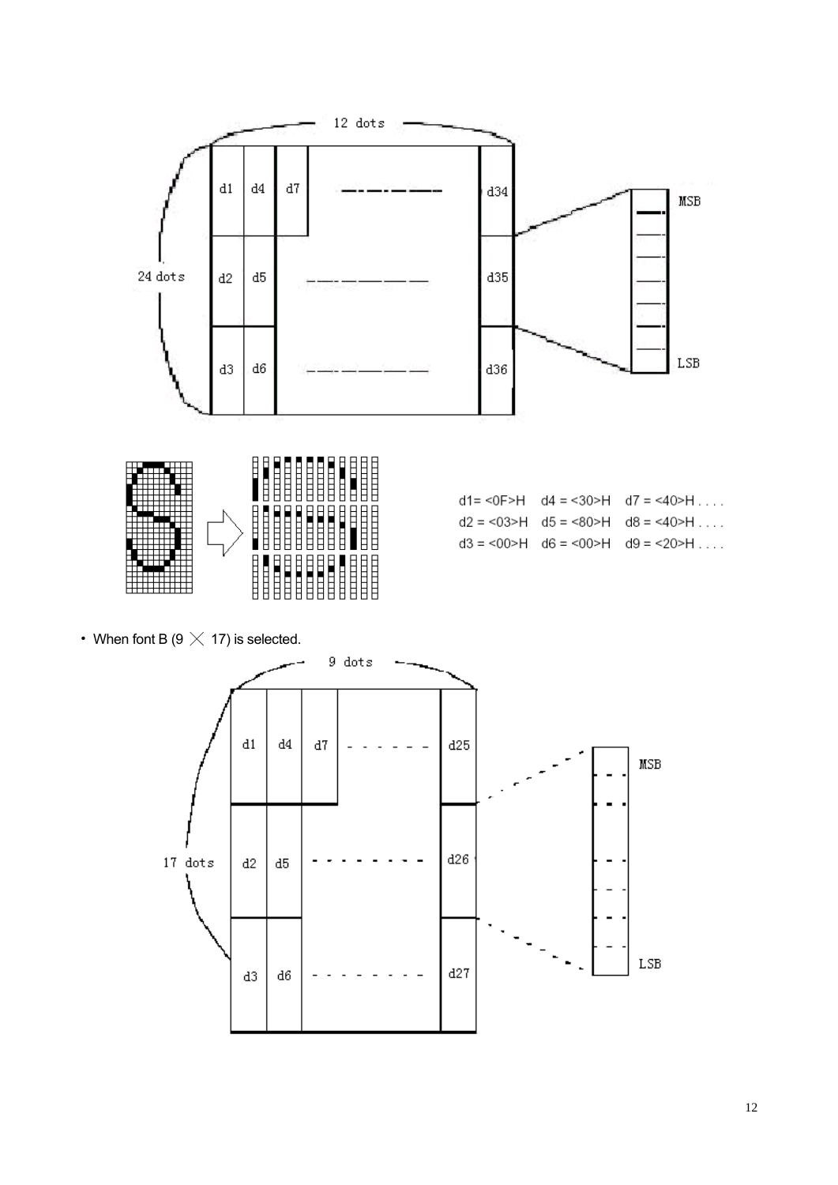d1= <0F>H    d4 = <30>H    d7 = <40>H . . . .
d2 = <03>H    d5 = <80>H    d8 = <40>H . . . .
d3 = <00>H    d6 = <00>H    d9 = <20>H . . . .

- When font B (9 × 17) is selected.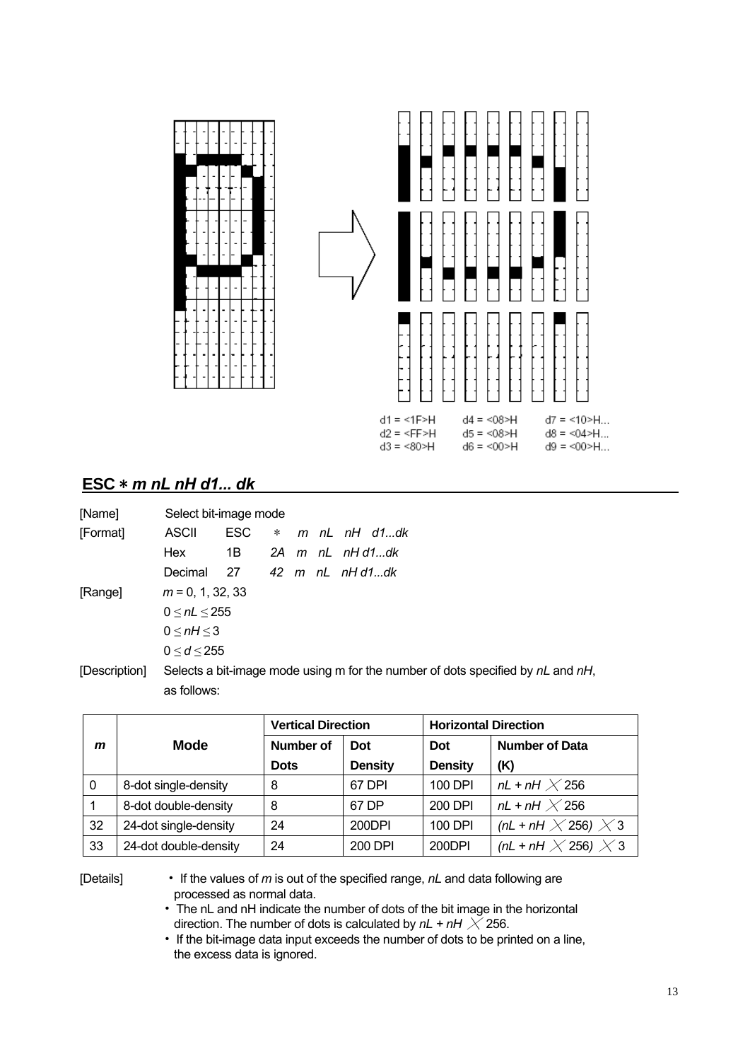d1 = <1F>H d4 = <08>H d7 = <10>H...
d2 = <FF>H d5 = <08>H d8 = <04>H...
d3 = <80>H d6 = <00>H d9 = <00>H...

## ESC ∗ *m nL nH d1... dk*

[Name] Select bit-image mode

[Format] ASCII ESC ∗ *m nL nH d1...dk*

Hex 1B *2A m nL nH d1...dk*

Decimal 27 *42 m nL nH d1...dk*

[Range] $m = 0, 1, 32, 33$

$0 \leq nL \leq 255$

$0 \leq nH \leq 3$

$0 \leq d \leq 255$

[Description] Selects a bit-image mode using m for the number of dots specified by *nL* and *nH*, as follows:

| *m* | Mode | Vertical Direction | | Horizontal Direction | |
|---|---|---|---|---|---|
| | | Number of Dots | Dot Density | Dot Density | Number of Data (K) |
| 0 | 8-dot single-density | 8 | 67 DPI | 100 DPI | $nL + nH \times 256$ |
| 1 | 8-dot double-density | 8 | 67 DP | 200 DPI | $nL + nH \times 256$ |
| 32 | 24-dot single-density | 24 | 200DPI | 100 DPI | $(nL + nH \times 256) \times 3$ |
| 33 | 24-dot double-density | 24 | 200 DPI | 200DPI | $(nL + nH \times 256) \times 3$ |

[Details]

- If the values of *m* is out of the specified range, *nL* and data following are processed as normal data.
- The nL and nH indicate the number of dots of the bit image in the horizontal direction. The number of dots is calculated by $nL + nH \times 256$.
- If the bit-image data input exceeds the number of dots to be printed on a line, the excess data is ignored.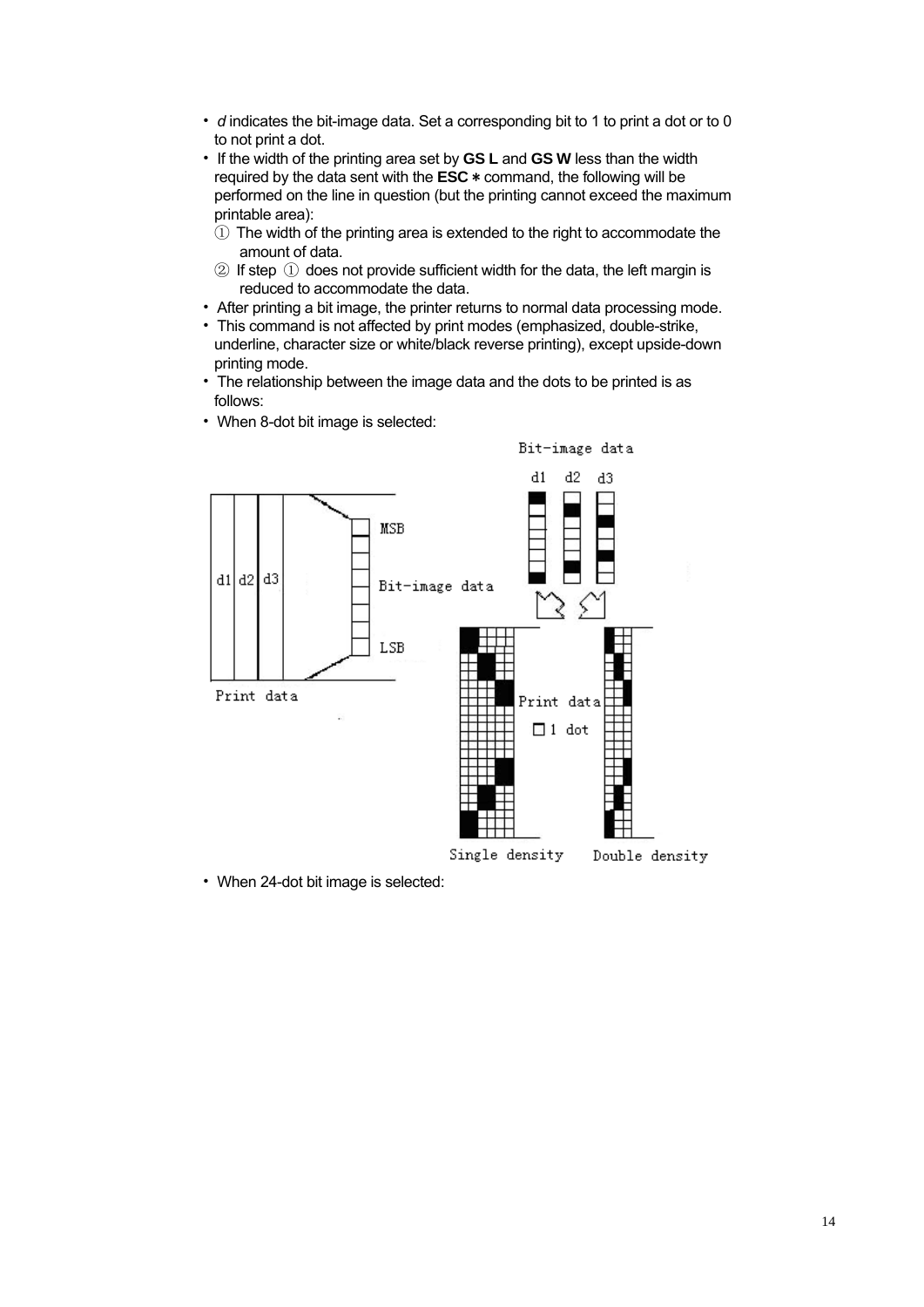- *d* indicates the bit-image data. Set a corresponding bit to 1 to print a dot or to 0 to not print a dot.
- If the width of the printing area set by **GS L** and **GS W** less than the width required by the data sent with the **ESC ∗** command, the following will be performed on the line in question (but the printing cannot exceed the maximum printable area):
  ① The width of the printing area is extended to the right to accommodate the amount of data.
  ② If step ① does not provide sufficient width for the data, the left margin is reduced to accommodate the data.
- After printing a bit image, the printer returns to normal data processing mode.
- This command is not affected by print modes (emphasized, double-strike, underline, character size or white/black reverse printing), except upside-down printing mode.
- The relationship between the image data and the dots to be printed is as follows:
- When 8-dot bit image is selected:

Bit-image data

d1 d2 d3

MSB

Bit-image data

LSB

Print data

Print data

1 dot

Single density  Double density

- When 24-dot bit image is selected: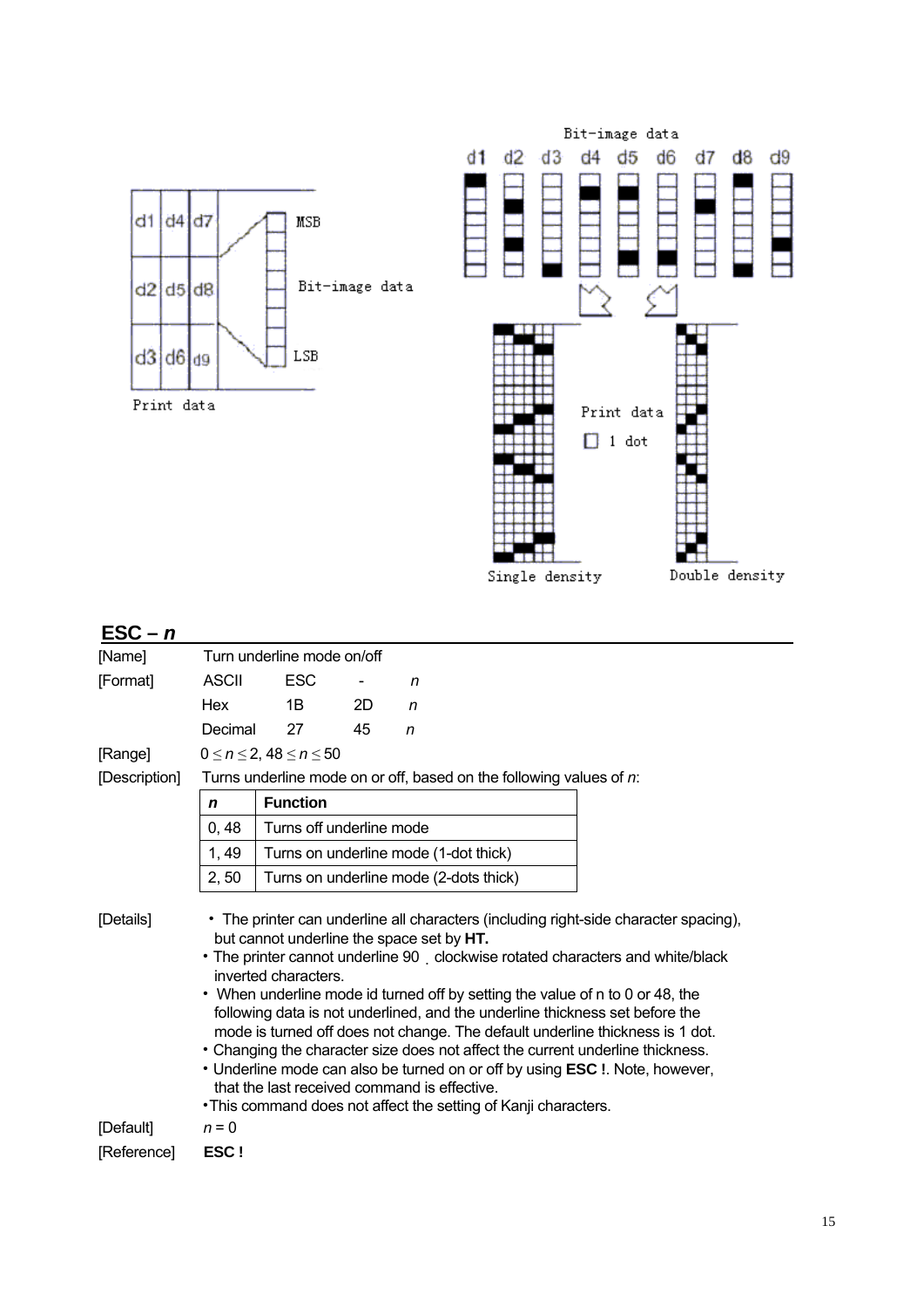Bit-image data

d1 d2 d3 d4 d5 d6 d7 d8 d9

| d1 | d4 | d7 |
|---|---|---|
| d2 | d5 | d8 |
| d3 | d6 | d9 |

MSB

Bit-image data

LSB

Print data

Print data

1 dot

Single density

Double density

## ESC – *n*

[Name] Turn underline mode on/off

[Format]

| ASCII | ESC | - | *n* |
|---|---|---|---|
| Hex | 1B | 2D | *n* |
| Decimal | 27 | 45 | *n* |

[Range] $0 \le n \le 2$, $48 \le n \le 50$

[Description] Turns underline mode on or off, based on the following values of *n*:

| *n* | Function |
|---|---|
| 0, 48 | Turns off underline mode |
| 1, 49 | Turns on underline mode (1-dot thick) |
| 2, 50 | Turns on underline mode (2-dots thick) |

[Details]

- The printer can underline all characters (including right-side character spacing), but cannot underline the space set by **HT.**
- The printer cannot underline 90 ̥ clockwise rotated characters and white/black inverted characters.
- When underline mode id turned off by setting the value of n to 0 or 48, the following data is not underlined, and the underline thickness set before the mode is turned off does not change. The default underline thickness is 1 dot.
- Changing the character size does not affect the current underline thickness.
- Underline mode can also be turned on or off by using **ESC !**. Note, however, that the last received command is effective.
- This command does not affect the setting of Kanji characters.

[Default] *n* = 0

[Reference] **ESC !**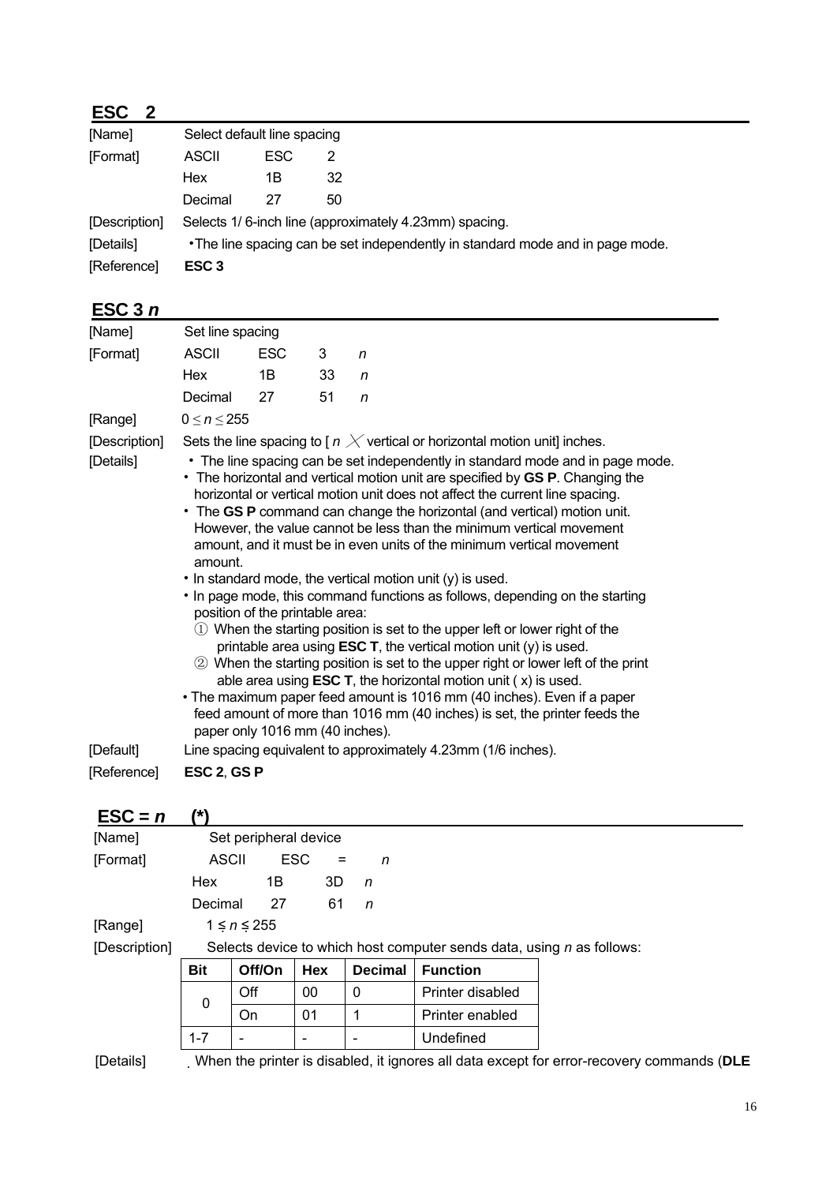## ESC 2

| | | | |
|---|---|---|---|
| [Name] | Select default line spacing | | |
| [Format] | ASCII | ESC | 2 |
| | Hex | 1B | 32 |
| | Decimal | 27 | 50 |

[Description] Selects 1/ 6-inch line (approximately 4.23mm) spacing.

[Details] •The line spacing can be set independently in standard mode and in page mode.

[Reference] **ESC 3**

## ESC 3 *n*

| | | | | |
|---|---|---|---|---|
| [Name] | Set line spacing | | | |
| [Format] | ASCII | ESC | 3 | *n* |
| | Hex | 1B | 33 | *n* |
| | Decimal | 27 | 51 | *n* |

[Range] $0 \leq n \leq 255$

[Description] Sets the line spacing to [ *n* × vertical or horizontal motion unit] inches.

[Details]
- The line spacing can be set independently in standard mode and in page mode.
- The horizontal and vertical motion unit are specified by **GS P**. Changing the horizontal or vertical motion unit does not affect the current line spacing.
- The **GS P** command can change the horizontal (and vertical) motion unit. However, the value cannot be less than the minimum vertical movement amount, and it must be in even units of the minimum vertical movement amount.
- In standard mode, the vertical motion unit (y) is used.
- In page mode, this command functions as follows, depending on the starting position of the printable area:
  ① When the starting position is set to the upper left or lower right of the printable area using **ESC T**, the vertical motion unit (y) is used.
  ② When the starting position is set to the upper right or lower left of the print able area using **ESC T**, the horizontal motion unit ( x) is used.
- The maximum paper feed amount is 1016 mm (40 inches). Even if a paper feed amount of more than 1016 mm (40 inches) is set, the printer feeds the paper only 1016 mm (40 inches).

[Default] Line spacing equivalent to approximately 4.23mm (1/6 inches).

[Reference] **ESC 2**, **GS P**

## ESC = *n* (*)

| | | | | |
|---|---|---|---|---|
| [Name] | Set peripheral device | | | |
| [Format] | ASCII | ESC | = | *n* |
| | Hex | 1B | 3D | *n* |
| | Decimal | 27 | 61 | *n* |

[Range] $1 \leq n \leq 255$

[Description] Selects device to which host computer sends data, using *n* as follows:

| Bit | Off/On | Hex | Decimal | Function |
|---|---|---|---|---|
| 0 | Off | 00 | 0 | Printer disabled |
| | On | 01 | 1 | Printer enabled |
| 1-7 | - | - | - | Undefined |

[Details] . When the printer is disabled, it ignores all data except for error-recovery commands (**DLE**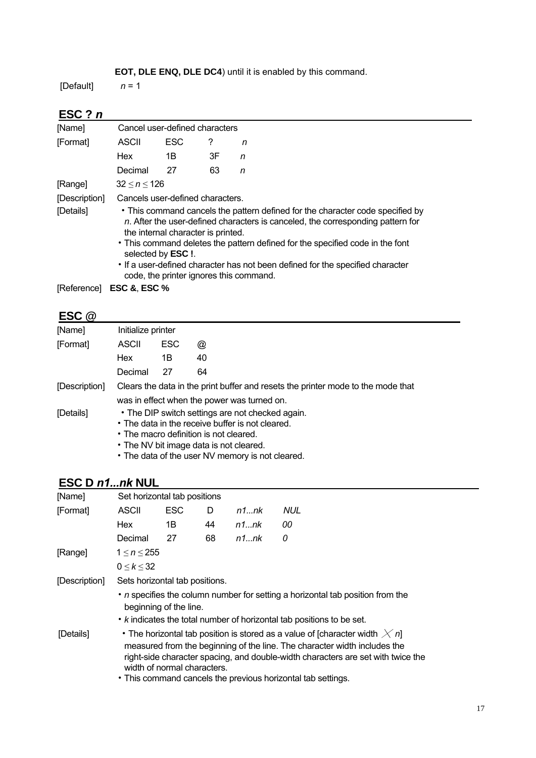**EOT, DLE ENQ, DLE DC4**) until it is enabled by this command.

[Default] $n = 1$

## ESC ? *n*

| | | | | |
|---|---|---|---|---|
| [Name] | Cancel user-defined characters | | | |
| [Format] | ASCII | ESC | ? | *n* |
| | Hex | 1B | 3F | *n* |
| | Decimal | 27 | 63 | *n* |

[Range] $32 \leq n \leq 126$

[Description] Cancels user-defined characters.

[Details]
- This command cancels the pattern defined for the character code specified by *n*. After the user-defined characters is canceled, the corresponding pattern for the internal character is printed.
- This command deletes the pattern defined for the specified code in the font selected by **ESC !**.
- If a user-defined character has not been defined for the specified character code, the printer ignores this command.

[Reference] **ESC &**, **ESC %**

## ESC @

| | | | |
|---|---|---|---|
| [Name] | Initialize printer | | |
| [Format] | ASCII | ESC | @ |
| | Hex | 1B | 40 |
| | Decimal | 27 | 64 |

[Description] Clears the data in the print buffer and resets the printer mode to the mode that was in effect when the power was turned on.

[Details]
- The DIP switch settings are not checked again.
- The data in the receive buffer is not cleared.
- The macro definition is not cleared.
- The NV bit image data is not cleared.
- The data of the user NV memory is not cleared.

## ESC D *n1...nk* NUL

| | | | | | |
|---|---|---|---|---|---|
| [Name] | Set horizontal tab positions | | | | |
| [Format] | ASCII | ESC | D | *n1...nk* | *NUL* |
| | Hex | 1B | 44 | *n1...nk* | *00* |
| | Decimal | 27 | 68 | *n1...nk* | *0* |

[Range] $1 \leq n \leq 255$

$0 \leq k \leq 32$

[Description] Sets horizontal tab positions.
- *n* specifies the column number for setting a horizontal tab position from the beginning of the line.
- *k* indicates the total number of horizontal tab positions to be set.

[Details]
- The horizontal tab position is stored as a value of [character width $\times$ *n*] measured from the beginning of the line. The character width includes the right-side character spacing, and double-width characters are set with twice the width of normal characters.
- This command cancels the previous horizontal tab settings.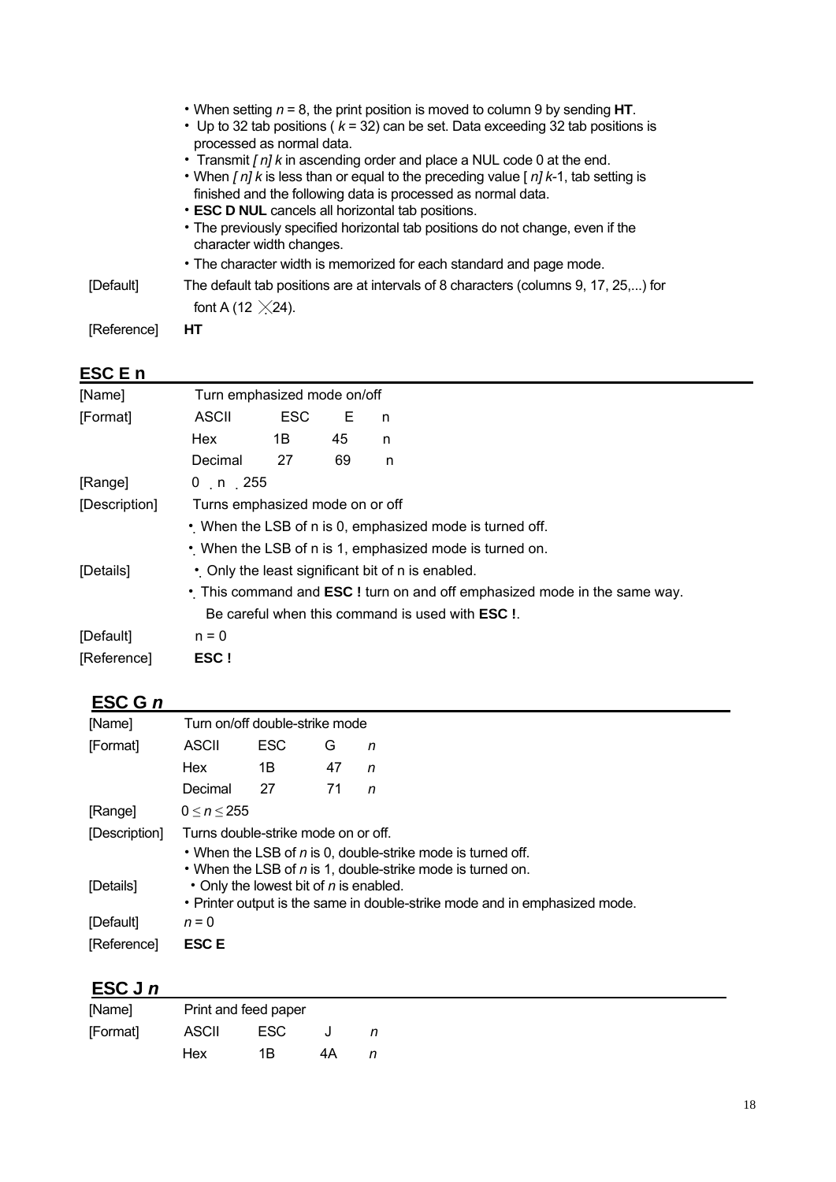- When setting $n$ = 8, the print position is moved to column 9 by sending **HT**.
- Up to 32 tab positions ( $k$ = 32) can be set. Data exceeding 32 tab positions is processed as normal data.
- Transmit *[ n] k* in ascending order and place a NUL code 0 at the end.
- When *[ n] k* is less than or equal to the preceding value [ *n] k*-1, tab setting is finished and the following data is processed as normal data.
- **ESC D NUL** cancels all horizontal tab positions.
- The previously specified horizontal tab positions do not change, even if the character width changes.
- The character width is memorized for each standard and page mode.

[Default] The default tab positions are at intervals of 8 characters (columns 9, 17, 25,...) for font A (12 × 24).

[Reference] **HT**

## ESC E n

| | | | | |
|---|---|---|---|---|
| [Name] | Turn emphasized mode on/off | | | |
| [Format] | ASCII | ESC | E | n |
| | Hex | 1B | 45 | n |
| | Decimal | 27 | 69 | n |

[Range] 0 ≤ n ≤ 255

[Description] Turns emphasized mode on or off

- When the LSB of n is 0, emphasized mode is turned off.
- When the LSB of n is 1, emphasized mode is turned on.

[Details]

- Only the least significant bit of n is enabled.
- This command and **ESC !** turn on and off emphasized mode in the same way. Be careful when this command is used with **ESC !**.

[Default] n = 0

[Reference] **ESC !**

## ESC G *n*

| | | | | |
|---|---|---|---|---|
| [Name] | Turn on/off double-strike mode | | | |
| [Format] | ASCII | ESC | G | *n* |
| | Hex | 1B | 47 | *n* |
| | Decimal | 27 | 71 | *n* |

[Range] $0 \leq n \leq 255$

[Description] Turns double-strike mode on or off.

- When the LSB of *n* is 0, double-strike mode is turned off.
- When the LSB of *n* is 1, double-strike mode is turned on.

[Details]

- Only the lowest bit of *n* is enabled.
- Printer output is the same in double-strike mode and in emphasized mode.

[Default] *n* = 0

[Reference] **ESC E**

## ESC J *n*

| | | | | |
|---|---|---|---|---|
| [Name] | Print and feed paper | | | |
| [Format] | ASCII | ESC | J | *n* |
| | Hex | 1B | 4A | *n* |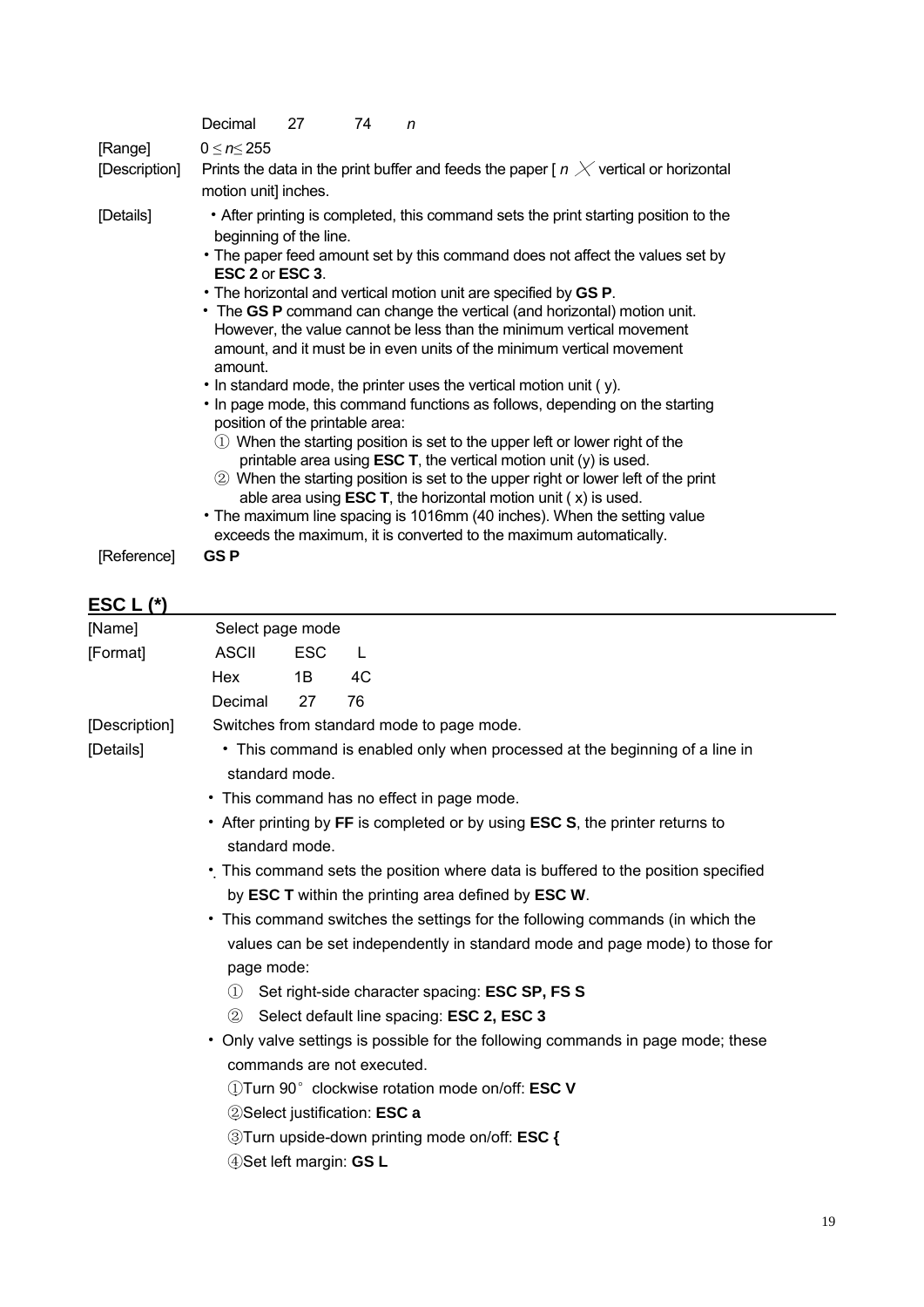| | | | | |
|---|---|---|---|---|
| | Decimal | 27 | 74 | *n* |

[Range] $0 \leq n \leq 255$

[Description] Prints the data in the print buffer and feeds the paper [ $n \times$ vertical or horizontal motion unit] inches.

[Details]
- After printing is completed, this command sets the print starting position to the beginning of the line.
- The paper feed amount set by this command does not affect the values set by **ESC 2** or **ESC 3**.
- The horizontal and vertical motion unit are specified by **GS P**.
- The **GS P** command can change the vertical (and horizontal) motion unit. However, the value cannot be less than the minimum vertical movement amount, and it must be in even units of the minimum vertical movement amount.
- In standard mode, the printer uses the vertical motion unit ( y).
- In page mode, this command functions as follows, depending on the starting position of the printable area:
  - ① When the starting position is set to the upper left or lower right of the printable area using **ESC T**, the vertical motion unit (y) is used.
  - ② When the starting position is set to the upper right or lower left of the print able area using **ESC T**, the horizontal motion unit ( x) is used.
- The maximum line spacing is 1016mm (40 inches). When the setting value exceeds the maximum, it is converted to the maximum automatically.

[Reference] **GS P**

## ESC L (*)

[Name] Select page mode

[Format]

| | | | |
|---|---|---|---|
| ASCII | ESC | L |
| Hex | 1B | 4C |
| Decimal | 27 | 76 |

[Description] Switches from standard mode to page mode.

[Details]
- This command is enabled only when processed at the beginning of a line in standard mode.
- This command has no effect in page mode.
- After printing by **FF** is completed or by using **ESC S**, the printer returns to standard mode.
- This command sets the position where data is buffered to the position specified by **ESC T** within the printing area defined by **ESC W**.
- This command switches the settings for the following commands (in which the values can be set independently in standard mode and page mode) to those for page mode:
  - ① Set right-side character spacing: **ESC SP, FS S**
  - ② Select default line spacing: **ESC 2, ESC 3**
- Only valve settings is possible for the following commands in page mode; these commands are not executed.
  - ①Turn 90° clockwise rotation mode on/off: **ESC V**
  - ②Select justification: **ESC a**
  - ③Turn upside-down printing mode on/off: **ESC {**
  - ④Set left margin: **GS L**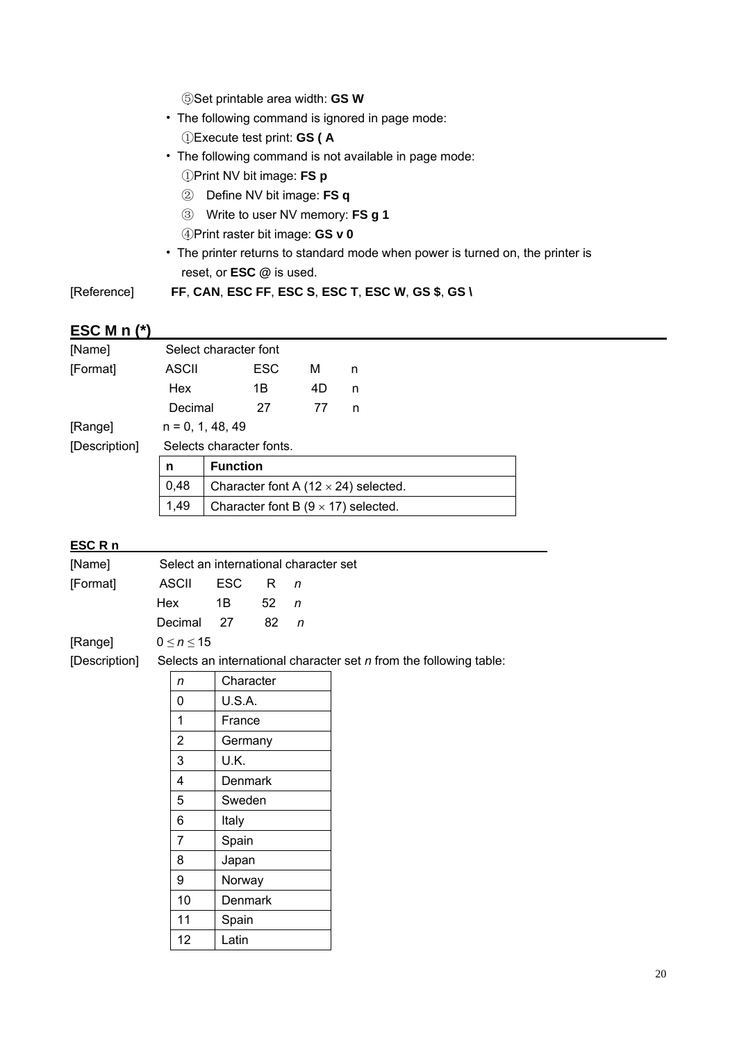⑤Set printable area width: **GS W**

- The following command is ignored in page mode:

  ①Execute test print: **GS ( A**

- The following command is not available in page mode:

  ①Print NV bit image: **FS p**

  ② Define NV bit image: **FS q**

  ③ Write to user NV memory: **FS g 1**

  ④Print raster bit image: **GS v 0**

- The printer returns to standard mode when power is turned on, the printer is reset, or **ESC** @ is used.

[Reference] **FF**, **CAN**, **ESC FF**, **ESC S**, **ESC T**, **ESC W**, **GS $**, **GS \**

## ESC M n (*)

[Name] Select character font

[Format]

| ASCII | ESC | M | n |
|---|---|---|---|
| Hex | 1B | 4D | n |
| Decimal | 27 | 77 | n |

[Range] n = 0, 1, 48, 49

[Description] Selects character fonts.

| n | Function |
|---|---|
| 0,48 | Character font A (12 × 24) selected. |
| 1,49 | Character font B (9 × 17) selected. |

## ESC R n

[Name] Select an international character set

[Format]

| ASCII | ESC | R | *n* |
|---|---|---|---|
| Hex | 1B | 52 | *n* |
| Decimal | 27 | 82 | *n* |

[Range] $0 \leq n \leq 15$

[Description] Selects an international character set *n* from the following table:

| *n* | Character |
|---|---|
| 0 | U.S.A. |
| 1 | France |
| 2 | Germany |
| 3 | U.K. |
| 4 | Denmark |
| 5 | Sweden |
| 6 | Italy |
| 7 | Spain |
| 8 | Japan |
| 9 | Norway |
| 10 | Denmark |
| 11 | Spain |
| 12 | Latin |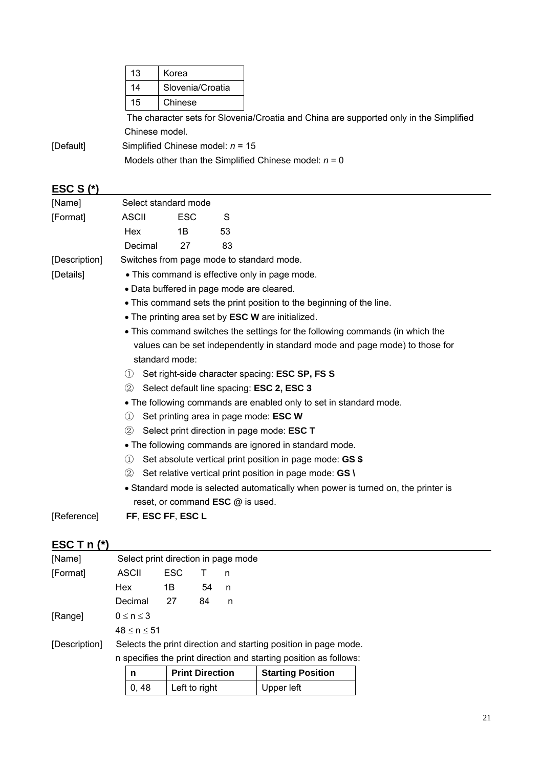| 13 | Korea |
|---|---|
| 14 | Slovenia/Croatia |
| 15 | Chinese |

The character sets for Slovenia/Croatia and China are supported only in the Simplified Chinese model.

[Default] Simplified Chinese model: *n* = 15

Models other than the Simplified Chinese model: *n* = 0

## ESC S (*)

[Name] Select standard mode

[Format] ASCII ESC S

Hex 1B 53

Decimal 27 83

[Description] Switches from page mode to standard mode.

[Details]

- This command is effective only in page mode.
- Data buffered in page mode are cleared.
- This command sets the print position to the beginning of the line.
- The printing area set by **ESC W** are initialized.
- This command switches the settings for the following commands (in which the values can be set independently in standard mode and page mode) to those for standard mode:
  ① Set right-side character spacing: **ESC SP, FS S**
  ② Select default line spacing: **ESC 2, ESC 3**
- The following commands are enabled only to set in standard mode.
  ① Set printing area in page mode: **ESC W**
  ② Select print direction in page mode: **ESC T**
- The following commands are ignored in standard mode.
  ① Set absolute vertical print position in page mode: **GS $**
  ② Set relative vertical print position in page mode: **GS \**
- Standard mode is selected automatically when power is turned on, the printer is reset, or command **ESC** @ is used.

[Reference] **FF**, **ESC FF**, **ESC L**

## ESC T n (*)

[Name] Select print direction in page mode

[Format] ASCII ESC T n

Hex 1B 54 n

Decimal 27 84 n

[Range] $0 \leq n \leq 3$

$48 \leq n \leq 51$

[Description] Selects the print direction and starting position in page mode.

n specifies the print direction and starting position as follows:

| n | Print Direction | Starting Position |
|---|---|---|
| 0, 48 | Left to right | Upper left |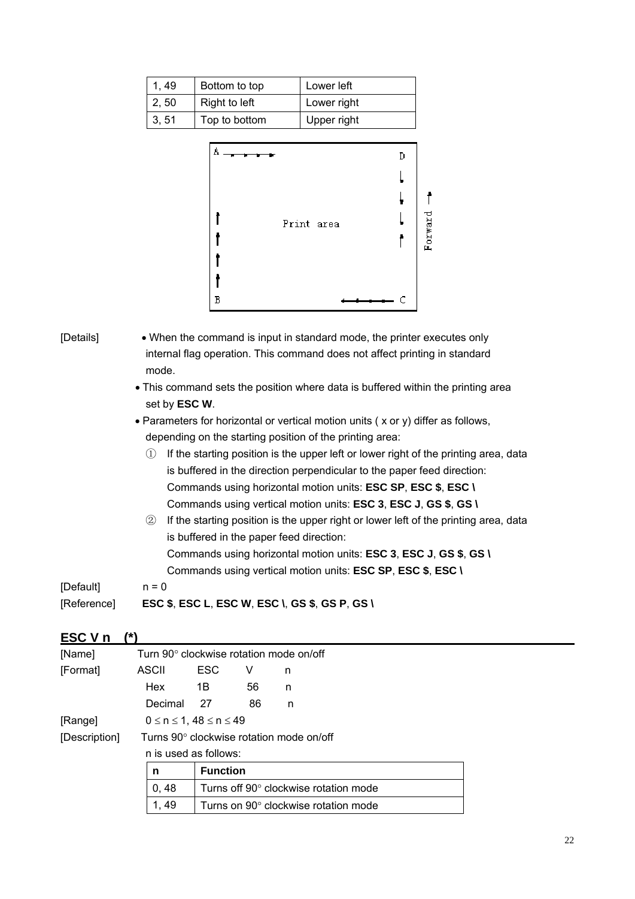| 1, 49 | Bottom to top | Lower left |
|---|---|---|
| 2, 50 | Right to left | Lower right |
| 3, 51 | Top to bottom | Upper right |

[Details]

- When the command is input in standard mode, the printer executes only internal flag operation. This command does not affect printing in standard mode.
- This command sets the position where data is buffered within the printing area set by **ESC W**.
- Parameters for horizontal or vertical motion units ( x or y) differ as follows, depending on the starting position of the printing area:
  ① If the starting position is the upper left or lower right of the printing area, data is buffered in the direction perpendicular to the paper feed direction:
  Commands using horizontal motion units: **ESC SP**, **ESC $**, **ESC \**
  Commands using vertical motion units: **ESC 3**, **ESC J**, **GS $**, **GS \**
  ② If the starting position is the upper right or lower left of the printing area, data is buffered in the paper feed direction:
  Commands using horizontal motion units: **ESC 3**, **ESC J**, **GS $**, **GS \**
  Commands using vertical motion units: **ESC SP**, **ESC $**, **ESC \**

[Default] n = 0

[Reference] **ESC $**, **ESC L**, **ESC W**, **ESC \**, **GS $**, **GS P**, **GS \**

## ESC V n (*)

[Name] Turn 90° clockwise rotation mode on/off

[Format]

| ASCII | ESC | V | n |
|---|---|---|---|
| Hex | 1B | 56 | n |
| Decimal | 27 | 86 | n |

[Range] $0 \le n \le 1$, $48 \le n \le 49$

[Description] Turns 90° clockwise rotation mode on/off

n is used as follows:

| n | Function |
|---|---|
| 0, 48 | Turns off 90° clockwise rotation mode |
| 1, 49 | Turns on 90° clockwise rotation mode |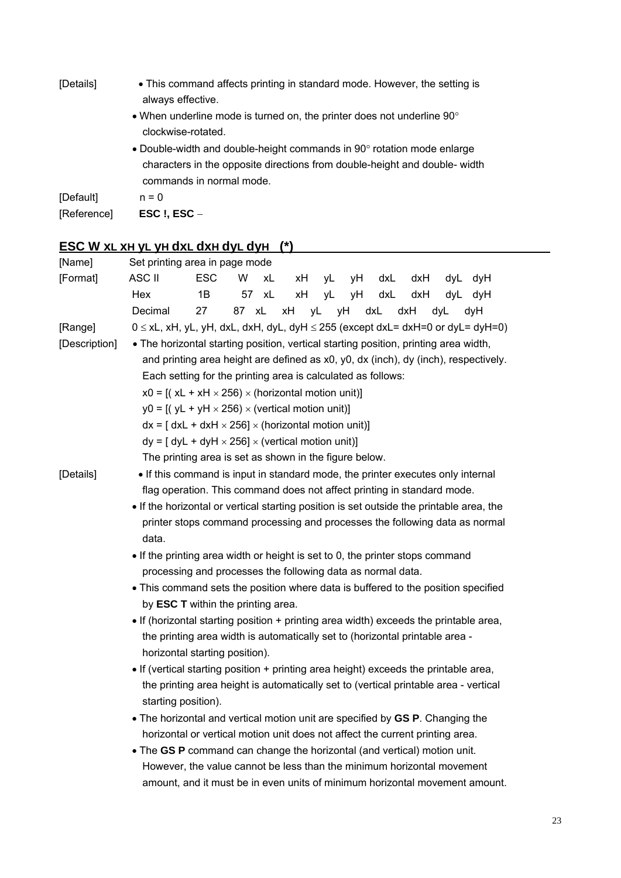| | |
|---|---|
| [Details] | • This command affects printing in standard mode. However, the setting is always effective.<br>• When underline mode is turned on, the printer does not underline 90° clockwise-rotated.<br>• Double-width and double-height commands in 90° rotation mode enlarge characters in the opposite directions from double-height and double- width commands in normal mode. |
| [Default] | n = 0 |
| [Reference] | **ESC !, ESC –** |

## ESC W xL xH yL yH dxL dxH dyL dyH (*)

| | | | | | | | | | | | |
|---|---|---|---|---|---|---|---|---|---|---|---|
| [Name] | Set printing area in page mode | | | | | | | | | | |
| [Format] | ASC II | ESC | W | xL | xH | yL | yH | dxL | dxH | dyL | dyH |
| | Hex | 1B | 57 | xL | xH | yL | yH | dxL | dxH | dyL | dyH |
| | Decimal | 27 | 87 | xL | xH | yL | yH | dxL | dxH | dyL | dyH |

[Range] $0 \leq$ xL, xH, yL, yH, dxL, dxH, dyL, dyH $\leq 255$ (except dxL= dxH=0 or dyL= dyH=0)

[Description]
- The horizontal starting position, vertical starting position, printing area width, and printing area height are defined as x0, y0, dx (inch), dy (inch), respectively.
  Each setting for the printing area is calculated as follows:
  $x0 = [( xL + xH \times 256) \times \text{(horizontal motion unit)}]$
  $y0 = [( yL + yH \times 256) \times \text{(vertical motion unit)}]$
  $dx = [ dxL + dxH \times 256] \times \text{(horizontal motion unit)}]$
  $dy = [ dyL + dyH \times 256] \times \text{(vertical motion unit)}]$
  The printing area is set as shown in the figure below.

[Details]
- If this command is input in standard mode, the printer executes only internal flag operation. This command does not affect printing in standard mode.
- If the horizontal or vertical starting position is set outside the printable area, the printer stops command processing and processes the following data as normal data.
- If the printing area width or height is set to 0, the printer stops command processing and processes the following data as normal data.
- This command sets the position where data is buffered to the position specified by **ESC T** within the printing area.
- If (horizontal starting position + printing area width) exceeds the printable area, the printing area width is automatically set to (horizontal printable area - horizontal starting position).
- If (vertical starting position + printing area height) exceeds the printable area, the printing area height is automatically set to (vertical printable area - vertical starting position).
- The horizontal and vertical motion unit are specified by **GS P**. Changing the horizontal or vertical motion unit does not affect the current printing area.
- The **GS P** command can change the horizontal (and vertical) motion unit. However, the value cannot be less than the minimum horizontal movement amount, and it must be in even units of minimum horizontal movement amount.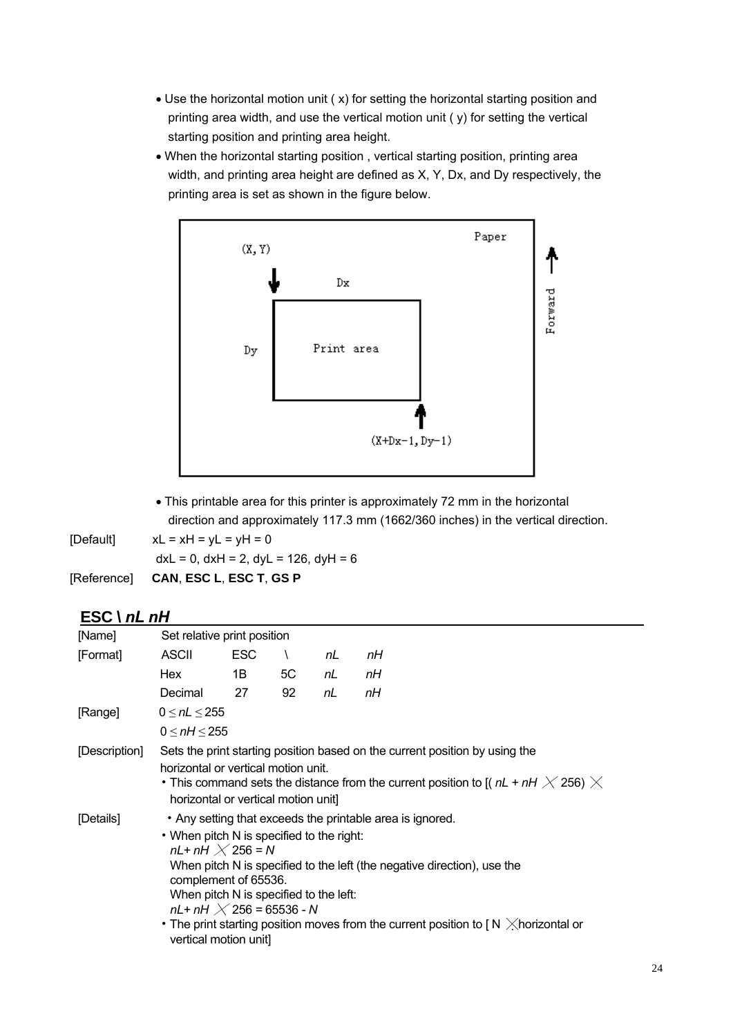- Use the horizontal motion unit ( x) for setting the horizontal starting position and printing area width, and use the vertical motion unit ( y) for setting the vertical starting position and printing area height.
- When the horizontal starting position , vertical starting position, printing area width, and printing area height are defined as X, Y, Dx, and Dy respectively, the printing area is set as shown in the figure below.

- This printable area for this printer is approximately 72 mm in the horizontal direction and approximately 117.3 mm (1662/360 inches) in the vertical direction.

[Default] xL = xH = yL = yH = 0
dxL = 0, dxH = 2, dyL = 126, dyH = 6

[Reference] **CAN**, **ESC L**, **ESC T**, **GS P**

## ESC \ *nL nH*

| | | | | | |
|---|---|---|---|---|---|
| [Name] | Set relative print position | | | | |
| [Format] | ASCII | ESC | \ | *nL* | *nH* |
| | Hex | 1B | 5C | *nL* | *nH* |
| | Decimal | 27 | 92 | *nL* | *nH* |

[Range] $0 \leq nL \leq 255$
$0 \leq nH \leq 255$

[Description] Sets the print starting position based on the current position by using the horizontal or vertical motion unit.
- This command sets the distance from the current position to [( *nL* + *nH* × 256) × horizontal or vertical motion unit]

[Details]
- Any setting that exceeds the printable area is ignored.
- When pitch N is specified to the right:
  $nL + nH \times 256 = N$
  When pitch N is specified to the left (the negative direction), use the complement of 65536.
  When pitch N is specified to the left:
  $nL + nH \times 256 = 65536 - N$
- The print starting position moves from the current position to [ N ×horizontal or vertical motion unit]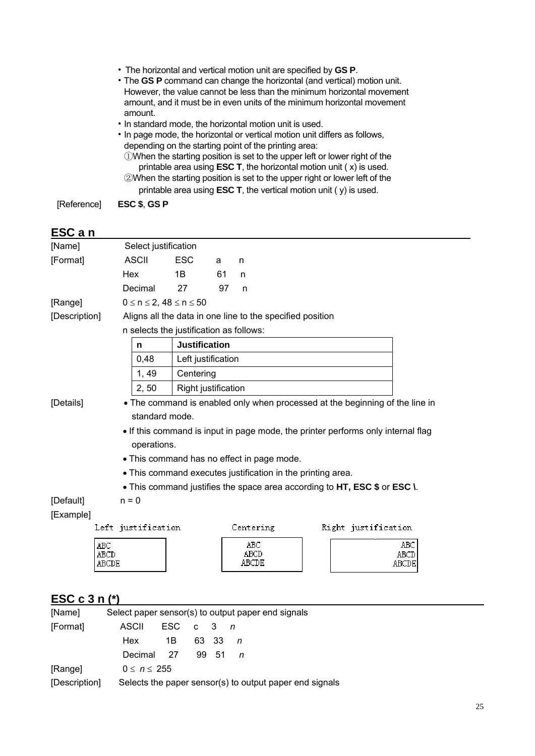- The horizontal and vertical motion unit are specified by **GS P**.
- The **GS P** command can change the horizontal (and vertical) motion unit. However, the value cannot be less than the minimum horizontal movement amount, and it must be in even units of the minimum horizontal movement amount.
- In standard mode, the horizontal motion unit is used.
- In page mode, the horizontal or vertical motion unit differs as follows, depending on the starting point of the printing area:
  ①When the starting position is set to the upper left or lower right of the printable area using **ESC T**, the horizontal motion unit ( x) is used.
  ②When the starting position is set to the upper right or lower left of the printable area using **ESC T**, the vertical motion unit ( y) is used.

[Reference] **ESC $**, **GS P**

## ESC a n

[Name] Select justification

[Format]

| ASCII | ESC | a | n |
|---|---|---|---|
| Hex | 1B | 61 | n |
| Decimal | 27 | 97 | n |

[Range] $0 \le n \le 2$, $48 \le n \le 50$

[Description] Aligns all the data in one line to the specified position

n selects the justification as follows:

| n | Justification |
|---|---|
| 0,48 | Left justification |
| 1, 49 | Centering |
| 2, 50 | Right justification |

[Details]

- The command is enabled only when processed at the beginning of the line in standard mode.
- If this command is input in page mode, the printer performs only internal flag operations.
- This command has no effect in page mode.
- This command executes justification in the printing area.
- This command justifies the space area according to **HT, ESC $** or **ESC \**.

[Default] n = 0

[Example]

Left justification

```
ABC
ABCD
ABCDE
```

Centering

```
  ABC
 ABCD
ABCDE
```

Right justification

```
  ABC
 ABCD
ABCDE
```

## ESC c 3 n (*)

[Name] Select paper sensor(s) to output paper end signals

[Format]

| ASCII | ESC | c | 3 | *n* |
|---|---|---|---|---|
| Hex | 1B | 63 | 33 | *n* |
| Decimal | 27 | 99 | 51 | *n* |

[Range] $0 \le n \le 255$

[Description] Selects the paper sensor(s) to output paper end signals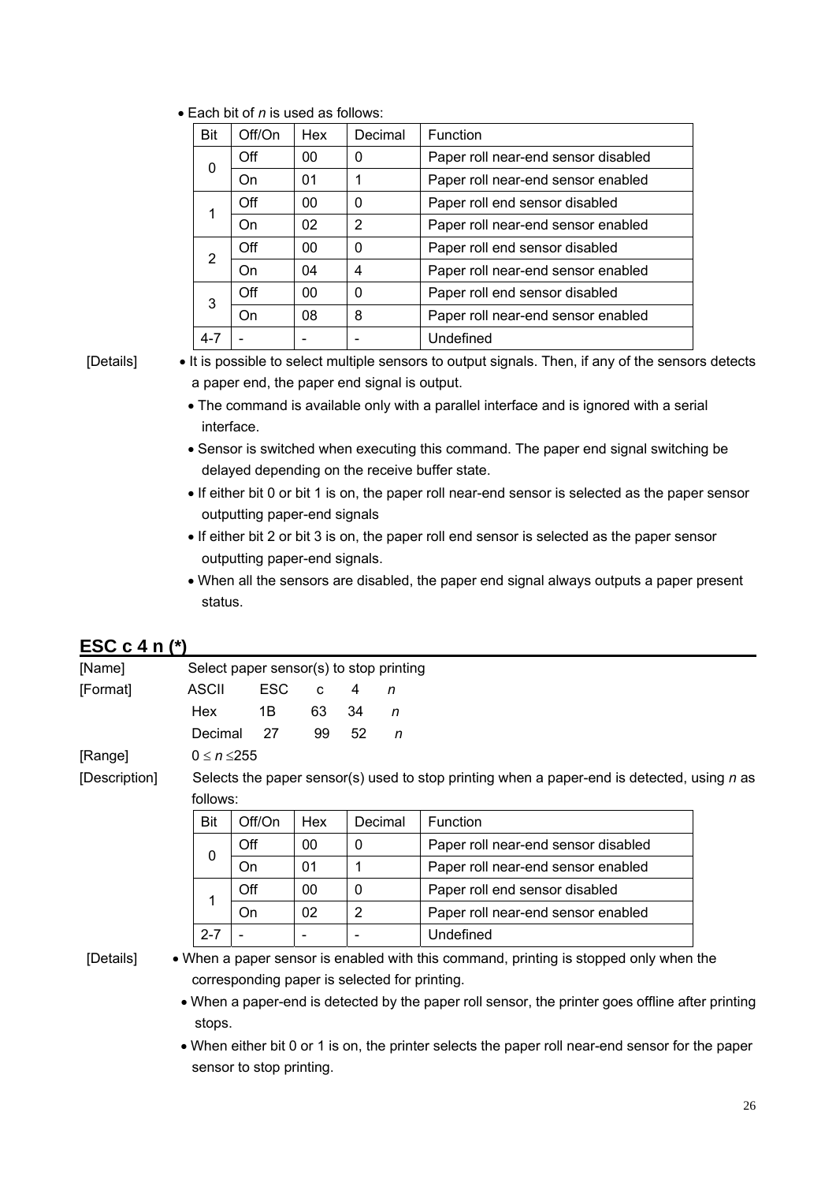- Each bit of *n* is used as follows:

| Bit | Off/On | Hex | Decimal | Function |
|---|---|---|---|---|
| 0 | Off | 00 | 0 | Paper roll near-end sensor disabled |
| | On | 01 | 1 | Paper roll near-end sensor enabled |
| 1 | Off | 00 | 0 | Paper roll end sensor disabled |
| | On | 02 | 2 | Paper roll near-end sensor enabled |
| 2 | Off | 00 | 0 | Paper roll end sensor disabled |
| | On | 04 | 4 | Paper roll near-end sensor enabled |
| 3 | Off | 00 | 0 | Paper roll end sensor disabled |
| | On | 08 | 8 | Paper roll near-end sensor enabled |
| 4-7 | - | - | - | Undefined |

[Details]
- It is possible to select multiple sensors to output signals. Then, if any of the sensors detects a paper end, the paper end signal is output.
- The command is available only with a parallel interface and is ignored with a serial interface.
- Sensor is switched when executing this command. The paper end signal switching be delayed depending on the receive buffer state.
- If either bit 0 or bit 1 is on, the paper roll near-end sensor is selected as the paper sensor outputting paper-end signals
- If either bit 2 or bit 3 is on, the paper roll end sensor is selected as the paper sensor outputting paper-end signals.
- When all the sensors are disabled, the paper end signal always outputs a paper present status.

## ESC c 4 n (*)

[Name] Select paper sensor(s) to stop printing

[Format]

| | | | | |
|---|---|---|---|---|
| ASCII | ESC | c | 4 | *n* |
| Hex | 1B | 63 | 34 | *n* |
| Decimal | 27 | 99 | 52 | *n* |

[Range] $0 \leq n \leq 255$

[Description] Selects the paper sensor(s) used to stop printing when a paper-end is detected, using *n* as follows:

| Bit | Off/On | Hex | Decimal | Function |
|---|---|---|---|---|
| 0 | Off | 00 | 0 | Paper roll near-end sensor disabled |
| | On | 01 | 1 | Paper roll near-end sensor enabled |
| 1 | Off | 00 | 0 | Paper roll end sensor disabled |
| | On | 02 | 2 | Paper roll near-end sensor enabled |
| 2-7 | - | - | - | Undefined |

[Details]
- When a paper sensor is enabled with this command, printing is stopped only when the corresponding paper is selected for printing.
- When a paper-end is detected by the paper roll sensor, the printer goes offline after printing stops.
- When either bit 0 or 1 is on, the printer selects the paper roll near-end sensor for the paper sensor to stop printing.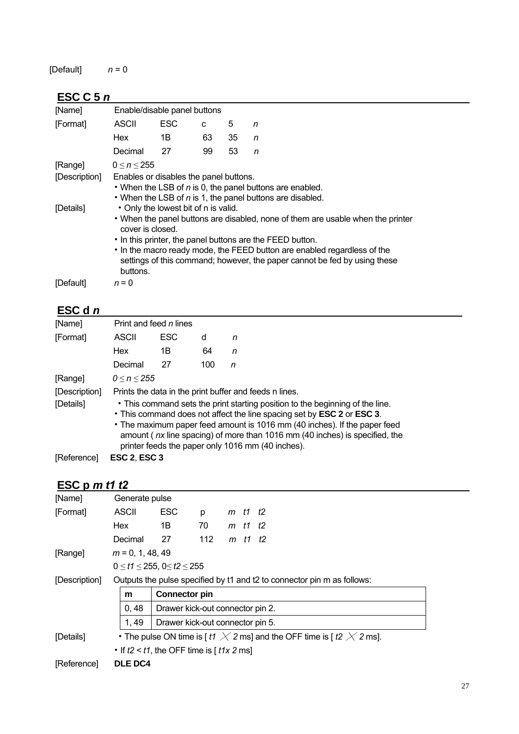[Default] $n = 0$

## ESC C 5 *n*

[Name] Enable/disable panel buttons

[Format]

| | | | | |
|---|---|---|---|---|
| ASCII | ESC | c | 5 | *n* |
| Hex | 1B | 63 | 35 | *n* |
| Decimal | 27 | 99 | 53 | *n* |

[Range] $0 \leq n \leq 255$

[Description] Enables or disables the panel buttons.
- When the LSB of *n* is 0, the panel buttons are enabled.
- When the LSB of *n* is 1, the panel buttons are disabled.

[Details]
- Only the lowest bit of n is valid.
- When the panel buttons are disabled, none of them are usable when the printer cover is closed.
- In this printer, the panel buttons are the FEED button.
- In the macro ready mode, the FEED button are enabled regardless of the settings of this command; however, the paper cannot be fed by using these buttons.

[Default] $n = 0$

## ESC d *n*

[Name] Print and feed *n* lines

[Format]

| | | | |
|---|---|---|---|
| ASCII | ESC | d | *n* |
| Hex | 1B | 64 | *n* |
| Decimal | 27 | 100 | *n* |

[Range] $0 \leq n \leq 255$

[Description] Prints the data in the print buffer and feeds n lines.

[Details]
- This command sets the print starting position to the beginning of the line.
- This command does not affect the line spacing set by **ESC 2** or **ESC 3**.
- The maximum paper feed amount is 1016 mm (40 inches). If the paper feed amount ( *nx* line spacing) of more than 1016 mm (40 inches) is specified, the printer feeds the paper only 1016 mm (40 inches).

[Reference] **ESC 2**, **ESC 3**

## ESC p *m t1 t2*

[Name] Generate pulse

[Format]

| | | | | | |
|---|---|---|---|---|---|
| ASCII | ESC | p | *m* | *t1* | *t2* |
| Hex | 1B | 70 | *m* | *t1* | *t2* |
| Decimal | 27 | 112 | *m* | *t1* | *t2* |

[Range] *m* = 0, 1, 48, 49

$0 \leq t1 \leq 255$, $0 \leq t2 \leq 255$

[Description] Outputs the pulse specified by t1 and t2 to connector pin m as follows:

| m | Connector pin |
|---|---|
| 0, 48 | Drawer kick-out connector pin 2. |
| 1, 49 | Drawer kick-out connector pin 5. |

[Details]
- The pulse ON time is [ $t1 \times 2$ ms] and the OFF time is [ $t2 \times 2$ ms].
- If $t2 < t1$, the OFF time is [ $t1 x 2$ ms]

[Reference] **DLE DC4**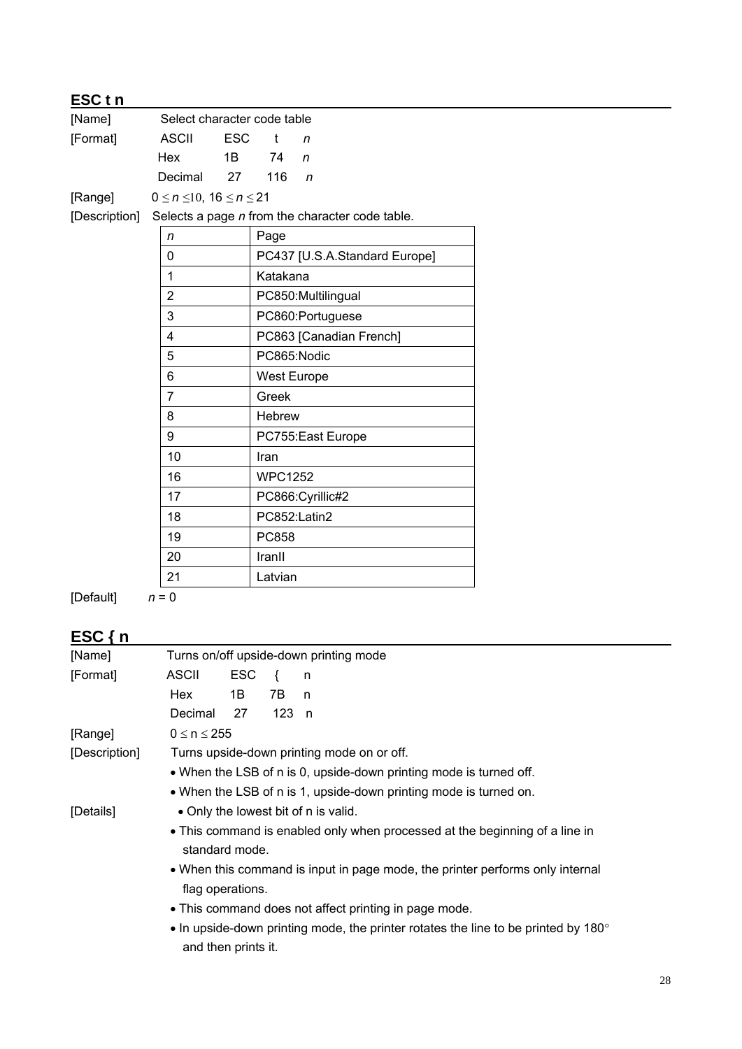## ESC t n

[Name] Select character code table

[Format] ASCII ESC t *n*
Hex 1B 74 *n*
Decimal 27 116 *n*

[Range] $0 \leq n \leq 10$, $16 \leq n \leq 21$

[Description] Selects a page *n* from the character code table.

| *n* | Page |
|---|---|
| 0 | PC437 [U.S.A.Standard Europe] |
| 1 | Katakana |
| 2 | PC850:Multilingual |
| 3 | PC860:Portuguese |
| 4 | PC863 [Canadian French] |
| 5 | PC865:Nodic |
| 6 | West Europe |
| 7 | Greek |
| 8 | Hebrew |
| 9 | PC755:East Europe |
| 10 | Iran |
| 16 | WPC1252 |
| 17 | PC866:Cyrillic#2 |
| 18 | PC852:Latin2 |
| 19 | PC858 |
| 20 | IranII |
| 21 | Latvian |

[Default] *n* = 0

## ESC { n

[Name] Turns on/off upside-down printing mode

[Format] ASCII ESC { n
Hex 1B 7B n
Decimal 27 123 n

[Range] $0 \leq n \leq 255$

[Description] Turns upside-down printing mode on or off.

- When the LSB of n is 0, upside-down printing mode is turned off.
- When the LSB of n is 1, upside-down printing mode is turned on.

[Details]

- Only the lowest bit of n is valid.
- This command is enabled only when processed at the beginning of a line in standard mode.
- When this command is input in page mode, the printer performs only internal flag operations.
- This command does not affect printing in page mode.
- In upside-down printing mode, the printer rotates the line to be printed by 180° and then prints it.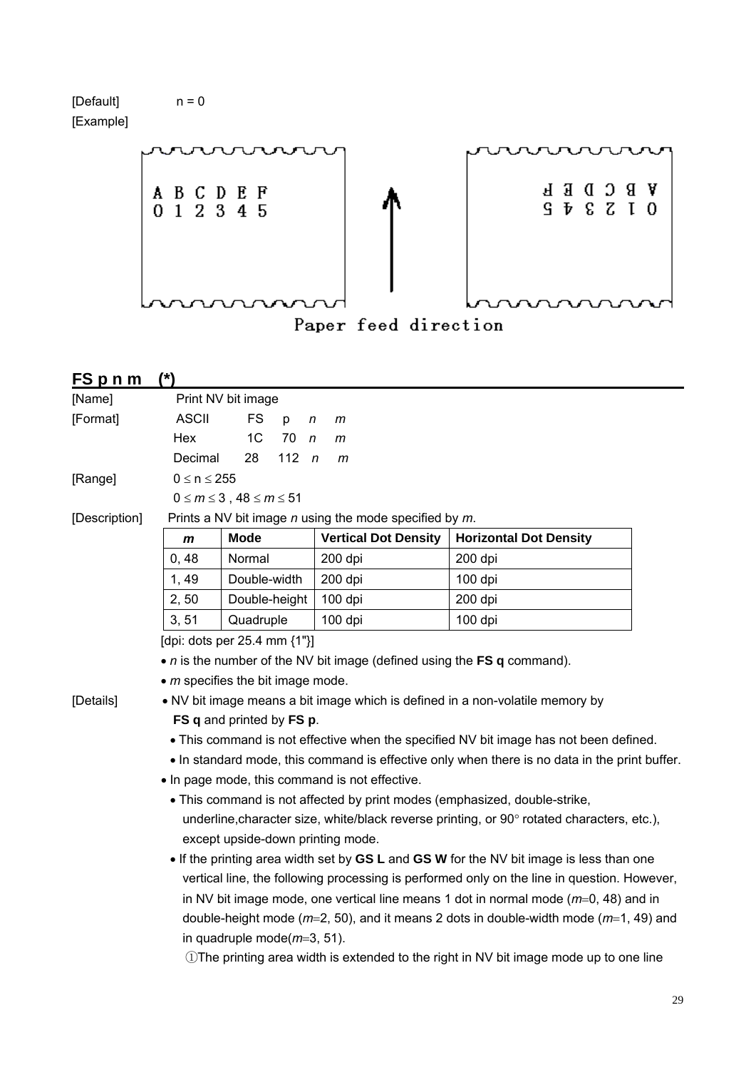[Default] n = 0

[Example]

Paper feed direction

## FS p n m (*)

[Name] Print NV bit image

[Format] ASCII FS p *n* *m*

Hex 1C 70 *n* *m*

Decimal 28 112 *n* *m*

[Range] $0 \le n \le 255$

$0 \le m \le 3$ , $48 \le m \le 51$

[Description] Prints a NV bit image *n* using the mode specified by *m*.

| *m* | Mode | Vertical Dot Density | Horizontal Dot Density |
|---|---|---|---|
| 0, 48 | Normal | 200 dpi | 200 dpi |
| 1, 49 | Double-width | 200 dpi | 100 dpi |
| 2, 50 | Double-height | 100 dpi | 200 dpi |
| 3, 51 | Quadruple | 100 dpi | 100 dpi |

[dpi: dots per 25.4 mm {1"}]

- *n* is the number of the NV bit image (defined using the **FS q** command).
- *m* specifies the bit image mode.

[Details]

- NV bit image means a bit image which is defined in a non-volatile memory by **FS q** and printed by **FS p**.
- This command is not effective when the specified NV bit image has not been defined.
- In standard mode, this command is effective only when there is no data in the print buffer.
- In page mode, this command is not effective.
- This command is not affected by print modes (emphasized, double-strike, underline,character size, white/black reverse printing, or 90° rotated characters, etc.), except upside-down printing mode.
- If the printing area width set by **GS L** and **GS W** for the NV bit image is less than one vertical line, the following processing is performed only on the line in question. However, in NV bit image mode, one vertical line means 1 dot in normal mode (*m*=0, 48) and in double-height mode (*m*=2, 50), and it means 2 dots in double-width mode (*m*=1, 49) and in quadruple mode(*m*=3, 51).

①The printing area width is extended to the right in NV bit image mode up to one line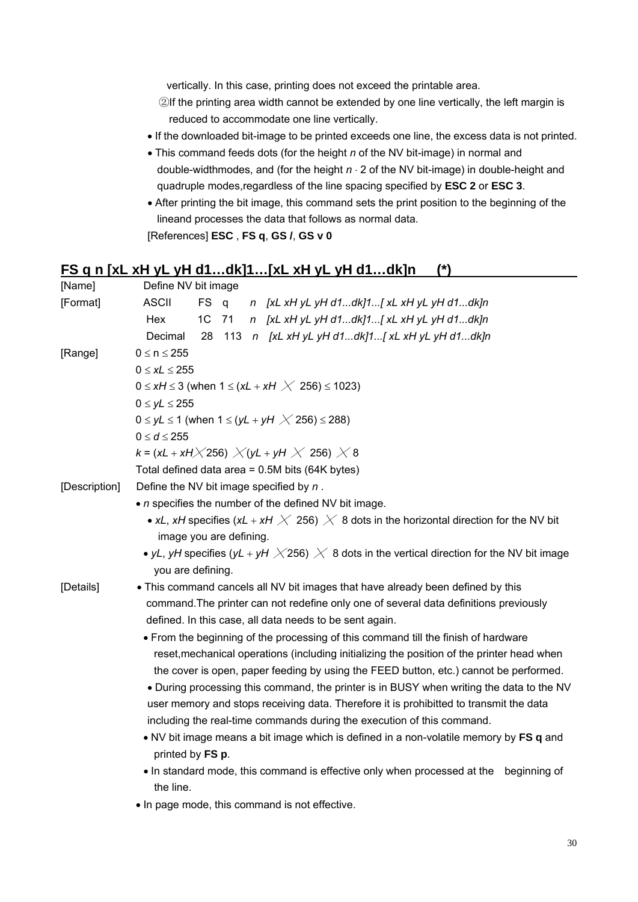vertically. In this case, printing does not exceed the printable area.

②If the printing area width cannot be extended by one line vertically, the left margin is reduced to accommodate one line vertically.

- If the downloaded bit-image to be printed exceeds one line, the excess data is not printed.
- This command feeds dots (for the height *n* of the NV bit-image) in normal and double-widthmodes, and (for the height $n \cdot 2$ of the NV bit-image) in double-height and quadruple modes,regardless of the line spacing specified by **ESC 2** or **ESC 3**.
- After printing the bit image, this command sets the print position to the beginning of the lineand processes the data that follows as normal data.

[References] **ESC** , **FS q**, **GS /**, **GS v 0**

## FS q n [xL xH yL yH d1…dk]1…[xL xH yL yH d1…dk]n (*)

[Name] Define NV bit image

[Format]

| | | | |
|---|---|---|---|
| ASCII | FS q | *n* | *[xL xH yL yH d1...dk]1...[ xL xH yL yH d1...dk]n* |
| Hex | 1C 71 | *n* | *[xL xH yL yH d1...dk]1...[ xL xH yL yH d1...dk]n* |
| Decimal | 28 113 | *n* | *[xL xH yL yH d1...dk]1...[ xL xH yL yH d1...dk]n* |

[Range]

$0 \le n \le 255$

$0 \le xL \le 255$

$0 \le xH \le 3$ (when $1 \le (xL + xH \times 256) \le 1023$)

$0 \le yL \le 255$

$0 \le yL \le 1$ (when $1 \le (yL + yH \times 256) \le 288$)

$0 \le d \le 255$

$k = (xL + xH \times 256) \times (yL + yH \times 256) \times 8$

Total defined data area = 0.5M bits (64K bytes)

[Description] Define the NV bit image specified by *n* .

- *n* specifies the number of the defined NV bit image.
  - *xL*, *xH* specifies $(xL + xH \times 256) \times 8$ dots in the horizontal direction for the NV bit image you are defining.
  - *yL*, *yH* specifies $(yL + yH \times 256) \times 8$ dots in the vertical direction for the NV bit image you are defining.

[Details]

- This command cancels all NV bit images that have already been defined by this command.The printer can not redefine only one of several data definitions previously defined. In this case, all data needs to be sent again.
  - From the beginning of the processing of this command till the finish of hardware reset,mechanical operations (including initializing the position of the printer head when the cover is open, paper feeding by using the FEED button, etc.) cannot be performed.
  - During processing this command, the printer is in BUSY when writing the data to the NV user memory and stops receiving data. Therefore it is prohibitted to transmit the data including the real-time commands during the execution of this command.
  - NV bit image means a bit image which is defined in a non-volatile memory by **FS q** and printed by **FS p**.
  - In standard mode, this command is effective only when processed at the beginning of the line.
- In page mode, this command is not effective.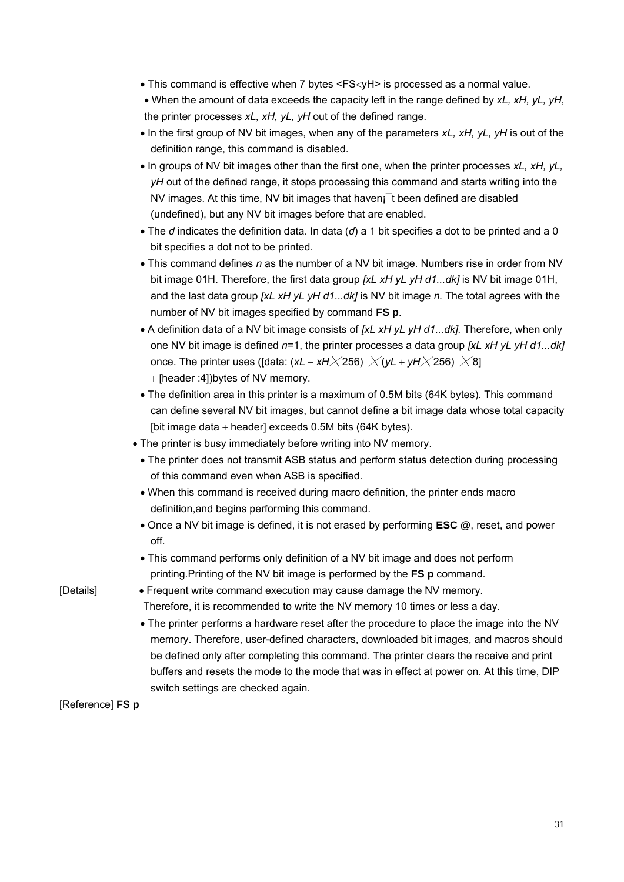- This command is effective when 7 bytes <FS<yH> is processed as a normal value.
- When the amount of data exceeds the capacity left in the range defined by *xL, xH, yL, yH*, the printer processes *xL, xH, yL, yH* out of the defined range.
- In the first group of NV bit images, when any of the parameters *xL, xH, yL, yH* is out of the definition range, this command is disabled.
- In groups of NV bit images other than the first one, when the printer processes *xL, xH, yL, yH* out of the defined range, it stops processing this command and starts writing into the NV images. At this time, NV bit images that haven¡¯t been defined are disabled (undefined), but any NV bit images before that are enabled.
- The *d* indicates the definition data. In data (*d*) a 1 bit specifies a dot to be printed and a 0 bit specifies a dot not to be printed.
- This command defines *n* as the number of a NV bit image. Numbers rise in order from NV bit image 01H. Therefore, the first data group *[xL xH yL yH d1...dk]* is NV bit image 01H, and the last data group *[xL xH yL yH d1...dk]* is NV bit image *n.* The total agrees with the number of NV bit images specified by command **FS p**.
- A definition data of a NV bit image consists of *[xL xH yL yH d1...dk]*. Therefore, when only one NV bit image is defined *n*=1, the printer processes a data group *[xL xH yL yH d1...dk]* once. The printer uses ([data: (*xL* + *xH* × 256) × (*yL* + *yH* × 256) × 8] + [header :4])bytes of NV memory.
- The definition area in this printer is a maximum of 0.5M bits (64K bytes). This command can define several NV bit images, but cannot define a bit image data whose total capacity [bit image data + header] exceeds 0.5M bits (64K bytes).
- The printer is busy immediately before writing into NV memory.
- The printer does not transmit ASB status and perform status detection during processing of this command even when ASB is specified.
- When this command is received during macro definition, the printer ends macro definition,and begins performing this command.
- Once a NV bit image is defined, it is not erased by performing **ESC** @, reset, and power off.
- This command performs only definition of a NV bit image and does not perform printing.Printing of the NV bit image is performed by the **FS p** command.

[Details]

- Frequent write command execution may cause damage the NV memory. Therefore, it is recommended to write the NV memory 10 times or less a day.
- The printer performs a hardware reset after the procedure to place the image into the NV memory. Therefore, user-defined characters, downloaded bit images, and macros should be defined only after completing this command. The printer clears the receive and print buffers and resets the mode to the mode that was in effect at power on. At this time, DIP switch settings are checked again.

[Reference] **FS p**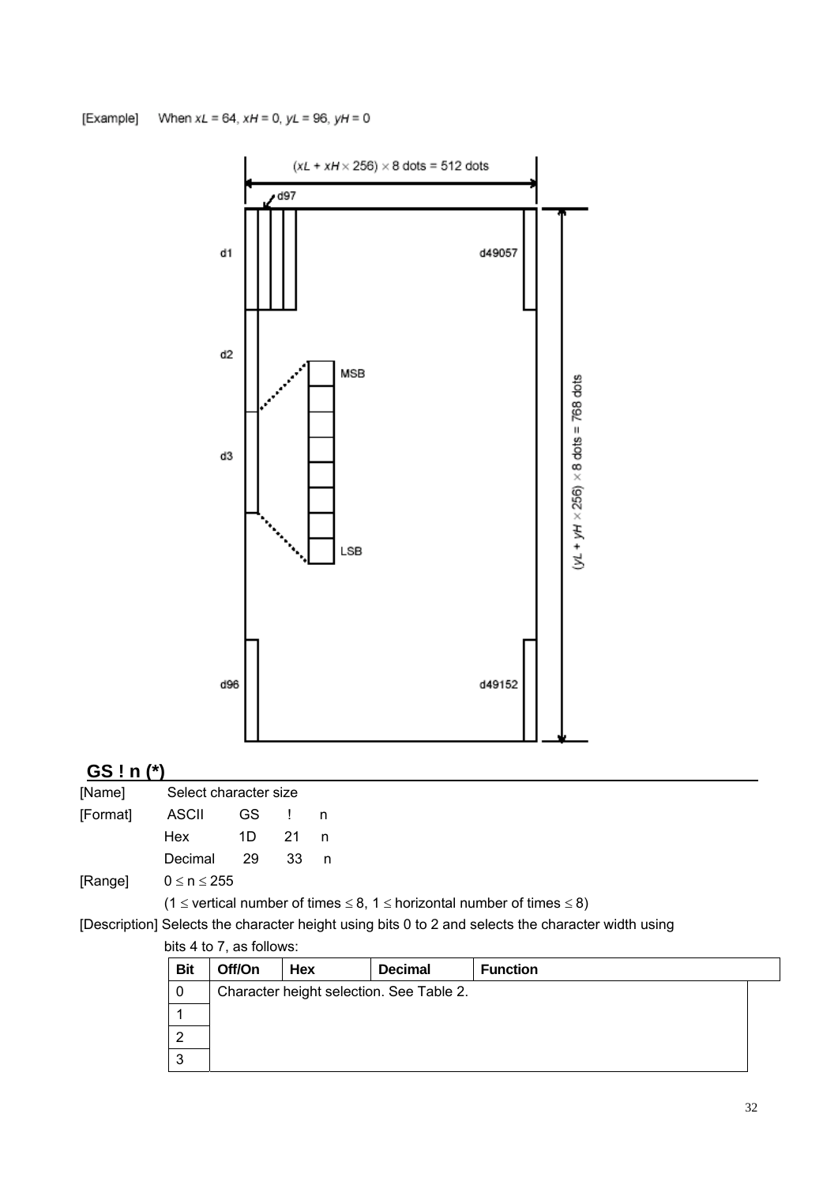[Example] When $xL = 64$, $xH = 0$, $yL = 96$, $yH = 0$

$(xL + xH \times 256) \times 8$ dots = 512 dots

$(yL + yH \times 256) \times 8$ dots = 768 dots

d1, d2, d3, d96, d97, d49057, d49152, MSB, LSB

## GS ! n (*)

[Name] Select character size

[Format]

| | | | |
|---|---|---|---|
| ASCII | GS | ! | n |
| Hex | 1D | 21 | n |
| Decimal | 29 | 33 | n |

[Range] $0 \leq n \leq 255$

($1 \leq$ vertical number of times $\leq 8$, $1 \leq$ horizontal number of times $\leq 8$)

[Description] Selects the character height using bits 0 to 2 and selects the character width using bits 4 to 7, as follows:

| Bit | Off/On | Hex | Decimal | Function |
|---|---|---|---|---|
| 0 | Character height selection. See Table 2. | | | |
| 1 | | | | |
| 2 | | | | |
| 3 | | | | |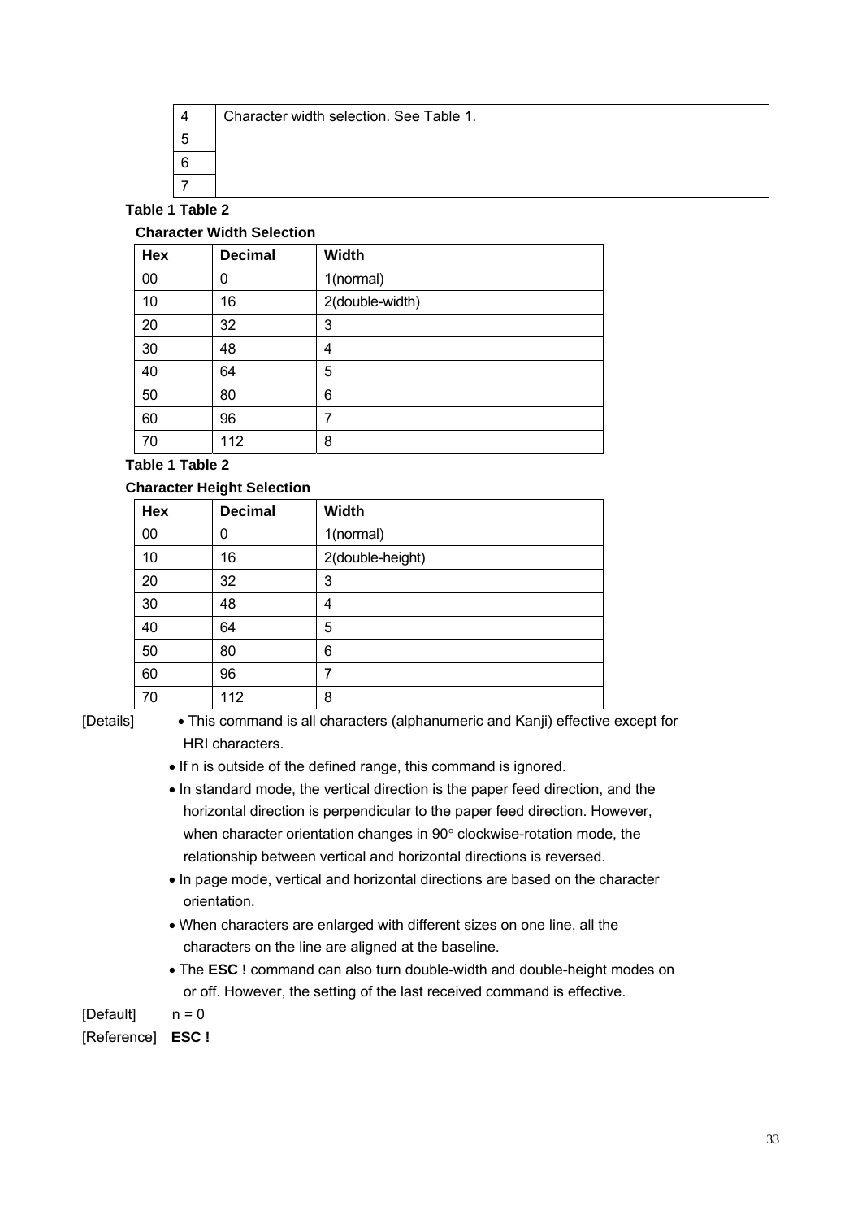| 4 | Character width selection. See Table 1. |
|---|---|
| 5 | |
| 6 | |
| 7 | |

**Table 1 Table 2**

**Character Width Selection**

| Hex | Decimal | Width |
|---|---|---|
| 00 | 0 | 1(normal) |
| 10 | 16 | 2(double-width) |
| 20 | 32 | 3 |
| 30 | 48 | 4 |
| 40 | 64 | 5 |
| 50 | 80 | 6 |
| 60 | 96 | 7 |
| 70 | 112 | 8 |

**Table 1 Table 2**

**Character Height Selection**

| Hex | Decimal | Width |
|---|---|---|
| 00 | 0 | 1(normal) |
| 10 | 16 | 2(double-height) |
| 20 | 32 | 3 |
| 30 | 48 | 4 |
| 40 | 64 | 5 |
| 50 | 80 | 6 |
| 60 | 96 | 7 |
| 70 | 112 | 8 |

[Details]

- This command is all characters (alphanumeric and Kanji) effective except for HRI characters.
- If n is outside of the defined range, this command is ignored.
- In standard mode, the vertical direction is the paper feed direction, and the horizontal direction is perpendicular to the paper feed direction. However, when character orientation changes in 90° clockwise-rotation mode, the relationship between vertical and horizontal directions is reversed.
- In page mode, vertical and horizontal directions are based on the character orientation.
- When characters are enlarged with different sizes on one line, all the characters on the line are aligned at the baseline.
- The **ESC !** command can also turn double-width and double-height modes on or off. However, the setting of the last received command is effective.

[Default] n = 0

[Reference] **ESC !**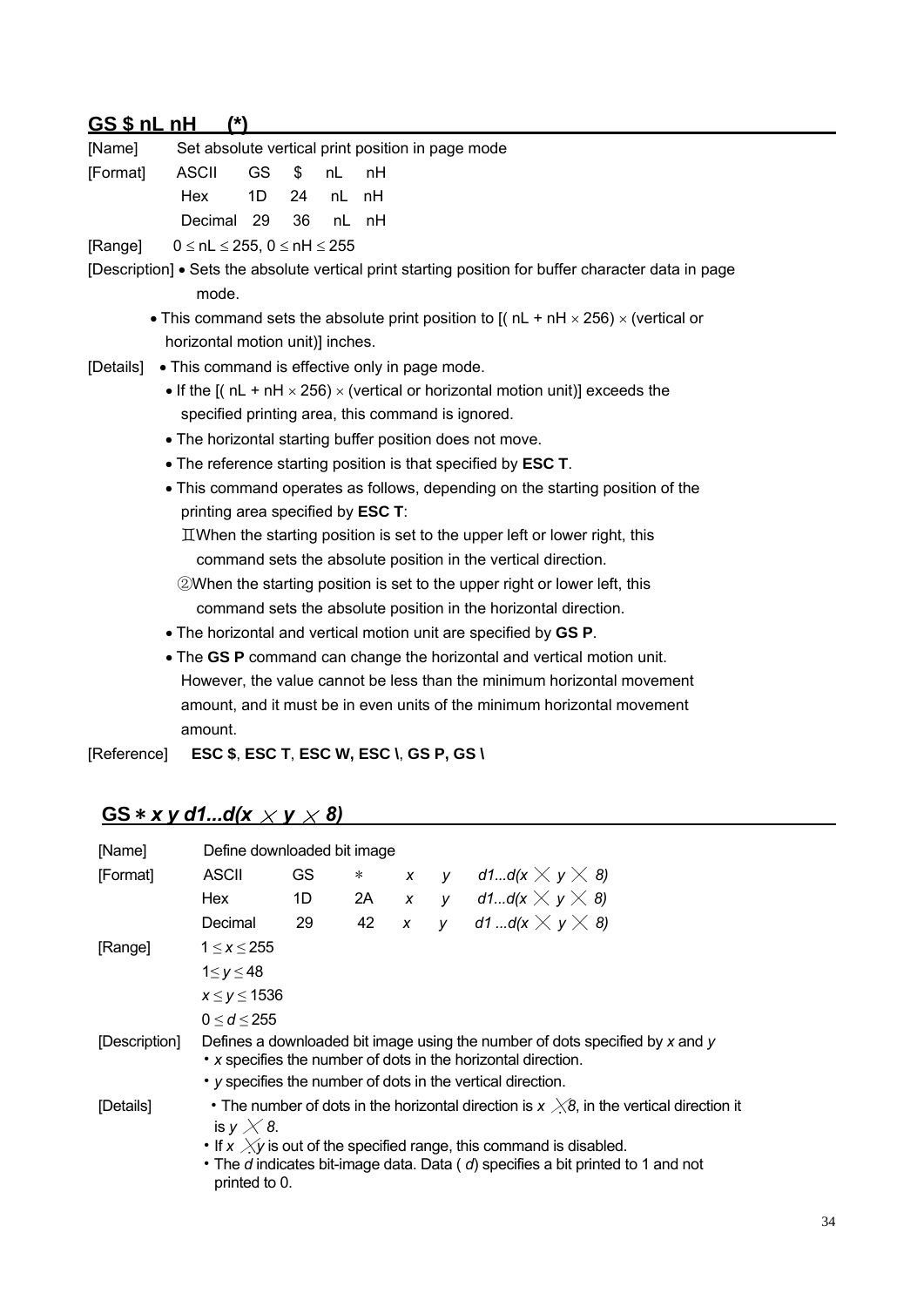## GS $ nL nH (*)

[Name] Set absolute vertical print position in page mode

[Format] ASCII GS $ nL nH

Hex 1D 24 nL nH

Decimal 29 36 nL nH

[Range] $0 \leq nL \leq 255$, $0 \leq nH \leq 255$

[Description] • Sets the absolute vertical print starting position for buffer character data in page mode.

• This command sets the absolute print position to [( nL + nH × 256) × (vertical or horizontal motion unit)] inches.

[Details] • This command is effective only in page mode.

• If the [( nL + nH × 256) × (vertical or horizontal motion unit)] exceeds the specified printing area, this command is ignored.

• The horizontal starting buffer position does not move.

• The reference starting position is that specified by **ESC T**.

• This command operates as follows, depending on the starting position of the printing area specified by **ESC T**:

Ⅱ When the starting position is set to the upper left or lower right, this command sets the absolute position in the vertical direction.

② When the starting position is set to the upper right or lower left, this command sets the absolute position in the horizontal direction.

• The horizontal and vertical motion unit are specified by **GS P**.

• The **GS P** command can change the horizontal and vertical motion unit. However, the value cannot be less than the minimum horizontal movement amount, and it must be in even units of the minimum horizontal movement amount.

[Reference] **ESC $**, **ESC T**, **ESC W, ESC \, GS P, GS \**

## GS ∗ *x y d1...d(x × y × 8)*

[Name] Define downloaded bit image

[Format] ASCII GS ∗ *x y d1...d(x × y × 8)*

Hex 1D 2A *x y d1...d(x × y × 8)*

Decimal 29 42 *x y d1 ...d(x × y × 8)*

[Range] $1 \leq x \leq 255$

$1 \leq y \leq 48$

$x \leq y \leq 1536$

$0 \leq d \leq 255$

[Description] Defines a downloaded bit image using the number of dots specified by *x* and *y*

• *x* specifies the number of dots in the horizontal direction.

• *y* specifies the number of dots in the vertical direction.

[Details] • The number of dots in the horizontal direction is *x* ×*8*, in the vertical direction it is *y* × *8*.

• If *x* ×*y* is out of the specified range, this command is disabled.

• The *d* indicates bit-image data. Data ( *d*) specifies a bit printed to 1 and not printed to 0.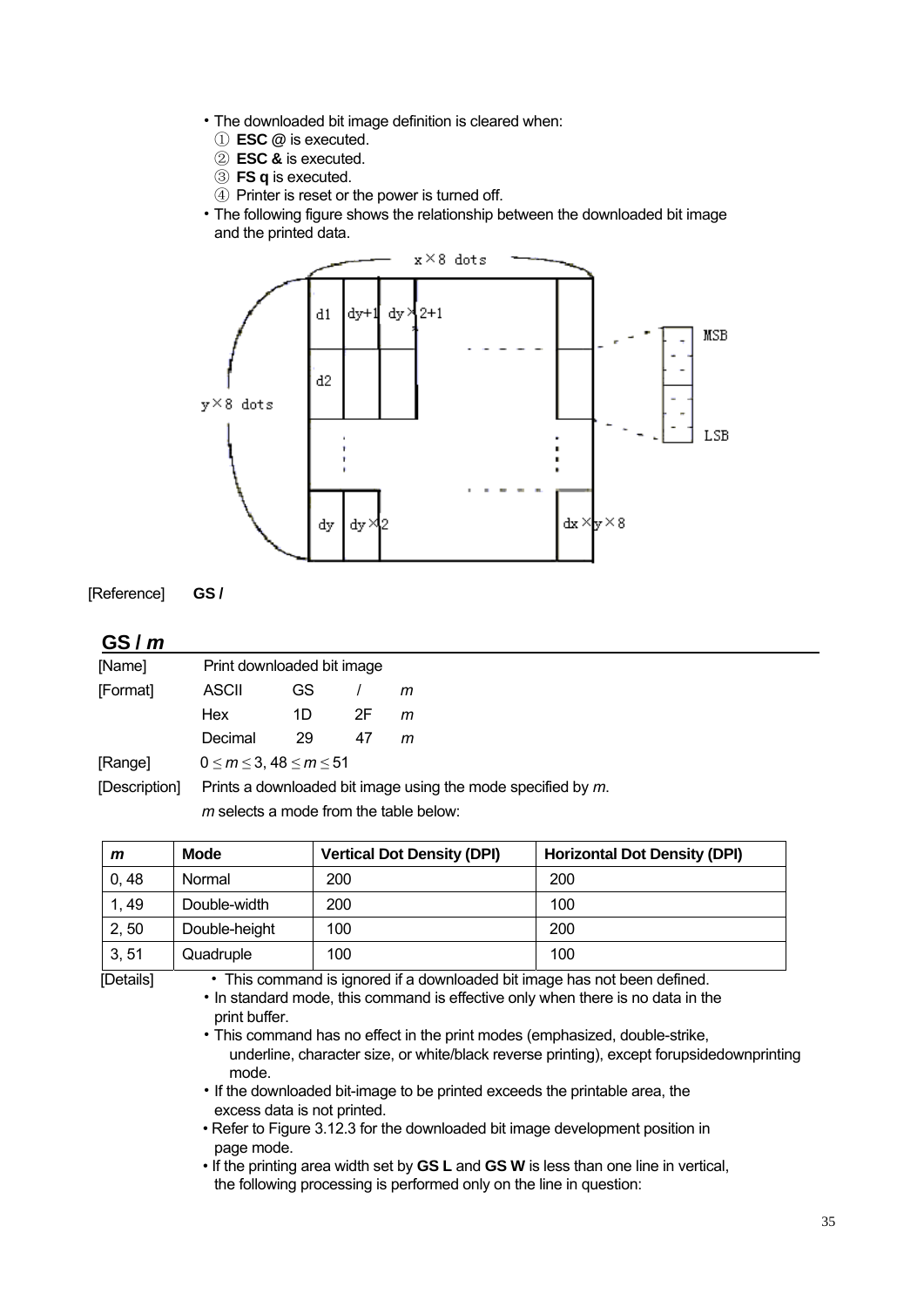- The downloaded bit image definition is cleared when:
  1. **ESC @** is executed.
  2. **ESC &** is executed.
  3. **FS q** is executed.
  4. Printer is reset or the power is turned off.
- The following figure shows the relationship between the downloaded bit image and the printed data.

[Reference] **GS /**

## GS / *m*

[Name] Print downloaded bit image

[Format]

| | | | |
|---|---|---|---|
| ASCII | GS | / | *m* |
| Hex | 1D | 2F | *m* |
| Decimal | 29 | 47 | *m* |

[Range] $0 \leq m \leq 3$, $48 \leq m \leq 51$

[Description] Prints a downloaded bit image using the mode specified by *m*.

*m* selects a mode from the table below:

| ***m*** | **Mode** | **Vertical Dot Density (DPI)** | **Horizontal Dot Density (DPI)** |
|---|---|---|---|
| 0, 48 | Normal | 200 | 200 |
| 1, 49 | Double-width | 200 | 100 |
| 2, 50 | Double-height | 100 | 200 |
| 3, 51 | Quadruple | 100 | 100 |

[Details]

- This command is ignored if a downloaded bit image has not been defined.
- In standard mode, this command is effective only when there is no data in the print buffer.
- This command has no effect in the print modes (emphasized, double-strike, underline, character size, or white/black reverse printing), except forupsidedownprinting mode.
- If the downloaded bit-image to be printed exceeds the printable area, the excess data is not printed.
- Refer to Figure 3.12.3 for the downloaded bit image development position in page mode.
- If the printing area width set by **GS L** and **GS W** is less than one line in vertical, the following processing is performed only on the line in question: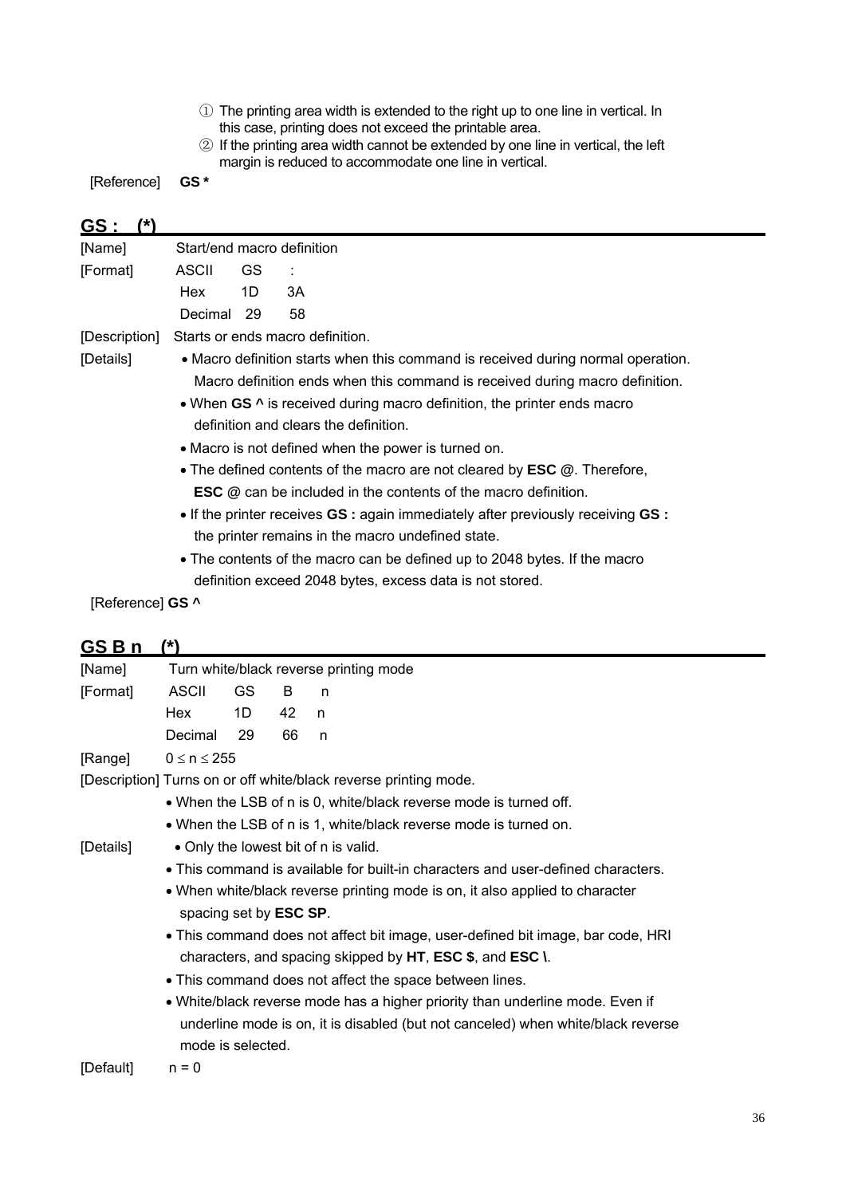① The printing area width is extended to the right up to one line in vertical. In this case, printing does not exceed the printable area.
② If the printing area width cannot be extended by one line in vertical, the left margin is reduced to accommodate one line in vertical.

[Reference] **GS ***

## GS : (*)

[Name] Start/end macro definition

[Format]

| ASCII | GS | : |
|---|---|---|
| Hex | 1D | 3A |
| Decimal | 29 | 58 |

[Description] Starts or ends macro definition.

[Details]

- Macro definition starts when this command is received during normal operation. Macro definition ends when this command is received during macro definition.
- When **GS ^** is received during macro definition, the printer ends macro definition and clears the definition.
- Macro is not defined when the power is turned on.
- The defined contents of the macro are not cleared by **ESC** @. Therefore, **ESC** @ can be included in the contents of the macro definition.
- If the printer receives **GS :** again immediately after previously receiving **GS :** the printer remains in the macro undefined state.
- The contents of the macro can be defined up to 2048 bytes. If the macro definition exceed 2048 bytes, excess data is not stored.

[Reference] **GS ^**

## GS B n (*)

[Name] Turn white/black reverse printing mode

[Format]

| ASCII | GS | B | n |
|---|---|---|---|
| Hex | 1D | 42 | n |
| Decimal | 29 | 66 | n |

[Range] $0 \leq n \leq 255$

[Description] Turns on or off white/black reverse printing mode.

- When the LSB of n is 0, white/black reverse mode is turned off.
- When the LSB of n is 1, white/black reverse mode is turned on.

[Details]

- Only the lowest bit of n is valid.
- This command is available for built-in characters and user-defined characters.
- When white/black reverse printing mode is on, it also applied to character spacing set by **ESC SP**.
- This command does not affect bit image, user-defined bit image, bar code, HRI characters, and spacing skipped by **HT**, **ESC $**, and **ESC \**.
- This command does not affect the space between lines.
- White/black reverse mode has a higher priority than underline mode. Even if underline mode is on, it is disabled (but not canceled) when white/black reverse mode is selected.

[Default] n = 0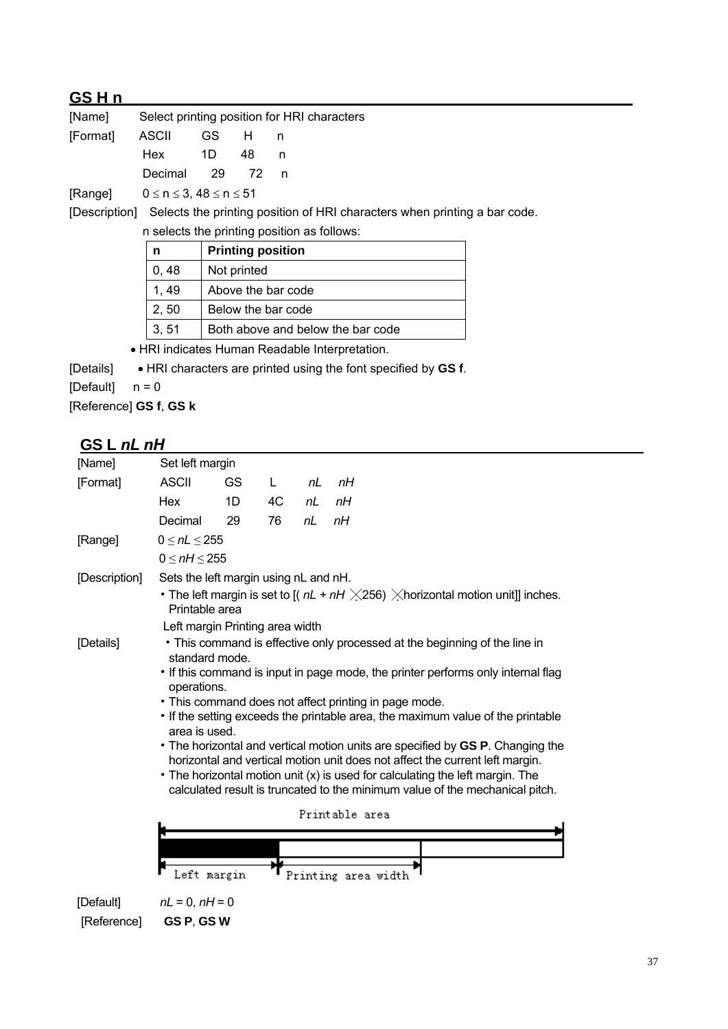## GS H n

[Name] Select printing position for HRI characters

[Format] ASCII GS H n

Hex 1D 48 n

Decimal 29 72 n

[Range] $0 \leq n \leq 3$, $48 \leq n \leq 51$

[Description] Selects the printing position of HRI characters when printing a bar code.

n selects the printing position as follows:

| n | Printing position |
|---|---|
| 0, 48 | Not printed |
| 1, 49 | Above the bar code |
| 2, 50 | Below the bar code |
| 3, 51 | Both above and below the bar code |

- HRI indicates Human Readable Interpretation.

[Details] • HRI characters are printed using the font specified by **GS f**.

[Default] n = 0

[Reference] **GS f**, **GS k**

## GS L *nL nH*

[Name] Set left margin

[Format] ASCII GS L *nL* *nH*

Hex 1D 4C *nL* *nH*

Decimal 29 76 *nL* *nH*

[Range] $0 \leq nL \leq 255$

$0 \leq nH \leq 255$

[Description] Sets the left margin using nL and nH.

- The left margin is set to [( $nL + nH \times 256$) $\times$horizontal motion unit]] inches.

Printable area

Left margin Printing area width

[Details]
- This command is effective only processed at the beginning of the line in standard mode.
- If this command is input in page mode, the printer performs only internal flag operations.
- This command does not affect printing in page mode.
- If the setting exceeds the printable area, the maximum value of the printable area is used.
- The horizontal and vertical motion units are specified by **GS P**. Changing the horizontal and vertical motion unit does not affect the current left margin.
- The horizontal motion unit (x) is used for calculating the left margin. The calculated result is truncated to the minimum value of the mechanical pitch.

Printable area

Left margin Printing area width

[Default] *nL* = 0, *nH* = 0

[Reference] **GS P**, **GS W**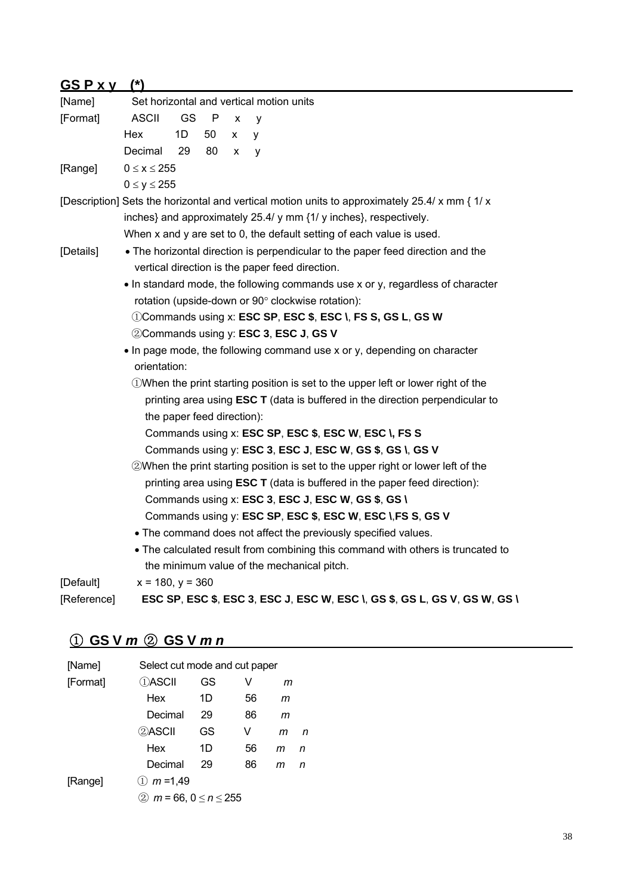## GS P x y (*)

[Name] Set horizontal and vertical motion units

[Format] ASCII GS P x y

Hex 1D 50 x y

Decimal 29 80 x y

[Range] $0 \leq x \leq 255$

$0 \leq y \leq 255$

[Description] Sets the horizontal and vertical motion units to approximately 25.4/ x mm { 1/ x inches} and approximately 25.4/ y mm {1/ y inches}, respectively.

When x and y are set to 0, the default setting of each value is used.

[Details]

- The horizontal direction is perpendicular to the paper feed direction and the vertical direction is the paper feed direction.
- In standard mode, the following commands use x or y, regardless of character rotation (upside-down or 90° clockwise rotation):
  ①Commands using x: **ESC SP**, **ESC $**, **ESC \**, **FS S, GS L**, **GS W**
  ②Commands using y: **ESC 3**, **ESC J**, **GS V**
- In page mode, the following command use x or y, depending on character orientation:
  ①When the print starting position is set to the upper left or lower right of the printing area using **ESC T** (data is buffered in the direction perpendicular to the paper feed direction):
  Commands using x: **ESC SP**, **ESC $**, **ESC W**, **ESC \, FS S**
  Commands using y: **ESC 3**, **ESC J**, **ESC W**, **GS $**, **GS \**, **GS V**
  ②When the print starting position is set to the upper right or lower left of the printing area using **ESC T** (data is buffered in the paper feed direction):
  Commands using x: **ESC 3**, **ESC J**, **ESC W**, **GS $**, **GS \**
  Commands using y: **ESC SP**, **ESC $**, **ESC W**, **ESC \,FS S**, **GS V**
- The command does not affect the previously specified values.
- The calculated result from combining this command with others is truncated to the minimum value of the mechanical pitch.

[Default] x = 180, y = 360

[Reference] **ESC SP**, **ESC $**, **ESC 3**, **ESC J**, **ESC W**, **ESC \**, **GS $**, **GS L**, **GS V**, **GS W**, **GS \**

## ① GS V *m* ② GS V *m n*

[Name] Select cut mode and cut paper

[Format] ①ASCII GS V *m*

Hex 1D 56 *m*

Decimal 29 86 *m*

②ASCII GS V *m n*

Hex 1D 56 *m n*

Decimal 29 86 *m n*

[Range] ① *m* =1,49

② *m* = 66, $0 \leq n \leq 255$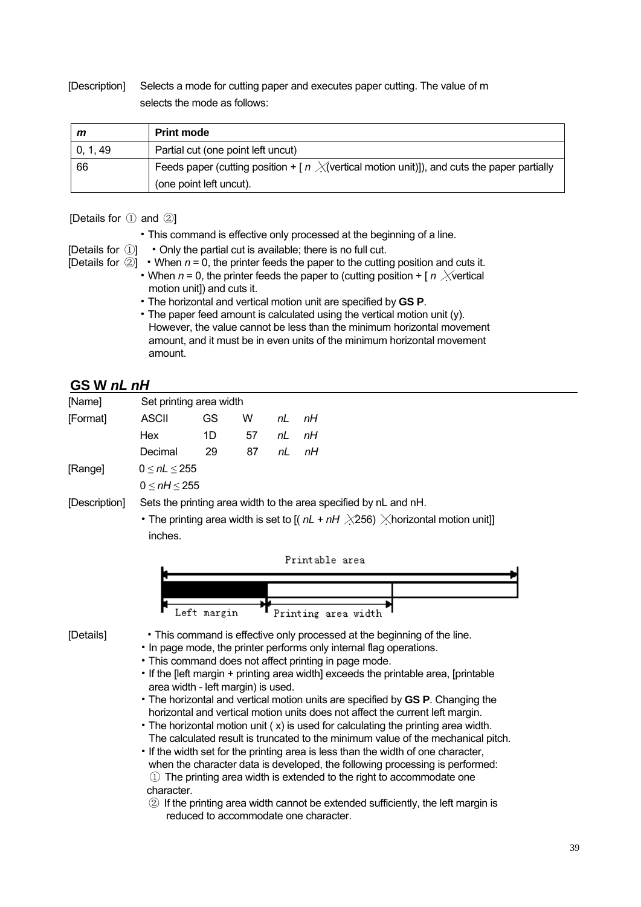[Description] Selects a mode for cutting paper and executes paper cutting. The value of m selects the mode as follows:

| *m* | Print mode |
|---|---|
| 0, 1, 49 | Partial cut (one point left uncut) |
| 66 | Feeds paper (cutting position + [ *n* ×(vertical motion unit)]), and cuts the paper partially (one point left uncut). |

[Details for ① and ②]

- This command is effective only processed at the beginning of a line.

[Details for ①]
- Only the partial cut is available; there is no full cut.

[Details for ②]
- When *n* = 0, the printer feeds the paper to the cutting position and cuts it.
- When *n* = 0, the printer feeds the paper to (cutting position + [ *n* ×vertical motion unit]) and cuts it.
- The horizontal and vertical motion unit are specified by **GS P**.
- The paper feed amount is calculated using the vertical motion unit (y). However, the value cannot be less than the minimum horizontal movement amount, and it must be in even units of the minimum horizontal movement amount.

## GS W *nL nH*

[Name] Set printing area width

[Format]

| ASCII | GS | W | *nL* | *nH* |
|---|---|---|---|---|
| Hex | 1D | 57 | *nL* | *nH* |
| Decimal | 29 | 87 | *nL* | *nH* |

[Range] $0 \le nL \le 255$

$0 \le nH \le 255$

[Description] Sets the printing area width to the area specified by nL and nH.

- The printing area width is set to [( *nL* + *nH* ×256) ×horizontal motion unit]] inches.

Printable area

Left margin | Printing area width

[Details]

- This command is effective only processed at the beginning of the line.
- In page mode, the printer performs only internal flag operations.
- This command does not affect printing in page mode.
- If the [left margin + printing area width] exceeds the printable area, [printable area width - left margin) is used.
- The horizontal and vertical motion units are specified by **GS P**. Changing the horizontal and vertical motion units does not affect the current left margin.
- The horizontal motion unit ( x) is used for calculating the printing area width. The calculated result is truncated to the minimum value of the mechanical pitch.
- If the width set for the printing area is less than the width of one character, when the character data is developed, the following processing is performed:
  ① The printing area width is extended to the right to accommodate one character.
  ② If the printing area width cannot be extended sufficiently, the left margin is reduced to accommodate one character.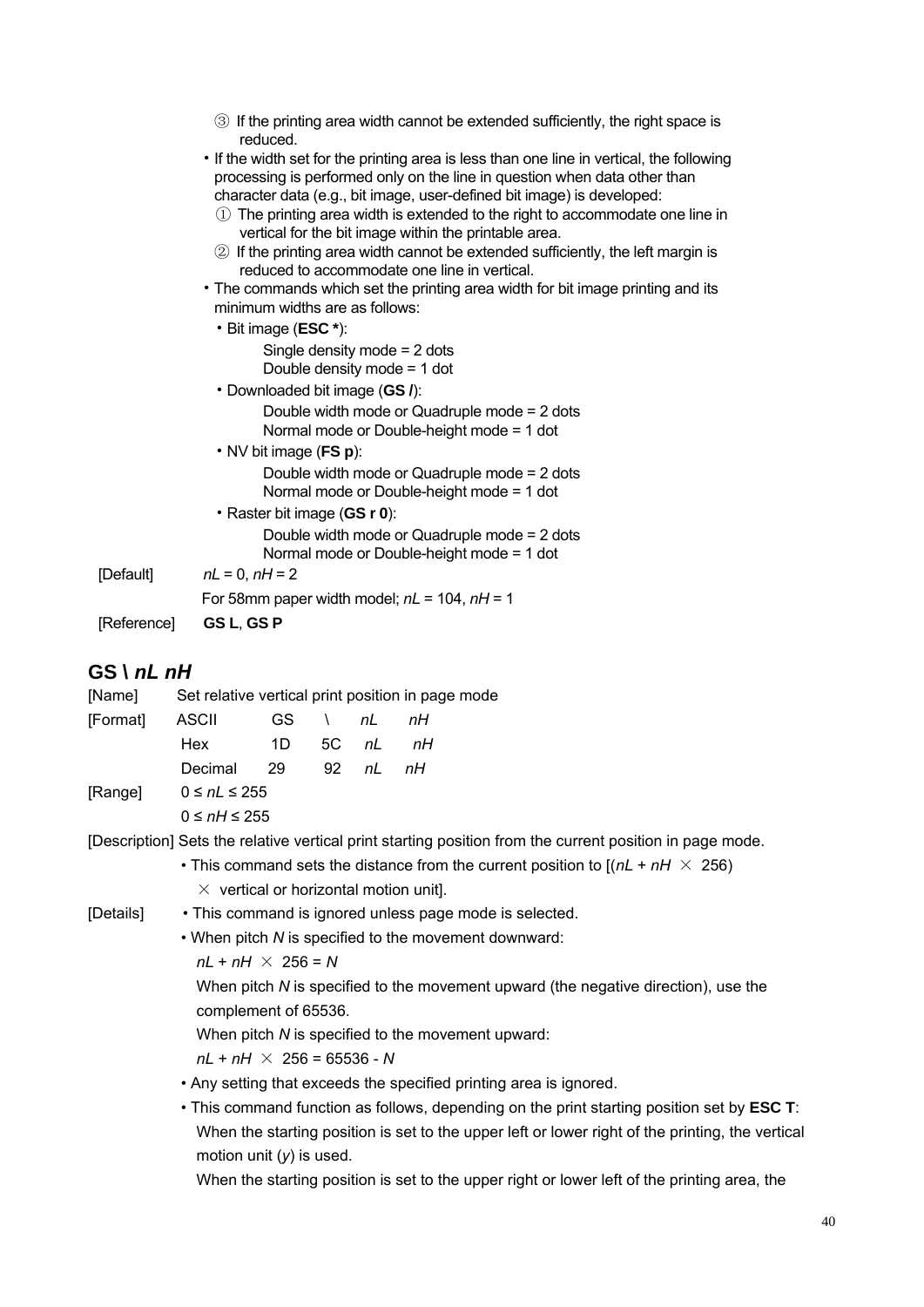③ If the printing area width cannot be extended sufficiently, the right space is reduced.

- If the width set for the printing area is less than one line in vertical, the following processing is performed only on the line in question when data other than character data (e.g., bit image, user-defined bit image) is developed:
  ① The printing area width is extended to the right to accommodate one line in vertical for the bit image within the printable area.
  ② If the printing area width cannot be extended sufficiently, the left margin is reduced to accommodate one line in vertical.
- The commands which set the printing area width for bit image printing and its minimum widths are as follows:
  - Bit image (**ESC ***):
    Single density mode = 2 dots
    Double density mode = 1 dot
  - Downloaded bit image (**GS /**):
    Double width mode or Quadruple mode = 2 dots
    Normal mode or Double-height mode = 1 dot
  - NV bit image (**FS p**):
    Double width mode or Quadruple mode = 2 dots
    Normal mode or Double-height mode = 1 dot
  - Raster bit image (**GS r 0**):
    Double width mode or Quadruple mode = 2 dots
    Normal mode or Double-height mode = 1 dot

[Default] *nL* = 0, *nH* = 2
For 58mm paper width model; *nL* = 104, *nH* = 1

[Reference] **GS L**, **GS P**

## GS \ *nL nH*

[Name] Set relative vertical print position in page mode

| [Format] | | | | | |
|---|---|---|---|---|---|
| | ASCII | GS | \ | *nL* | *nH* |
| | Hex | 1D | 5C | *nL* | *nH* |
| | Decimal | 29 | 92 | *nL* | *nH* |

[Range] $0 \leq nL \leq 255$
$0 \leq nH \leq 255$

[Description] Sets the relative vertical print starting position from the current position in page mode.

- This command sets the distance from the current position to [($nL + nH \times 256$) $\times$ vertical or horizontal motion unit].

[Details]

- This command is ignored unless page mode is selected.
- When pitch *N* is specified to the movement downward:
  $nL + nH \times 256 = N$
  When pitch *N* is specified to the movement upward (the negative direction), use the complement of 65536.
  When pitch *N* is specified to the movement upward:
  $nL + nH \times 256 = 65536 - N$
- Any setting that exceeds the specified printing area is ignored.
- This command function as follows, depending on the print starting position set by **ESC T**:
  When the starting position is set to the upper left or lower right of the printing, the vertical motion unit (*y*) is used.
  When the starting position is set to the upper right or lower left of the printing area, the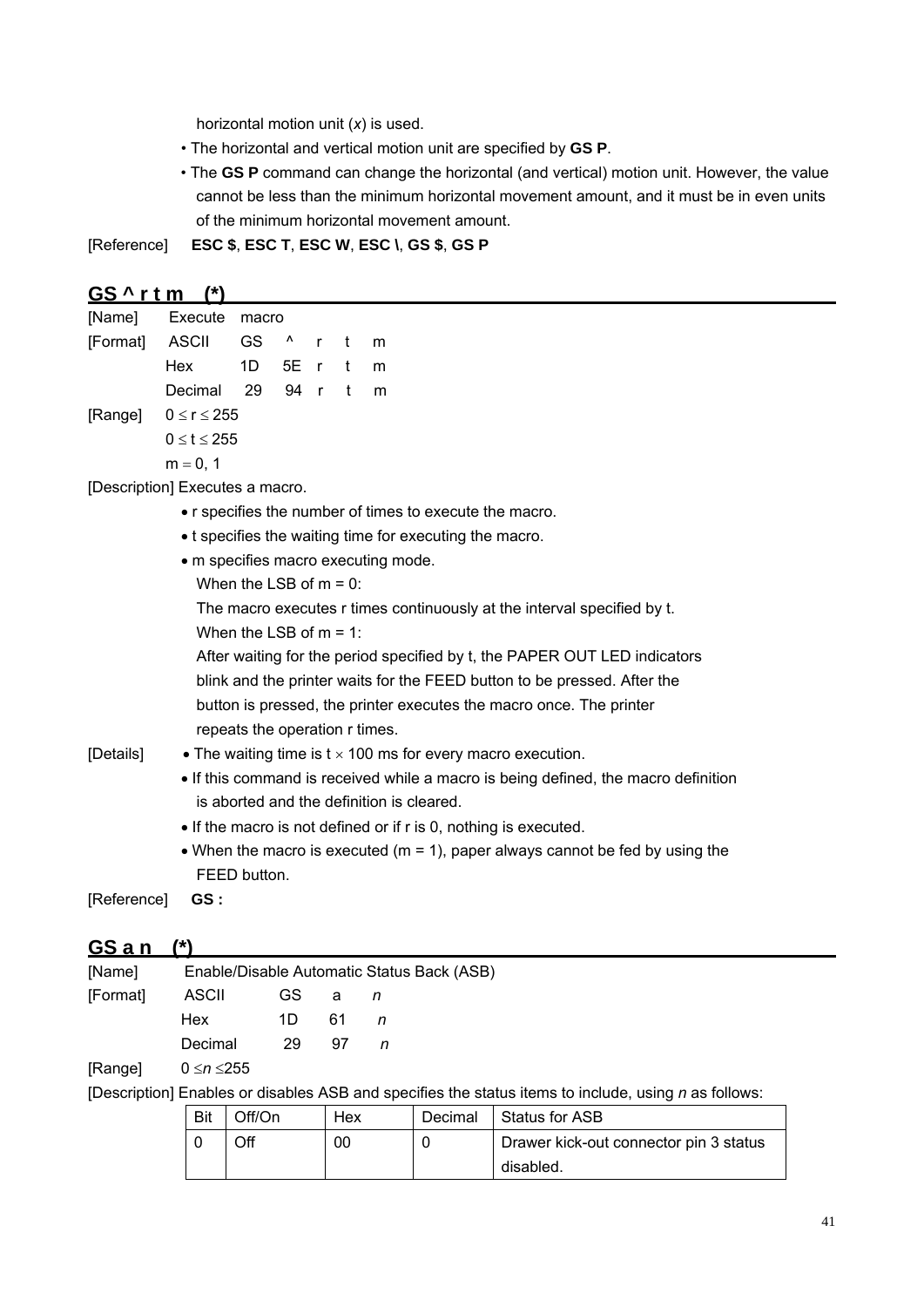horizontal motion unit (*x*) is used.

- The horizontal and vertical motion unit are specified by **GS P**.
- The **GS P** command can change the horizontal (and vertical) motion unit. However, the value cannot be less than the minimum horizontal movement amount, and it must be in even units of the minimum horizontal movement amount.

[Reference] **ESC $**, **ESC T**, **ESC W**, **ESC \**, **GS $**, **GS P**

## GS ^ r t m (*)

[Name] Execute macro

[Format]

| | | | | | |
|---|---|---|---|---|---|
| ASCII | GS | ^ | r | t | m |
| Hex | 1D | 5E | r | t | m |
| Decimal | 29 | 94 | r | t | m |

[Range] $0 \leq r \leq 255$

$0 \leq t \leq 255$

$m = 0, 1$

[Description] Executes a macro.

- r specifies the number of times to execute the macro.
- t specifies the waiting time for executing the macro.
- m specifies macro executing mode.

  When the LSB of m = 0:

  The macro executes r times continuously at the interval specified by t.

  When the LSB of m = 1:

  After waiting for the period specified by t, the PAPER OUT LED indicators blink and the printer waits for the FEED button to be pressed. After the button is pressed, the printer executes the macro once. The printer repeats the operation r times.

[Details]

- The waiting time is $t \times 100$ ms for every macro execution.
- If this command is received while a macro is being defined, the macro definition is aborted and the definition is cleared.
- If the macro is not defined or if r is 0, nothing is executed.
- When the macro is executed (m = 1), paper always cannot be fed by using the FEED button.

[Reference] **GS :**

## GS a n (*)

[Name] Enable/Disable Automatic Status Back (ASB)

[Format]

| | | | |
|---|---|---|---|
| ASCII | GS | a | *n* |
| Hex | 1D | 61 | *n* |
| Decimal | 29 | 97 | *n* |

[Range] $0 \leq n \leq 255$

[Description] Enables or disables ASB and specifies the status items to include, using *n* as follows:

| Bit | Off/On | Hex | Decimal | Status for ASB |
|---|---|---|---|---|
| 0 | Off | 00 | 0 | Drawer kick-out connector pin 3 status disabled. |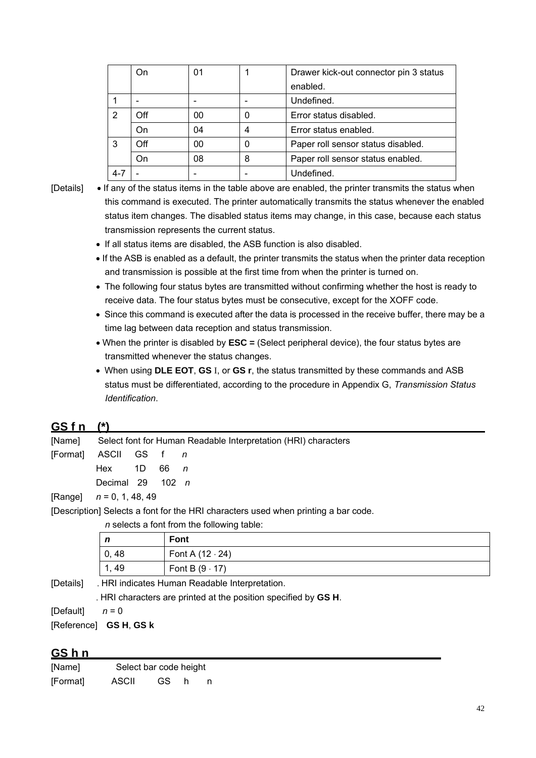|  | On | 01 | 1 | Drawer kick-out connector pin 3 status enabled. |
|---|---|---|---|---|
| 1 | - | - | - | Undefined. |
| 2 | Off | 00 | 0 | Error status disabled. |
|  | On | 04 | 4 | Error status enabled. |
| 3 | Off | 00 | 0 | Paper roll sensor status disabled. |
|  | On | 08 | 8 | Paper roll sensor status enabled. |
| 4-7 | - | - | - | Undefined. |

[Details]
- If any of the status items in the table above are enabled, the printer transmits the status when this command is executed. The printer automatically transmits the status whenever the enabled status item changes. The disabled status items may change, in this case, because each status transmission represents the current status.
- If all status items are disabled, the ASB function is also disabled.
- If the ASB is enabled as a default, the printer transmits the status when the printer data reception and transmission is possible at the first time from when the printer is turned on.
- The following four status bytes are transmitted without confirming whether the host is ready to receive data. The four status bytes must be consecutive, except for the XOFF code.
- Since this command is executed after the data is processed in the receive buffer, there may be a time lag between data reception and status transmission.
- When the printer is disabled by **ESC =** (Select peripheral device), the four status bytes are transmitted whenever the status changes.
- When using **DLE EOT**, **GS** I, or **GS r**, the status transmitted by these commands and ASB status must be differentiated, according to the procedure in Appendix G, *Transmission Status Identification*.

## GS f n (*)

[Name] Select font for Human Readable Interpretation (HRI) characters

[Format] ASCII GS f *n*

Hex 1D 66 *n*

Decimal 29 102 *n*

[Range] *n* = 0, 1, 48, 49

[Description] Selects a font for the HRI characters used when printing a bar code.

*n* selects a font from the following table:

| *n* | Font |
|---|---|
| 0, 48 | Font A (12 · 24) |
| 1, 49 | Font B (9 · 17) |

[Details] . HRI indicates Human Readable Interpretation.

. HRI characters are printed at the position specified by **GS H**.

[Default] *n* = 0

[Reference] **GS H**, **GS k**

## GS h n

[Name] Select bar code height

[Format] ASCII GS h n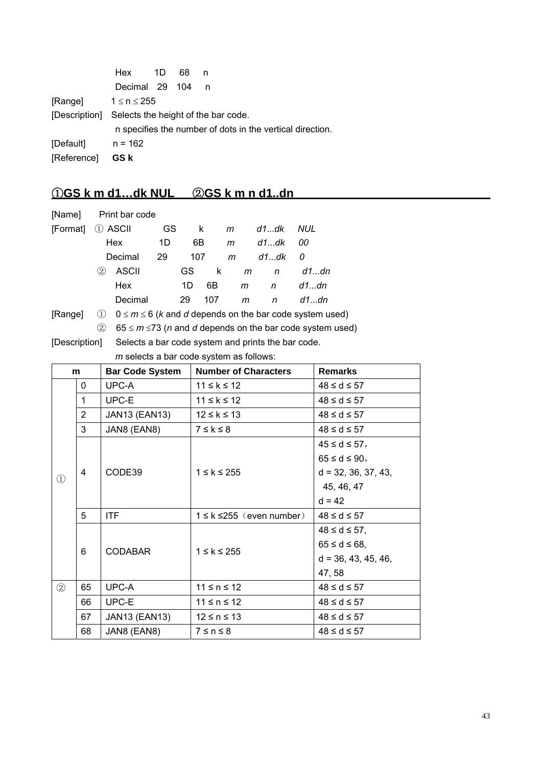Hex 1D 68 n

Decimal 29 104 n

[Range] $1 \le n \le 255$

[Description] Selects the height of the bar code.

n specifies the number of dots in the vertical direction.

[Default] n = 162

[Reference] **GS k**

## ①GS k m d1…dk NUL ②GS k m n d1..dn

[Name] Print bar code

[Format] ① ASCII GS k *m* *d1...dk* *NUL*

Hex 1D 6B *m* *d1...dk* *00*

Decimal 29 107 *m* *d1...dk* *0*

② ASCII GS k *m* *n* *d1...dn*

Hex 1D 6B *m* *n* *d1...dn*

Decimal 29 107 *m* *n* *d1...dn*

[Range] ① $0 \le m \le 6$ (*k* and *d* depends on the bar code system used)

② $65 \le m \le 73$ (*n* and *d* depends on the bar code system used)

[Description] Selects a bar code system and prints the bar code.

*m* selects a bar code system as follows:

| m | | Bar Code System | Number of Characters | Remarks |
|---|---|---|---|---|
| ① | 0 | UPC-A | 11 ≤ k ≤ 12 | 48 ≤ d ≤ 57 |
| | 1 | UPC-E | 11 ≤ k ≤ 12 | 48 ≤ d ≤ 57 |
| | 2 | JAN13 (EAN13) | 12 ≤ k ≤ 13 | 48 ≤ d ≤ 57 |
| | 3 | JAN8 (EAN8) | 7 ≤ k ≤ 8 | 48 ≤ d ≤ 57 |
| | 4 | CODE39 | 1 ≤ k ≤ 255 | 45 ≤ d ≤ 57, 65 ≤ d ≤ 90, d = 32, 36, 37, 43, 45, 46, 47 d = 42 |
| | 5 | ITF | 1 ≤ k ≤255（even number） | 48 ≤ d ≤ 57 |
| | 6 | CODABAR | 1 ≤ k ≤ 255 | 48 ≤ d ≤ 57, 65 ≤ d ≤ 68, d = 36, 43, 45, 46, 47, 58 |
| ② | 65 | UPC-A | 11 ≤ n ≤ 12 | 48 ≤ d ≤ 57 |
| | 66 | UPC-E | 11 ≤ n ≤ 12 | 48 ≤ d ≤ 57 |
| | 67 | JAN13 (EAN13) | 12 ≤ n ≤ 13 | 48 ≤ d ≤ 57 |
| | 68 | JAN8 (EAN8) | 7 ≤ n ≤ 8 | 48 ≤ d ≤ 57 |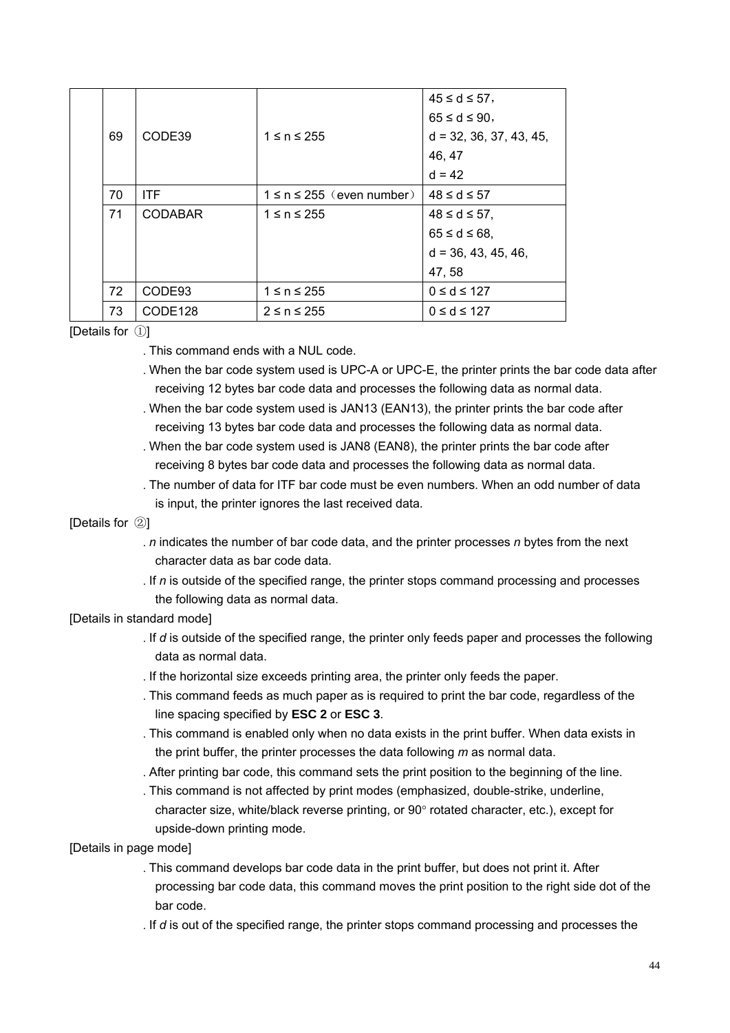| | m | Bar code system | Number of characters | Remarks |
|---|---|---|---|---|
| | 69 | CODE39 | 1 ≤ n ≤ 255 | 45 ≤ d ≤ 57，<br>65 ≤ d ≤ 90，<br>d = 32, 36, 37, 43, 45, 46, 47<br>d = 42 |
| | 70 | ITF | 1 ≤ n ≤ 255（even number） | 48 ≤ d ≤ 57 |
| | 71 | CODABAR | 1 ≤ n ≤ 255 | 48 ≤ d ≤ 57,<br>65 ≤ d ≤ 68,<br>d = 36, 43, 45, 46, 47, 58 |
| | 72 | CODE93 | 1 ≤ n ≤ 255 | 0 ≤ d ≤ 127 |
| | 73 | CODE128 | 2 ≤ n ≤ 255 | 0 ≤ d ≤ 127 |

[Details for ①]

. This command ends with a NUL code.

. When the bar code system used is UPC-A or UPC-E, the printer prints the bar code data after receiving 12 bytes bar code data and processes the following data as normal data.

. When the bar code system used is JAN13 (EAN13), the printer prints the bar code after receiving 13 bytes bar code data and processes the following data as normal data.

. When the bar code system used is JAN8 (EAN8), the printer prints the bar code after receiving 8 bytes bar code data and processes the following data as normal data.

. The number of data for ITF bar code must be even numbers. When an odd number of data is input, the printer ignores the last received data.

[Details for ②]

. *n* indicates the number of bar code data, and the printer processes *n* bytes from the next character data as bar code data.

. If *n* is outside of the specified range, the printer stops command processing and processes the following data as normal data.

[Details in standard mode]

. If *d* is outside of the specified range, the printer only feeds paper and processes the following data as normal data.

. If the horizontal size exceeds printing area, the printer only feeds the paper.

. This command feeds as much paper as is required to print the bar code, regardless of the line spacing specified by **ESC 2** or **ESC 3**.

. This command is enabled only when no data exists in the print buffer. When data exists in the print buffer, the printer processes the data following *m* as normal data.

. After printing bar code, this command sets the print position to the beginning of the line.

. This command is not affected by print modes (emphasized, double-strike, underline, character size, white/black reverse printing, or 90° rotated character, etc.), except for upside-down printing mode.

[Details in page mode]

. This command develops bar code data in the print buffer, but does not print it. After processing bar code data, this command moves the print position to the right side dot of the bar code.

. If *d* is out of the specified range, the printer stops command processing and processes the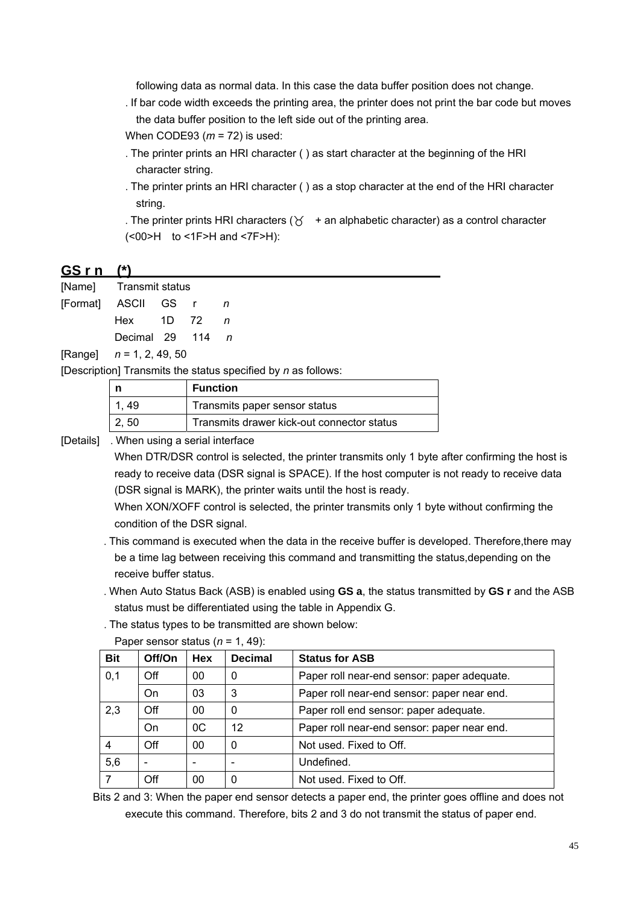following data as normal data. In this case the data buffer position does not change.

. If bar code width exceeds the printing area, the printer does not print the bar code but moves the data buffer position to the left side out of the printing area.

When CODE93 (*m* = 72) is used:

. The printer prints an HRI character ( ) as start character at the beginning of the HRI character string.

. The printer prints an HRI character ( ) as a stop character at the end of the HRI character string.

. The printer prints HRI characters (ᵔ + an alphabetic character) as a control character (<00>H to <1F>H and <7F>H):

## GS r n (*)

[Name] Transmit status

[Format] ASCII GS r *n*

Hex 1D 72 *n*

Decimal 29 114 *n*

[Range] *n* = 1, 2, 49, 50

[Description] Transmits the status specified by *n* as follows:

| n | Function |
|---|---|
| 1, 49 | Transmits paper sensor status |
| 2, 50 | Transmits drawer kick-out connector status |

[Details] . When using a serial interface

When DTR/DSR control is selected, the printer transmits only 1 byte after confirming the host is ready to receive data (DSR signal is SPACE). If the host computer is not ready to receive data (DSR signal is MARK), the printer waits until the host is ready.

When XON/XOFF control is selected, the printer transmits only 1 byte without confirming the condition of the DSR signal.

. This command is executed when the data in the receive buffer is developed. Therefore,there may be a time lag between receiving this command and transmitting the status,depending on the receive buffer status.

. When Auto Status Back (ASB) is enabled using **GS a**, the status transmitted by **GS r** and the ASB status must be differentiated using the table in Appendix G.

. The status types to be transmitted are shown below:

Paper sensor status (*n* = 1, 49):

| Bit | Off/On | Hex | Decimal | Status for ASB |
|---|---|---|---|---|
| 0,1 | Off | 00 | 0 | Paper roll near-end sensor: paper adequate. |
| | On | 03 | 3 | Paper roll near-end sensor: paper near end. |
| 2,3 | Off | 00 | 0 | Paper roll end sensor: paper adequate. |
| | On | 0C | 12 | Paper roll near-end sensor: paper near end. |
| 4 | Off | 00 | 0 | Not used. Fixed to Off. |
| 5,6 | - | - | - | Undefined. |
| 7 | Off | 00 | 0 | Not used. Fixed to Off. |

Bits 2 and 3: When the paper end sensor detects a paper end, the printer goes offline and does not execute this command. Therefore, bits 2 and 3 do not transmit the status of paper end.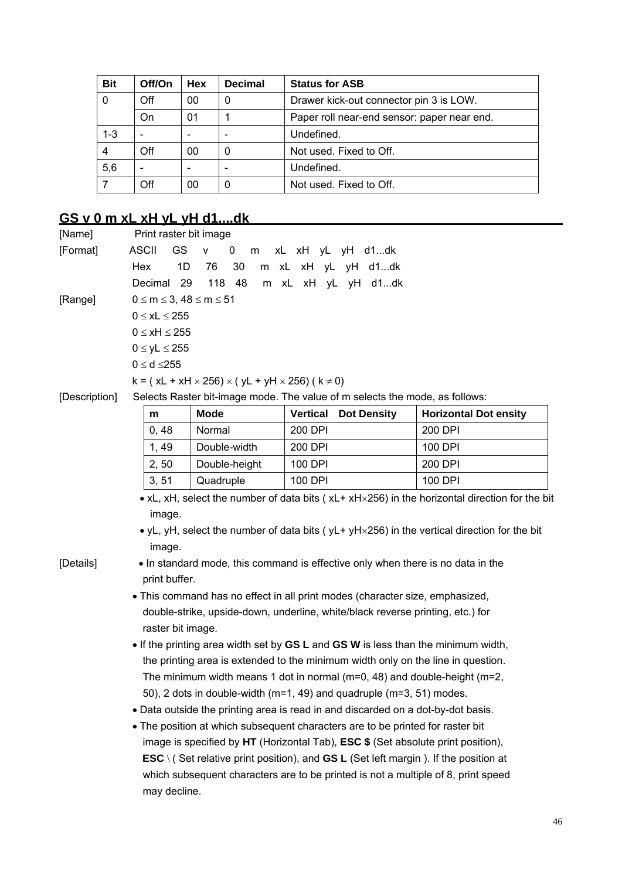| Bit | Off/On | Hex | Decimal | Status for ASB |
| --- | --- | --- | --- | --- |
| 0 | Off | 00 | 0 | Drawer kick-out connector pin 3 is LOW. |
| | On | 01 | 1 | Paper roll near-end sensor: paper near end. |
| 1-3 | - | - | - | Undefined. |
| 4 | Off | 00 | 0 | Not used. Fixed to Off. |
| 5,6 | - | - | - | Undefined. |
| 7 | Off | 00 | 0 | Not used. Fixed to Off. |

## GS v 0 m xL xH yL yH d1....dk

[Name] Print raster bit image

[Format] ASCII GS v 0 m xL xH yL yH d1...dk

Hex 1D 76 30 m xL xH yL yH d1...dk

Decimal 29 118 48 m xL xH yL yH d1...dk

[Range] $0 \le m \le 3$, $48 \le m \le 51$

$0 \le xL \le 255$

$0 \le xH \le 255$

$0 \le yL \le 255$

$0 \le d \le 255$

$k = ( xL + xH \times 256) \times ( yL + yH \times 256)$ ( $k \neq 0$)

[Description] Selects Raster bit-image mode. The value of m selects the mode, as follows:

| m | Mode | Vertical Dot Density | Horizontal Dot ensity |
| --- | --- | --- | --- |
| 0, 48 | Normal | 200 DPI | 200 DPI |
| 1, 49 | Double-width | 200 DPI | 100 DPI |
| 2, 50 | Double-height | 100 DPI | 200 DPI |
| 3, 51 | Quadruple | 100 DPI | 100 DPI |

- xL, xH, select the number of data bits ( $xL + xH \times 256$) in the horizontal direction for the bit image.
- yL, yH, select the number of data bits ( $yL + yH \times 256$) in the vertical direction for the bit image.

[Details]

- In standard mode, this command is effective only when there is no data in the print buffer.
- This command has no effect in all print modes (character size, emphasized, double-strike, upside-down, underline, white/black reverse printing, etc.) for raster bit image.
- If the printing area width set by **GS L** and **GS W** is less than the minimum width, the printing area is extended to the minimum width only on the line in question. The minimum width means 1 dot in normal (m=0, 48) and double-height (m=2, 50), 2 dots in double-width (m=1, 49) and quadruple (m=3, 51) modes.
- Data outside the printing area is read in and discarded on a dot-by-dot basis.
- The position at which subsequent characters are to be printed for raster bit image is specified by **HT** (Horizontal Tab), **ESC $** (Set absolute print position), **ESC** \ ( Set relative print position), and **GS L** (Set left margin ). If the position at which subsequent characters are to be printed is not a multiple of 8, print speed may decline.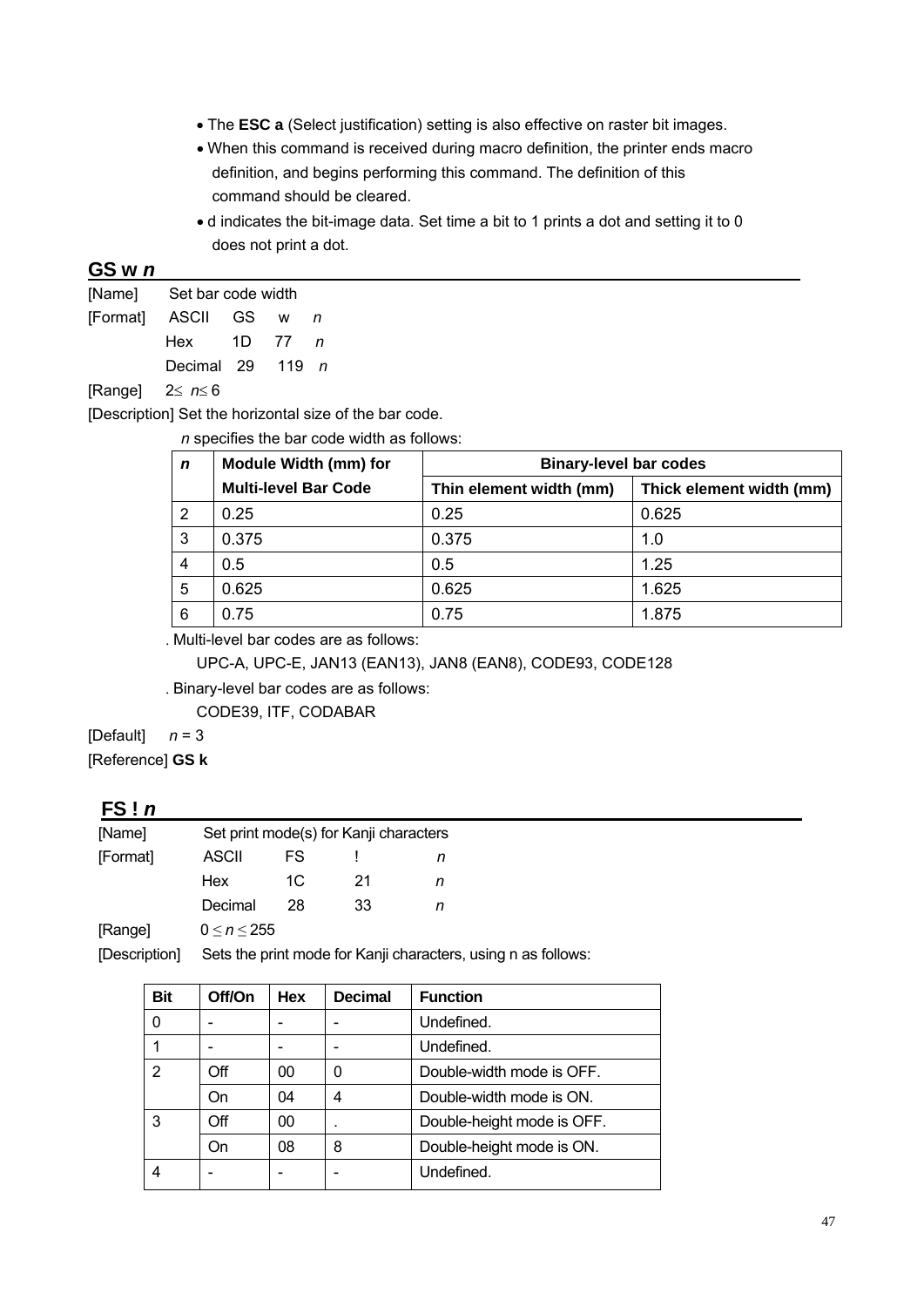- The **ESC a** (Select justification) setting is also effective on raster bit images.
- When this command is received during macro definition, the printer ends macro definition, and begins performing this command. The definition of this command should be cleared.
- d indicates the bit-image data. Set time a bit to 1 prints a dot and setting it to 0 does not print a dot.

## GS w *n*

[Name] Set bar code width

[Format] ASCII GS w *n*

Hex 1D 77 *n*

Decimal 29 119 *n*

[Range] 2≤ *n*≤ 6

[Description] Set the horizontal size of the bar code.

*n* specifies the bar code width as follows:

| *n* | Module Width (mm) for Multi-level Bar Code | Binary-level bar codes | |
|---|---|---|---|
| | | Thin element width (mm) | Thick element width (mm) |
| 2 | 0.25 | 0.25 | 0.625 |
| 3 | 0.375 | 0.375 | 1.0 |
| 4 | 0.5 | 0.5 | 1.25 |
| 5 | 0.625 | 0.625 | 1.625 |
| 6 | 0.75 | 0.75 | 1.875 |

. Multi-level bar codes are as follows:

UPC-A, UPC-E, JAN13 (EAN13), JAN8 (EAN8), CODE93, CODE128

. Binary-level bar codes are as follows:

CODE39, ITF, CODABAR

[Default] *n* = 3

[Reference] **GS k**

## FS ! *n*

[Name] Set print mode(s) for Kanji characters

[Format] ASCII FS ! *n*

Hex 1C 21 *n*

Decimal 28 33 *n*

[Range] 0 ≤ *n* ≤ 255

[Description] Sets the print mode for Kanji characters, using n as follows:

| Bit | Off/On | Hex | Decimal | Function |
|---|---|---|---|---|
| 0 | - | - | - | Undefined. |
| 1 | - | - | - | Undefined. |
| 2 | Off | 00 | 0 | Double-width mode is OFF. |
| | On | 04 | 4 | Double-width mode is ON. |
| 3 | Off | 00 | . | Double-height mode is OFF. |
| | On | 08 | 8 | Double-height mode is ON. |
| 4 | - | - | - | Undefined. |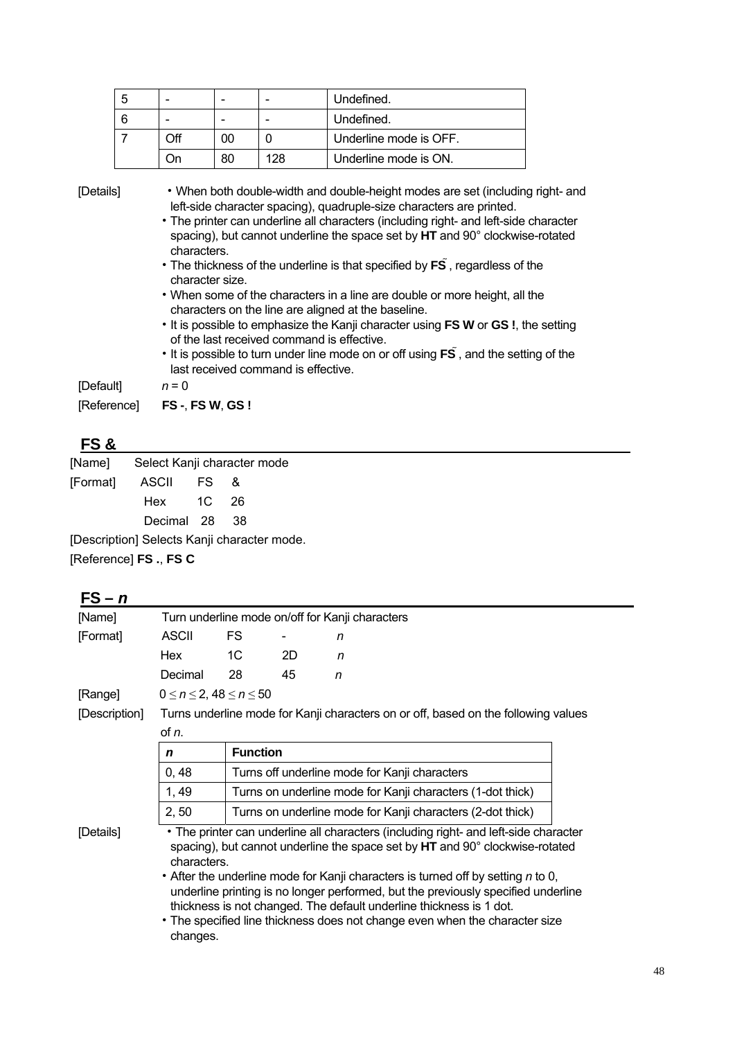| 5 | - | - | - | Undefined. |
|---|---|---|---|---|
| 6 | - | - | - | Undefined. |
| 7 | Off | 00 | 0 | Underline mode is OFF. |
| | On | 80 | 128 | Underline mode is ON. |

[Details]

- When both double-width and double-height modes are set (including right- and left-side character spacing), quadruple-size characters are printed.
- The printer can underline all characters (including right- and left-side character spacing), but cannot underline the space set by **HT** and 90° clockwise-rotated characters.
- The thickness of the underline is that specified by **FS ̃**, regardless of the character size.
- When some of the characters in a line are double or more height, all the characters on the line are aligned at the baseline.
- It is possible to emphasize the Kanji character using **FS W** or **GS !**, the setting of the last received command is effective.
- It is possible to turn under line mode on or off using **FS ̃**, and the setting of the last received command is effective.

[Default] $n = 0$

[Reference] **FS -**, **FS W**, **GS !**

## FS &

[Name] Select Kanji character mode

[Format] ASCII FS &

Hex 1C 26

Decimal 28 38

[Description] Selects Kanji character mode.

[Reference] **FS .**, **FS C**

## FS – *n*

[Name] Turn underline mode on/off for Kanji characters

[Format] ASCII FS - *n*

Hex 1C 2D *n*

Decimal 28 45 *n*

[Range] $0 \leq n \leq 2$, $48 \leq n \leq 50$

[Description] Turns underline mode for Kanji characters on or off, based on the following values of *n*.

| *n* | Function |
|---|---|
| 0, 48 | Turns off underline mode for Kanji characters |
| 1, 49 | Turns on underline mode for Kanji characters (1-dot thick) |
| 2, 50 | Turns on underline mode for Kanji characters (2-dot thick) |

[Details]

- The printer can underline all characters (including right- and left-side character spacing), but cannot underline the space set by **HT** and 90° clockwise-rotated characters.
- After the underline mode for Kanji characters is turned off by setting *n* to 0, underline printing is no longer performed, but the previously specified underline thickness is not changed. The default underline thickness is 1 dot.
- The specified line thickness does not change even when the character size changes.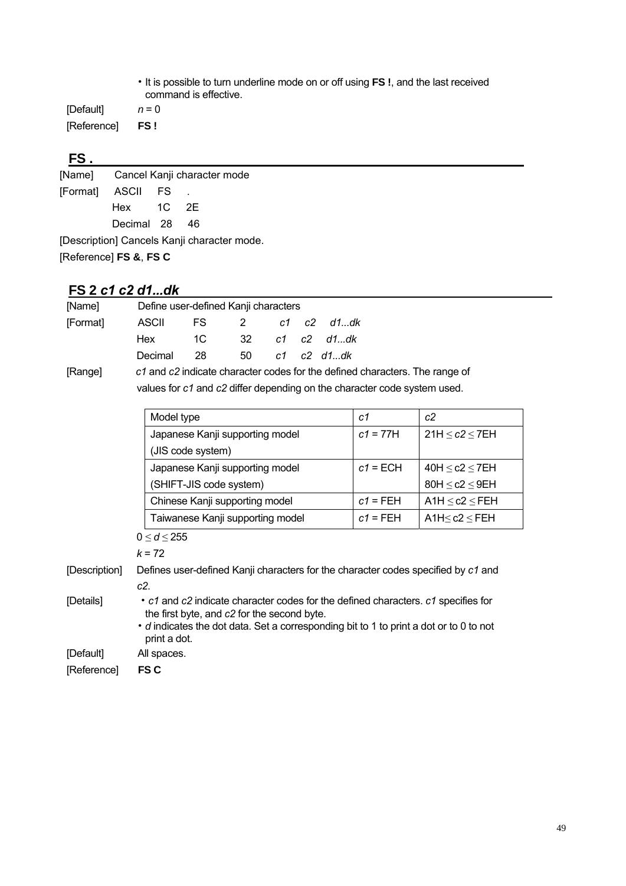• It is possible to turn underline mode on or off using **FS !**, and the last received command is effective.

[Default] $n = 0$

[Reference] **FS !**

## FS .

[Name] Cancel Kanji character mode

[Format] ASCII FS .

Hex 1C 2E

Decimal 28 46

[Description] Cancels Kanji character mode.

[Reference] **FS &**, **FS C**

## FS 2 *c1 c2 d1...dk*

[Name] Define user-defined Kanji characters

[Format] ASCII FS 2 *c1 c2 d1...dk*

Hex 1C 32 *c1 c2 d1...dk*

Decimal 28 50 *c1 c2 d1...dk*

[Range] *c1* and *c2* indicate character codes for the defined characters. The range of values for *c1* and *c2* differ depending on the character code system used.

| Model type | *c1* | *c2* |
|---|---|---|
| Japanese Kanji supporting model (JIS code system) | *c1* = 77H | 21H ≤ *c2* ≤ 7EH |
| Japanese Kanji supporting model (SHIFT-JIS code system) | *c1* = ECH | 40H ≤ c2 ≤ 7EH<br>80H ≤ c2 ≤ 9EH |
| Chinese Kanji supporting model | *c1* = FEH | A1H ≤ c2 ≤ FEH |
| Taiwanese Kanji supporting model | *c1* = FEH | A1H≤ c2 ≤ FEH |

$0 \leq d \leq 255$

$k = 72$

[Description] Defines user-defined Kanji characters for the character codes specified by *c1* and *c2*.

[Details]
• *c1* and *c2* indicate character codes for the defined characters. *c1* specifies for the first byte, and *c2* for the second byte.
• *d* indicates the dot data. Set a corresponding bit to 1 to print a dot or to 0 to not print a dot.

[Default] All spaces.

[Reference] **FS C**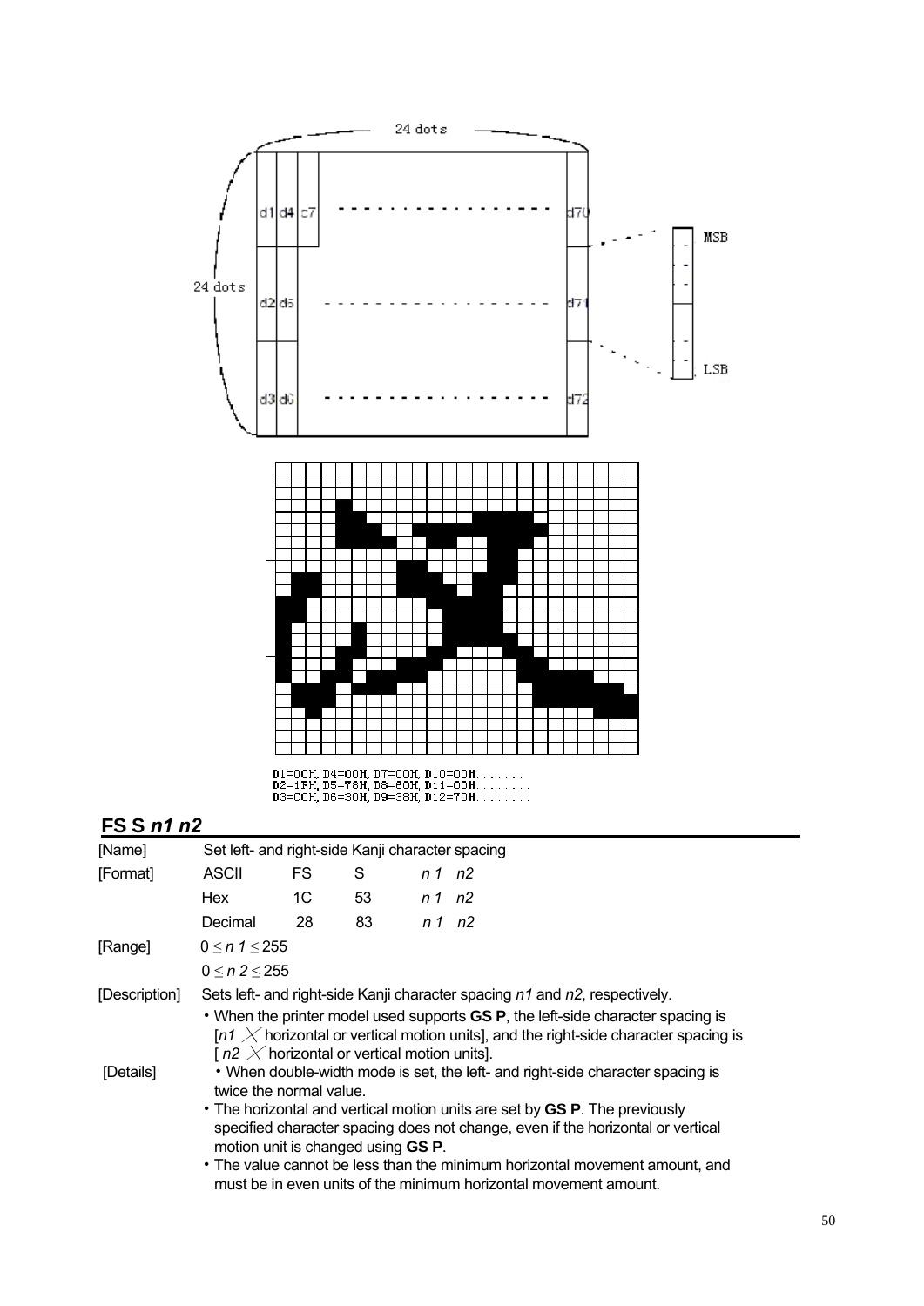D1=00H, D4=00H, D7=00H, D10=00H. . . . . . .
D2=1FH, D5=78H, D8=60H, D11=00H. . . . . . .
D3=C0H, D6=30H, D9=38H, D12=70H. . . . . . .

## FS S *n1 n2*

| | | | | |
|---|---|---|---|---|
| [Name] | Set left- and right-side Kanji character spacing | | | |
| [Format] | ASCII | FS | S | *n1 n2* |
| | Hex | 1C | 53 | *n1 n2* |
| | Decimal | 28 | 83 | *n1 n2* |

[Range] $0 \leq n1 \leq 255$

$0 \leq n2 \leq 255$

[Description] Sets left- and right-side Kanji character spacing *n1* and *n2*, respectively.

- When the printer model used supports **GS P**, the left-side character spacing is [$n1 \times$ horizontal or vertical motion units], and the right-side character spacing is [$n2 \times$ horizontal or vertical motion units].

[Details]

- When double-width mode is set, the left- and right-side character spacing is twice the normal value.
- The horizontal and vertical motion units are set by **GS P**. The previously specified character spacing does not change, even if the horizontal or vertical motion unit is changed using **GS P**.
- The value cannot be less than the minimum horizontal movement amount, and must be in even units of the minimum horizontal movement amount.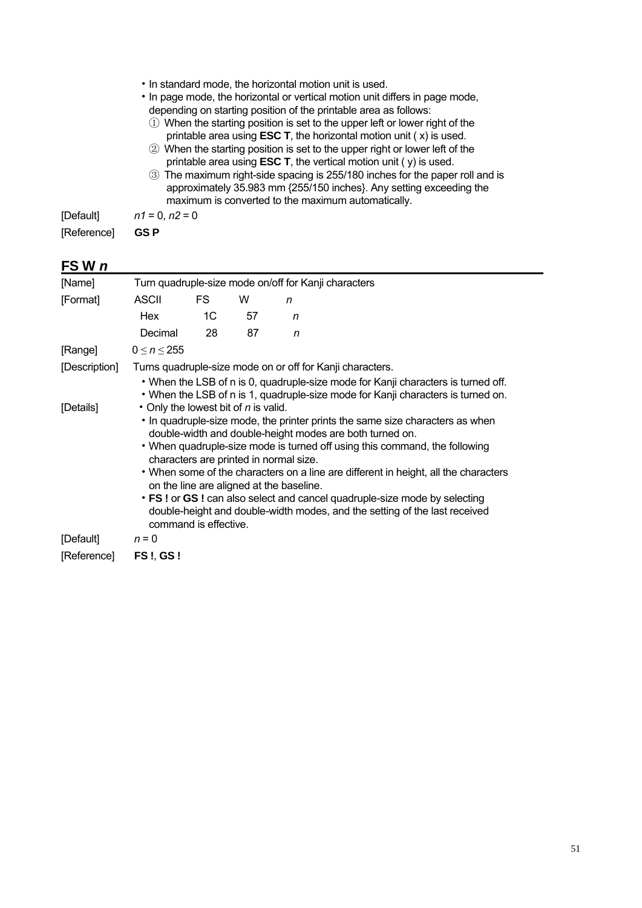- In standard mode, the horizontal motion unit is used.
- In page mode, the horizontal or vertical motion unit differs in page mode, depending on starting position of the printable area as follows:
  ① When the starting position is set to the upper left or lower right of the printable area using **ESC T**, the horizontal motion unit ( x) is used.
  ② When the starting position is set to the upper right or lower left of the printable area using **ESC T**, the vertical motion unit ( y) is used.
  ③ The maximum right-side spacing is 255/180 inches for the paper roll and is approximately 35.983 mm {255/150 inches}. Any setting exceeding the maximum is converted to the maximum automatically.

[Default] *n1* = 0, *n2* = 0

[Reference] **GS P**

## FS W *n*

[Name] Turn quadruple-size mode on/off for Kanji characters

[Format]

| | | | |
|---|---|---|---|
| ASCII | FS | W | *n* |
| Hex | 1C | 57 | *n* |
| Decimal | 28 | 87 | *n* |

[Range] $0 \leq n \leq 255$

[Description] Turns quadruple-size mode on or off for Kanji characters.

- When the LSB of n is 0, quadruple-size mode for Kanji characters is turned off.
- When the LSB of n is 1, quadruple-size mode for Kanji characters is turned on.

[Details]

- Only the lowest bit of *n* is valid.
- In quadruple-size mode, the printer prints the same size characters as when double-width and double-height modes are both turned on.
- When quadruple-size mode is turned off using this command, the following characters are printed in normal size.
- When some of the characters on a line are different in height, all the characters on the line are aligned at the baseline.
- **FS !** or **GS !** can also select and cancel quadruple-size mode by selecting double-height and double-width modes, and the setting of the last received command is effective.

[Default] *n* = 0

[Reference] **FS !**, **GS !**